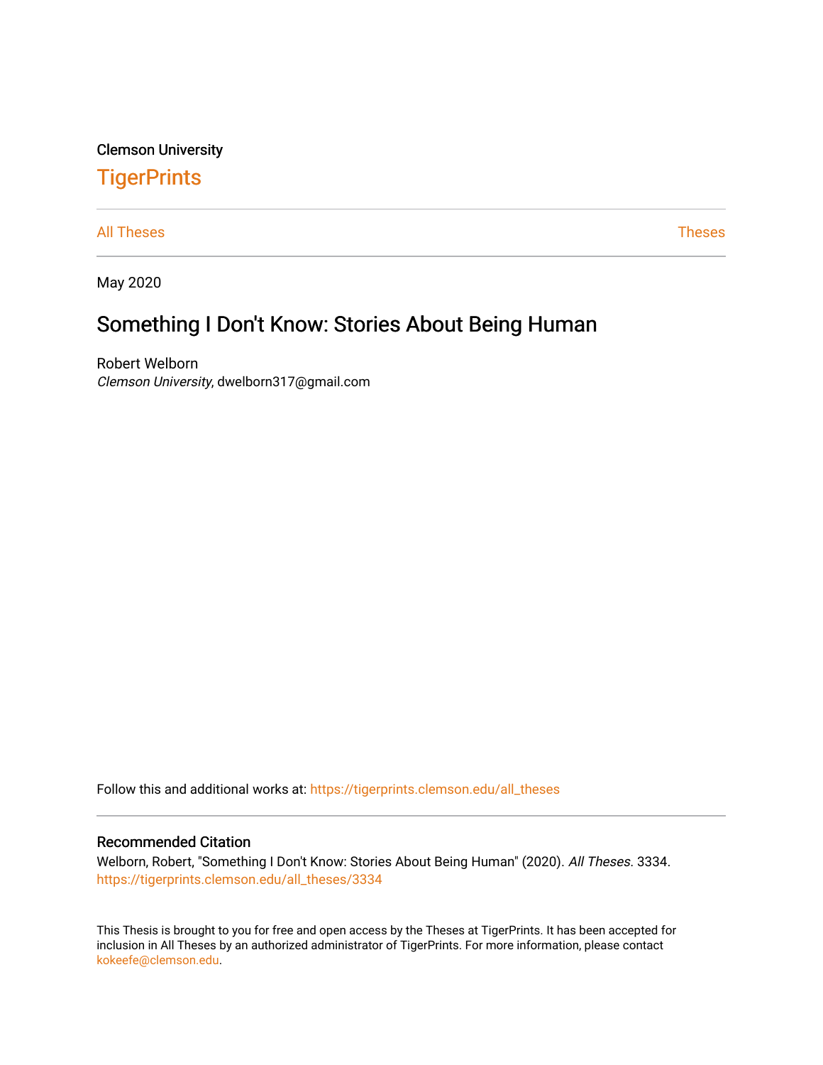Clemson University

# TigerPrints

All Theses | Theses

May 2020

## Something I Don't Know: Stories About Being Human

Robert Welborn
*Clemson University*, dwelborn317@gmail.com

Follow this and additional works at: https://tigerprints.clemson.edu/all_theses

### Recommended Citation

Welborn, Robert, "Something I Don't Know: Stories About Being Human" (2020). *All Theses*. 3334.
https://tigerprints.clemson.edu/all_theses/3334

This Thesis is brought to you for free and open access by the Theses at TigerPrints. It has been accepted for inclusion in All Theses by an authorized administrator of TigerPrints. For more information, please contact kokeefe@clemson.edu.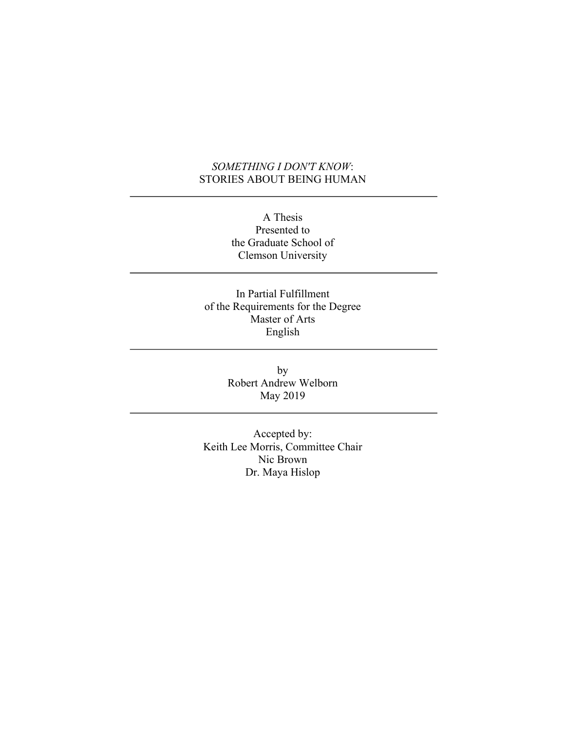*SOMETHING I DON'T KNOW*:
STORIES ABOUT BEING HUMAN

---

A Thesis
Presented to
the Graduate School of
Clemson University

---

In Partial Fulfillment
of the Requirements for the Degree
Master of Arts
English

---

by
Robert Andrew Welborn
May 2019

---

Accepted by:
Keith Lee Morris, Committee Chair
Nic Brown
Dr. Maya Hislop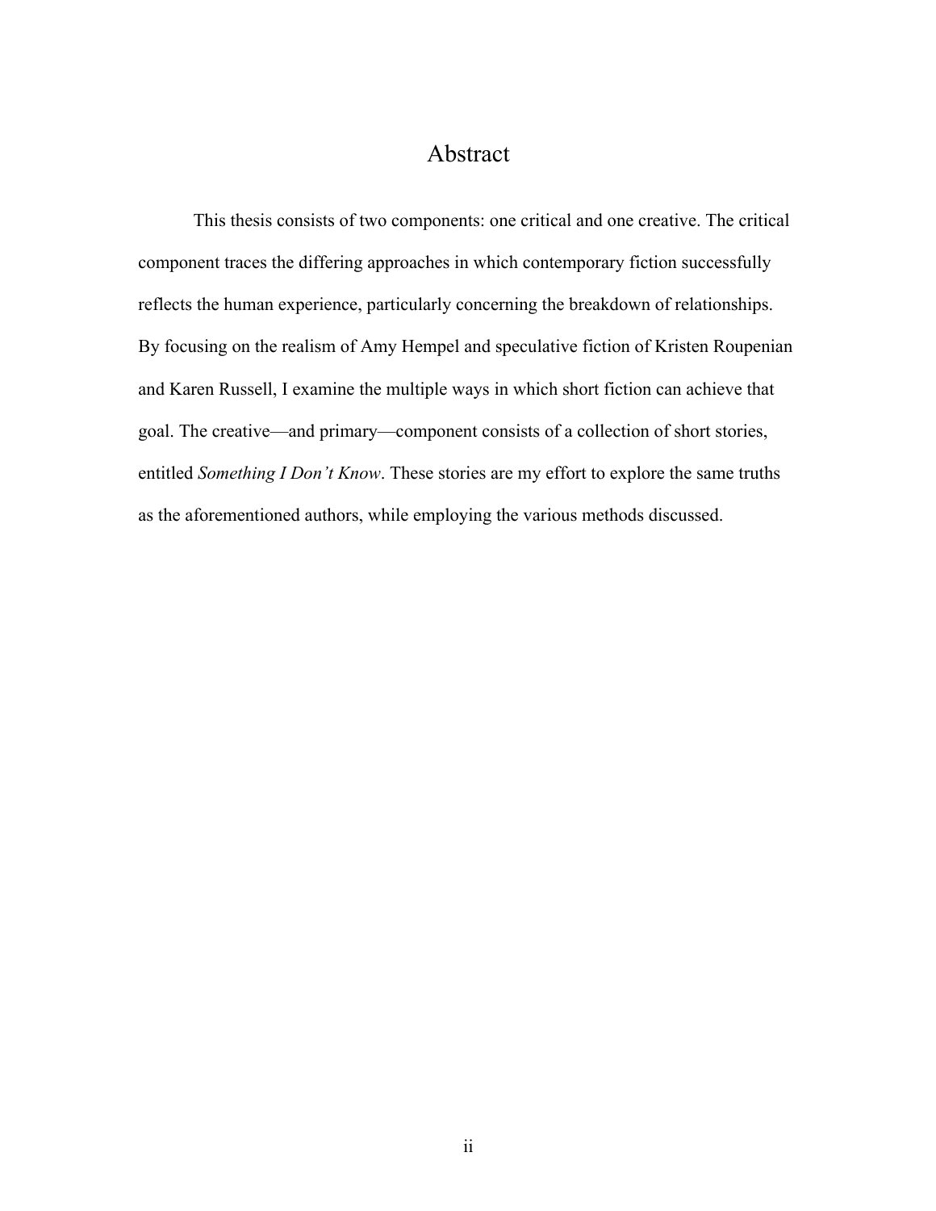# Abstract

This thesis consists of two components: one critical and one creative. The critical component traces the differing approaches in which contemporary fiction successfully reflects the human experience, particularly concerning the breakdown of relationships. By focusing on the realism of Amy Hempel and speculative fiction of Kristen Roupenian and Karen Russell, I examine the multiple ways in which short fiction can achieve that goal. The creative—and primary—component consists of a collection of short stories, entitled *Something I Don't Know*. These stories are my effort to explore the same truths as the aforementioned authors, while employing the various methods discussed.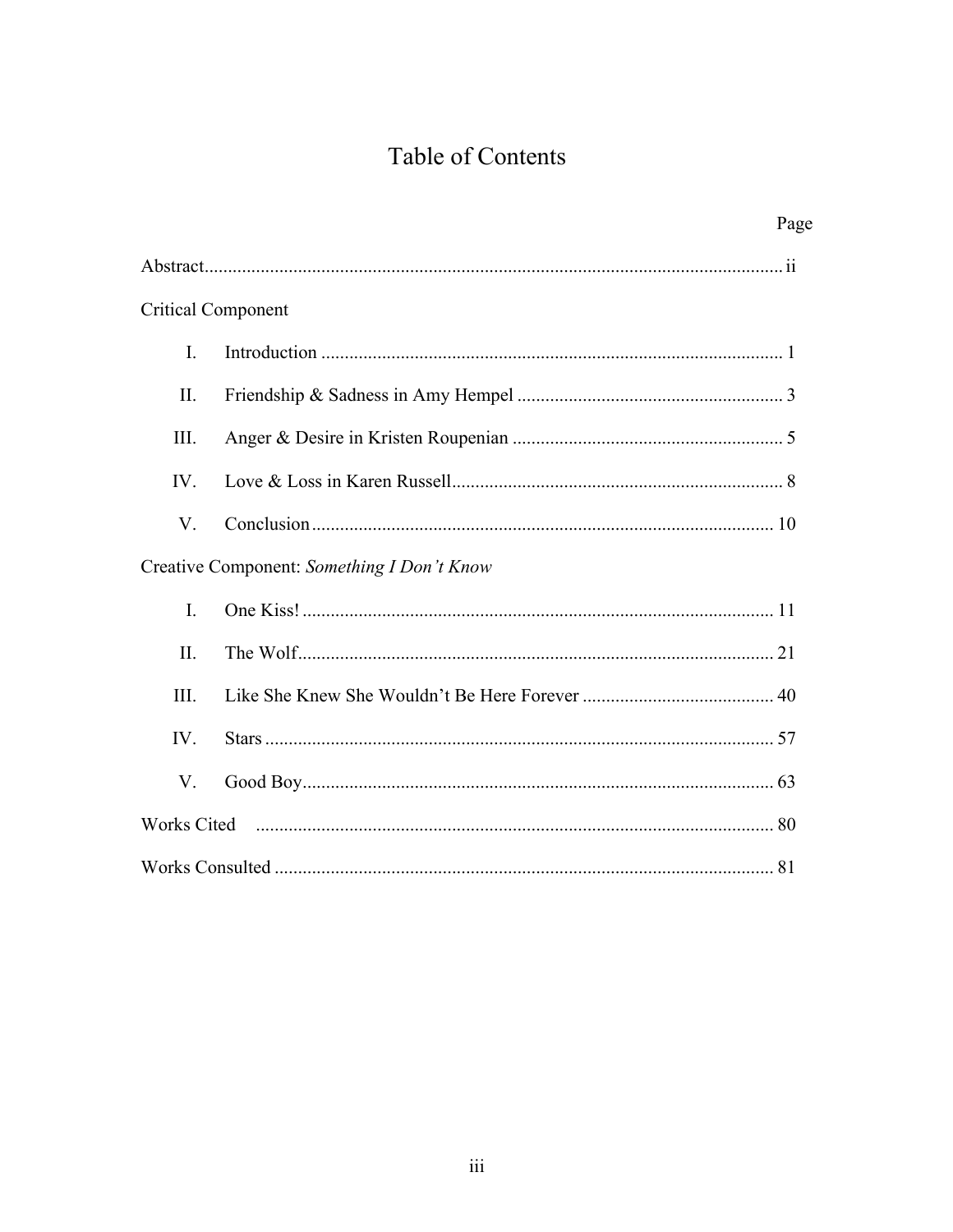# Table of Contents

| | Page |
|---|---|
| Abstract | ii |
| Critical Component | |
| I. Introduction | 1 |
| II. Friendship & Sadness in Amy Hempel | 3 |
| III. Anger & Desire in Kristen Roupenian | 5 |
| IV. Love & Loss in Karen Russell | 8 |
| V. Conclusion | 10 |
| Creative Component: *Something I Don't Know* | |
| I. One Kiss! | 11 |
| II. The Wolf | 21 |
| III. Like She Knew She Wouldn't Be Here Forever | 40 |
| IV. Stars | 57 |
| V. Good Boy | 63 |
| Works Cited | 80 |
| Works Consulted | 81 |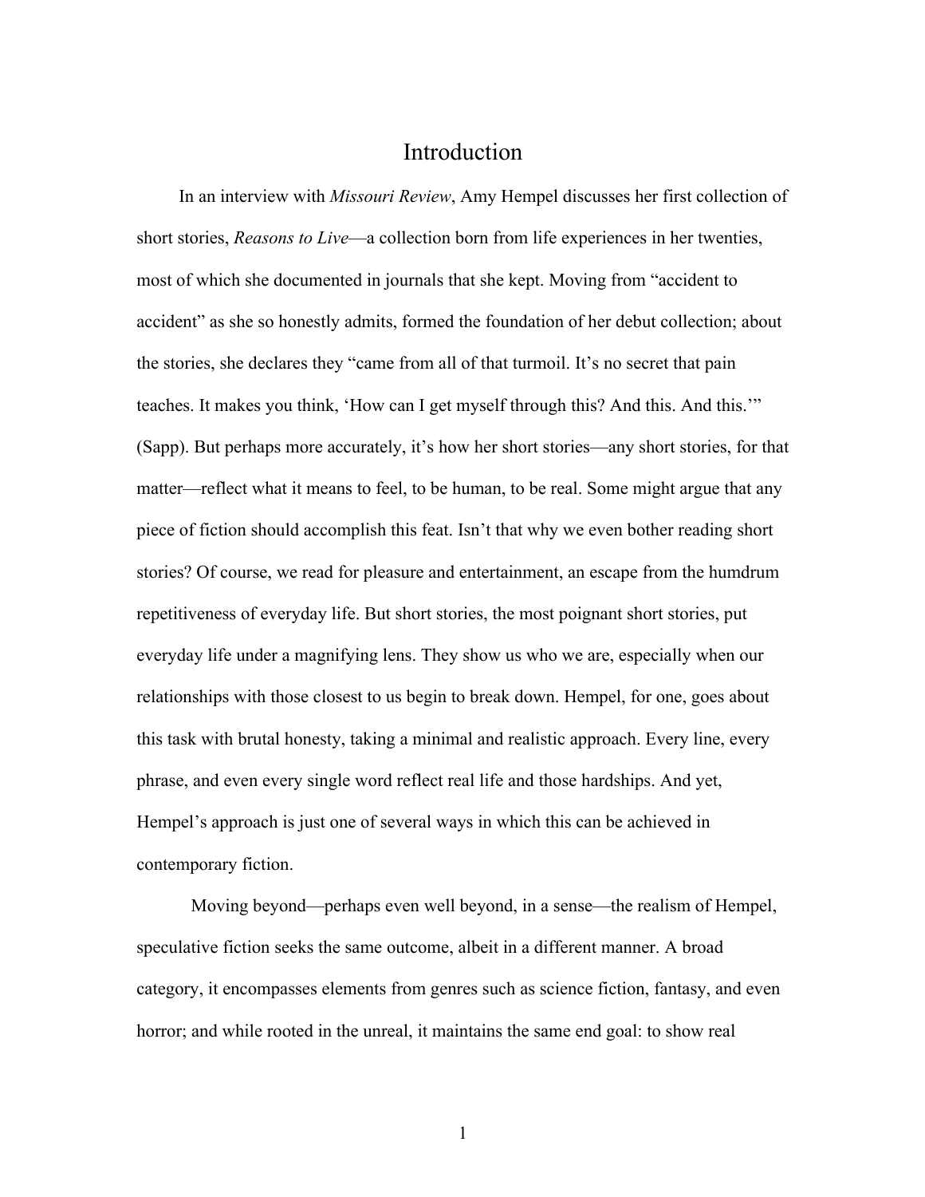# Introduction

In an interview with *Missouri Review*, Amy Hempel discusses her first collection of short stories, *Reasons to Live*—a collection born from life experiences in her twenties, most of which she documented in journals that she kept. Moving from "accident to accident" as she so honestly admits, formed the foundation of her debut collection; about the stories, she declares they "came from all of that turmoil. It's no secret that pain teaches. It makes you think, 'How can I get myself through this? And this. And this.'" (Sapp). But perhaps more accurately, it's how her short stories—any short stories, for that matter—reflect what it means to feel, to be human, to be real. Some might argue that any piece of fiction should accomplish this feat. Isn't that why we even bother reading short stories? Of course, we read for pleasure and entertainment, an escape from the humdrum repetitiveness of everyday life. But short stories, the most poignant short stories, put everyday life under a magnifying lens. They show us who we are, especially when our relationships with those closest to us begin to break down. Hempel, for one, goes about this task with brutal honesty, taking a minimal and realistic approach. Every line, every phrase, and even every single word reflect real life and those hardships. And yet, Hempel's approach is just one of several ways in which this can be achieved in contemporary fiction.

Moving beyond—perhaps even well beyond, in a sense—the realism of Hempel, speculative fiction seeks the same outcome, albeit in a different manner. A broad category, it encompasses elements from genres such as science fiction, fantasy, and even horror; and while rooted in the unreal, it maintains the same end goal: to show real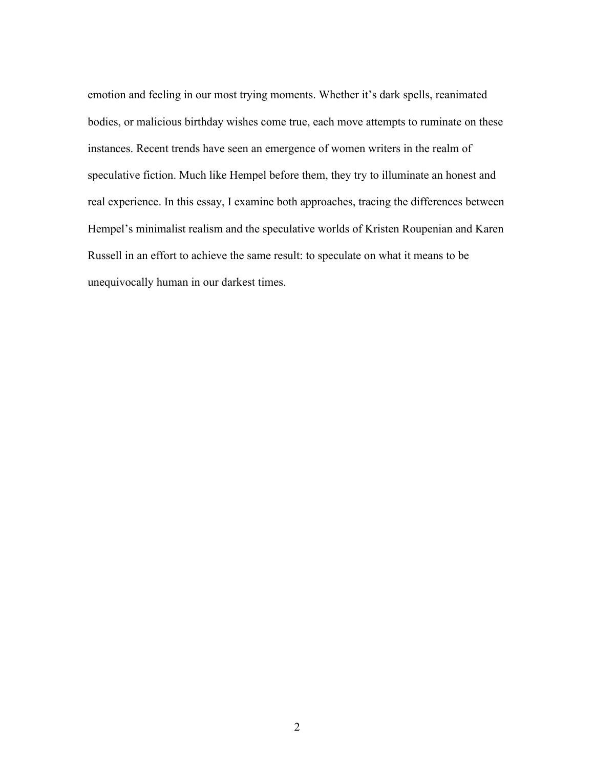emotion and feeling in our most trying moments. Whether it's dark spells, reanimated bodies, or malicious birthday wishes come true, each move attempts to ruminate on these instances. Recent trends have seen an emergence of women writers in the realm of speculative fiction. Much like Hempel before them, they try to illuminate an honest and real experience. In this essay, I examine both approaches, tracing the differences between Hempel's minimalist realism and the speculative worlds of Kristen Roupenian and Karen Russell in an effort to achieve the same result: to speculate on what it means to be unequivocally human in our darkest times.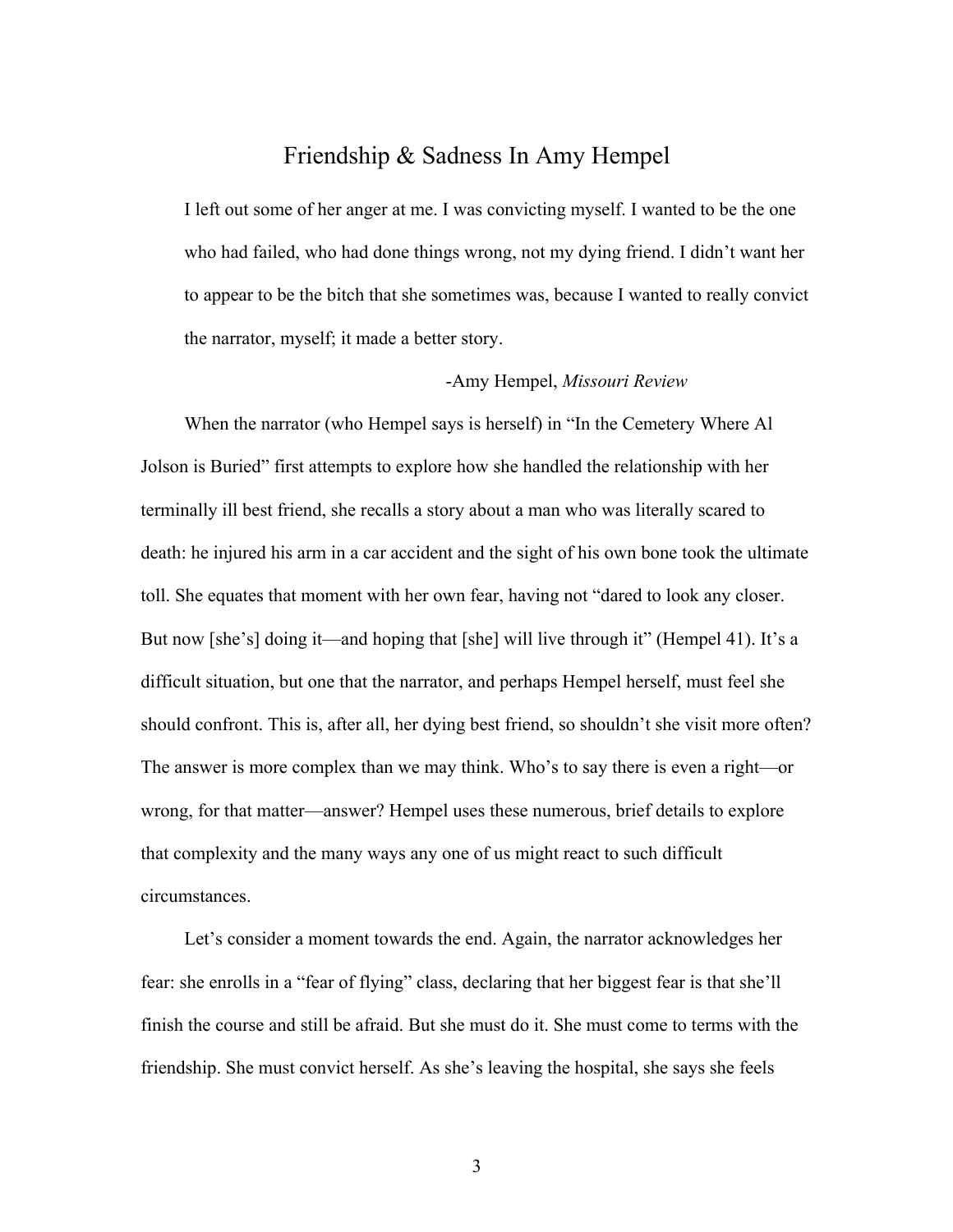# Friendship & Sadness In Amy Hempel

> I left out some of her anger at me. I was convicting myself. I wanted to be the one who had failed, who had done things wrong, not my dying friend. I didn't want her to appear to be the bitch that she sometimes was, because I wanted to really convict the narrator, myself; it made a better story.
>
> -Amy Hempel, *Missouri Review*

When the narrator (who Hempel says is herself) in "In the Cemetery Where Al Jolson is Buried" first attempts to explore how she handled the relationship with her terminally ill best friend, she recalls a story about a man who was literally scared to death: he injured his arm in a car accident and the sight of his own bone took the ultimate toll. She equates that moment with her own fear, having not "dared to look any closer. But now [she's] doing it—and hoping that [she] will live through it" (Hempel 41). It's a difficult situation, but one that the narrator, and perhaps Hempel herself, must feel she should confront. This is, after all, her dying best friend, so shouldn't she visit more often? The answer is more complex than we may think. Who's to say there is even a right—or wrong, for that matter—answer? Hempel uses these numerous, brief details to explore that complexity and the many ways any one of us might react to such difficult circumstances.

Let's consider a moment towards the end. Again, the narrator acknowledges her fear: she enrolls in a "fear of flying" class, declaring that her biggest fear is that she'll finish the course and still be afraid. But she must do it. She must come to terms with the friendship. She must convict herself. As she's leaving the hospital, she says she feels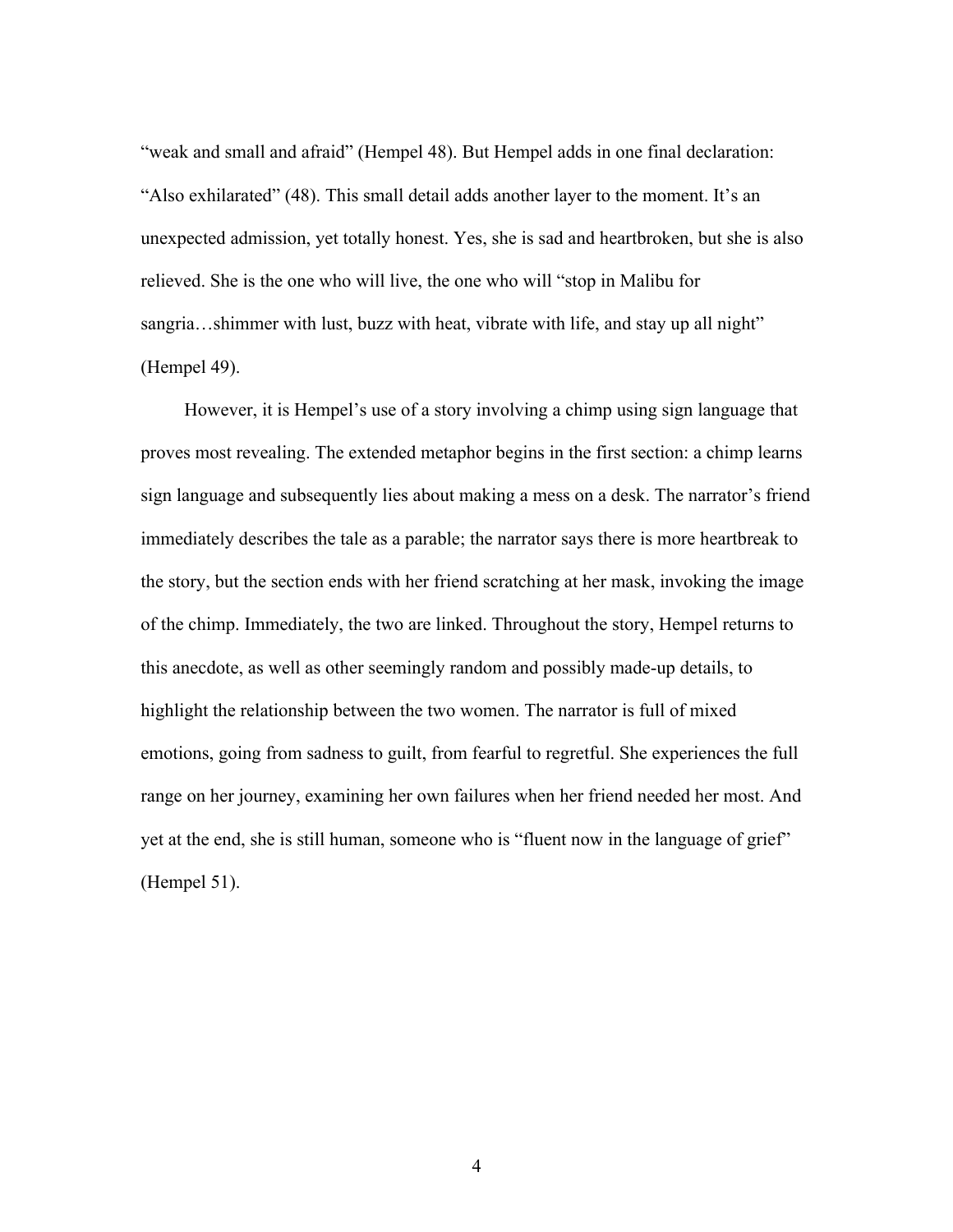"weak and small and afraid" (Hempel 48). But Hempel adds in one final declaration: "Also exhilarated" (48). This small detail adds another layer to the moment. It's an unexpected admission, yet totally honest. Yes, she is sad and heartbroken, but she is also relieved. She is the one who will live, the one who will "stop in Malibu for sangria…shimmer with lust, buzz with heat, vibrate with life, and stay up all night" (Hempel 49).

However, it is Hempel's use of a story involving a chimp using sign language that proves most revealing. The extended metaphor begins in the first section: a chimp learns sign language and subsequently lies about making a mess on a desk. The narrator's friend immediately describes the tale as a parable; the narrator says there is more heartbreak to the story, but the section ends with her friend scratching at her mask, invoking the image of the chimp. Immediately, the two are linked. Throughout the story, Hempel returns to this anecdote, as well as other seemingly random and possibly made-up details, to highlight the relationship between the two women. The narrator is full of mixed emotions, going from sadness to guilt, from fearful to regretful. She experiences the full range on her journey, examining her own failures when her friend needed her most. And yet at the end, she is still human, someone who is "fluent now in the language of grief" (Hempel 51).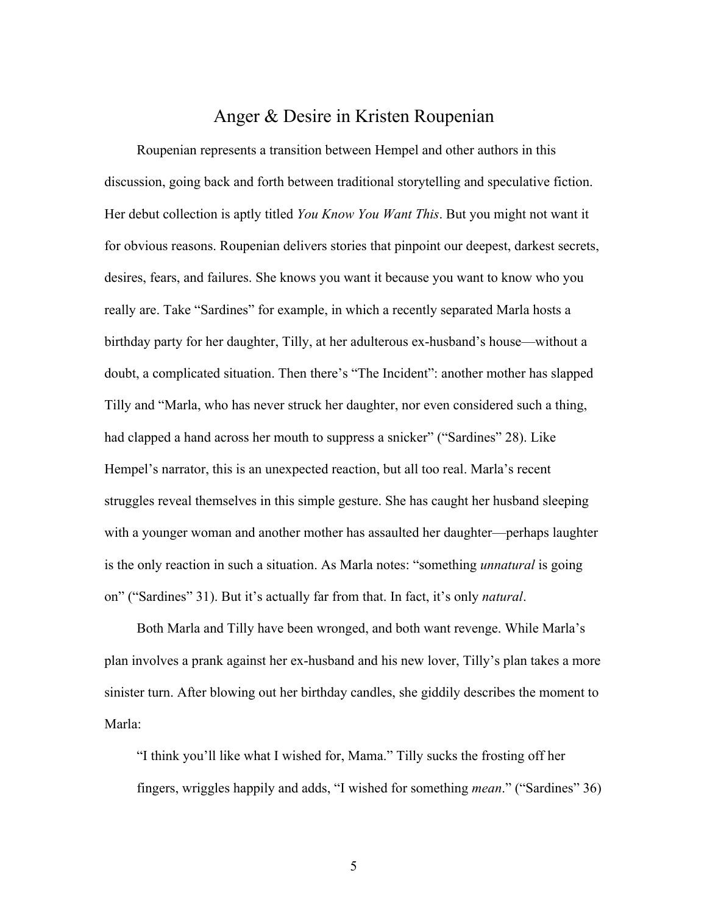## Anger & Desire in Kristen Roupenian

Roupenian represents a transition between Hempel and other authors in this discussion, going back and forth between traditional storytelling and speculative fiction. Her debut collection is aptly titled *You Know You Want This*. But you might not want it for obvious reasons. Roupenian delivers stories that pinpoint our deepest, darkest secrets, desires, fears, and failures. She knows you want it because you want to know who you really are. Take "Sardines" for example, in which a recently separated Marla hosts a birthday party for her daughter, Tilly, at her adulterous ex-husband's house—without a doubt, a complicated situation. Then there's "The Incident": another mother has slapped Tilly and "Marla, who has never struck her daughter, nor even considered such a thing, had clapped a hand across her mouth to suppress a snicker" ("Sardines" 28). Like Hempel's narrator, this is an unexpected reaction, but all too real. Marla's recent struggles reveal themselves in this simple gesture. She has caught her husband sleeping with a younger woman and another mother has assaulted her daughter—perhaps laughter is the only reaction in such a situation. As Marla notes: "something *unnatural* is going on" ("Sardines" 31). But it's actually far from that. In fact, it's only *natural*.

Both Marla and Tilly have been wronged, and both want revenge. While Marla's plan involves a prank against her ex-husband and his new lover, Tilly's plan takes a more sinister turn. After blowing out her birthday candles, she giddily describes the moment to Marla:

> "I think you'll like what I wished for, Mama." Tilly sucks the frosting off her fingers, wriggles happily and adds, "I wished for something *mean*." ("Sardines" 36)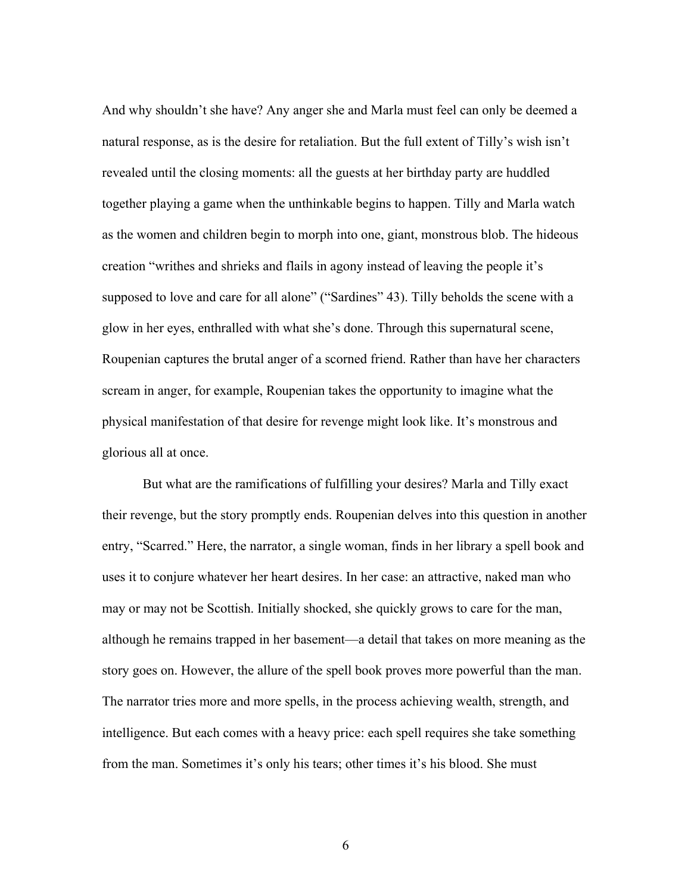And why shouldn't she have? Any anger she and Marla must feel can only be deemed a natural response, as is the desire for retaliation. But the full extent of Tilly's wish isn't revealed until the closing moments: all the guests at her birthday party are huddled together playing a game when the unthinkable begins to happen. Tilly and Marla watch as the women and children begin to morph into one, giant, monstrous blob. The hideous creation "writhes and shrieks and flails in agony instead of leaving the people it's supposed to love and care for all alone" ("Sardines" 43). Tilly beholds the scene with a glow in her eyes, enthralled with what she's done. Through this supernatural scene, Roupenian captures the brutal anger of a scorned friend. Rather than have her characters scream in anger, for example, Roupenian takes the opportunity to imagine what the physical manifestation of that desire for revenge might look like. It's monstrous and glorious all at once.

But what are the ramifications of fulfilling your desires? Marla and Tilly exact their revenge, but the story promptly ends. Roupenian delves into this question in another entry, "Scarred." Here, the narrator, a single woman, finds in her library a spell book and uses it to conjure whatever her heart desires. In her case: an attractive, naked man who may or may not be Scottish. Initially shocked, she quickly grows to care for the man, although he remains trapped in her basement—a detail that takes on more meaning as the story goes on. However, the allure of the spell book proves more powerful than the man. The narrator tries more and more spells, in the process achieving wealth, strength, and intelligence. But each comes with a heavy price: each spell requires she take something from the man. Sometimes it's only his tears; other times it's his blood. She must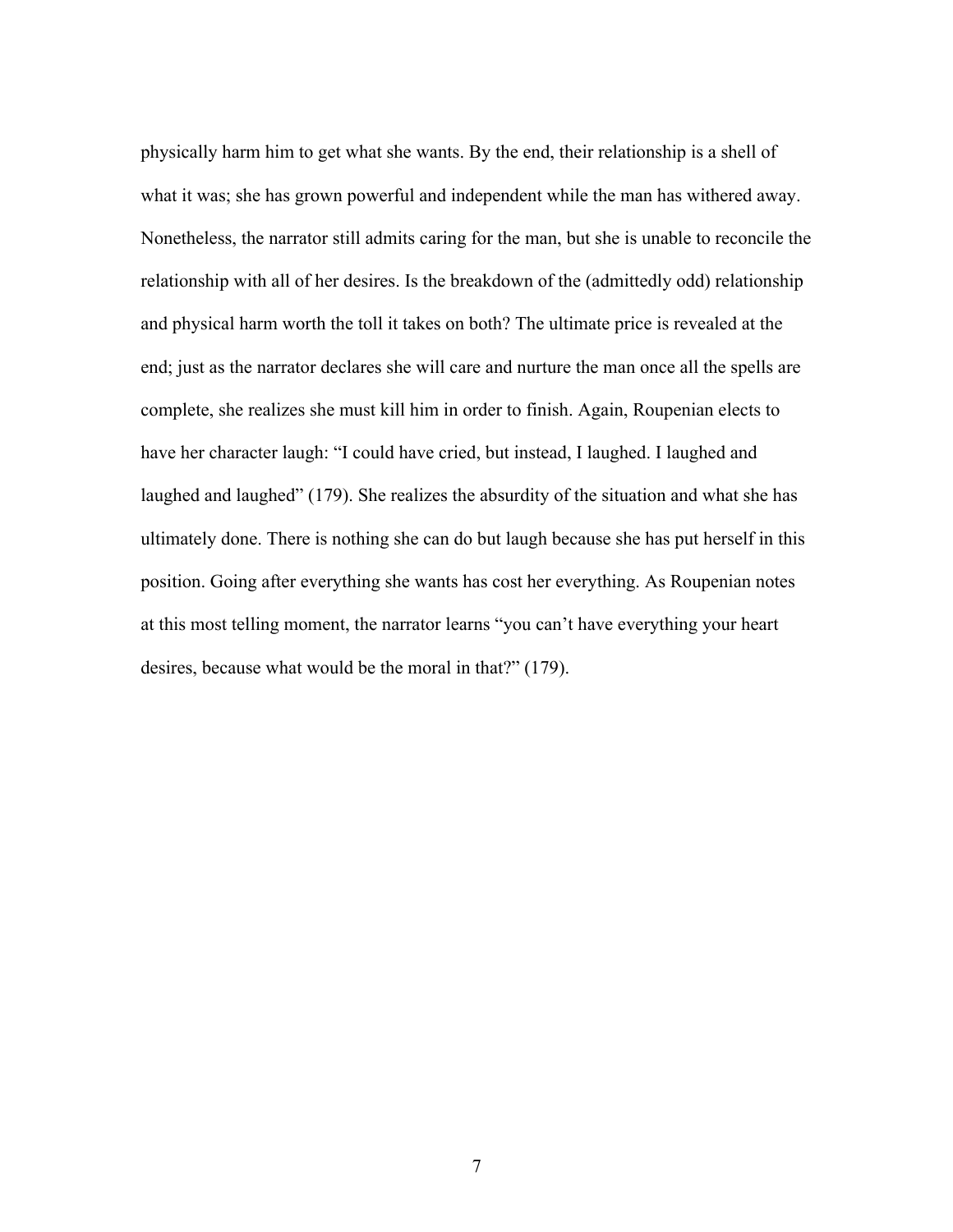physically harm him to get what she wants. By the end, their relationship is a shell of what it was; she has grown powerful and independent while the man has withered away. Nonetheless, the narrator still admits caring for the man, but she is unable to reconcile the relationship with all of her desires. Is the breakdown of the (admittedly odd) relationship and physical harm worth the toll it takes on both? The ultimate price is revealed at the end; just as the narrator declares she will care and nurture the man once all the spells are complete, she realizes she must kill him in order to finish. Again, Roupenian elects to have her character laugh: "I could have cried, but instead, I laughed. I laughed and laughed and laughed" (179). She realizes the absurdity of the situation and what she has ultimately done. There is nothing she can do but laugh because she has put herself in this position. Going after everything she wants has cost her everything. As Roupenian notes at this most telling moment, the narrator learns "you can't have everything your heart desires, because what would be the moral in that?" (179).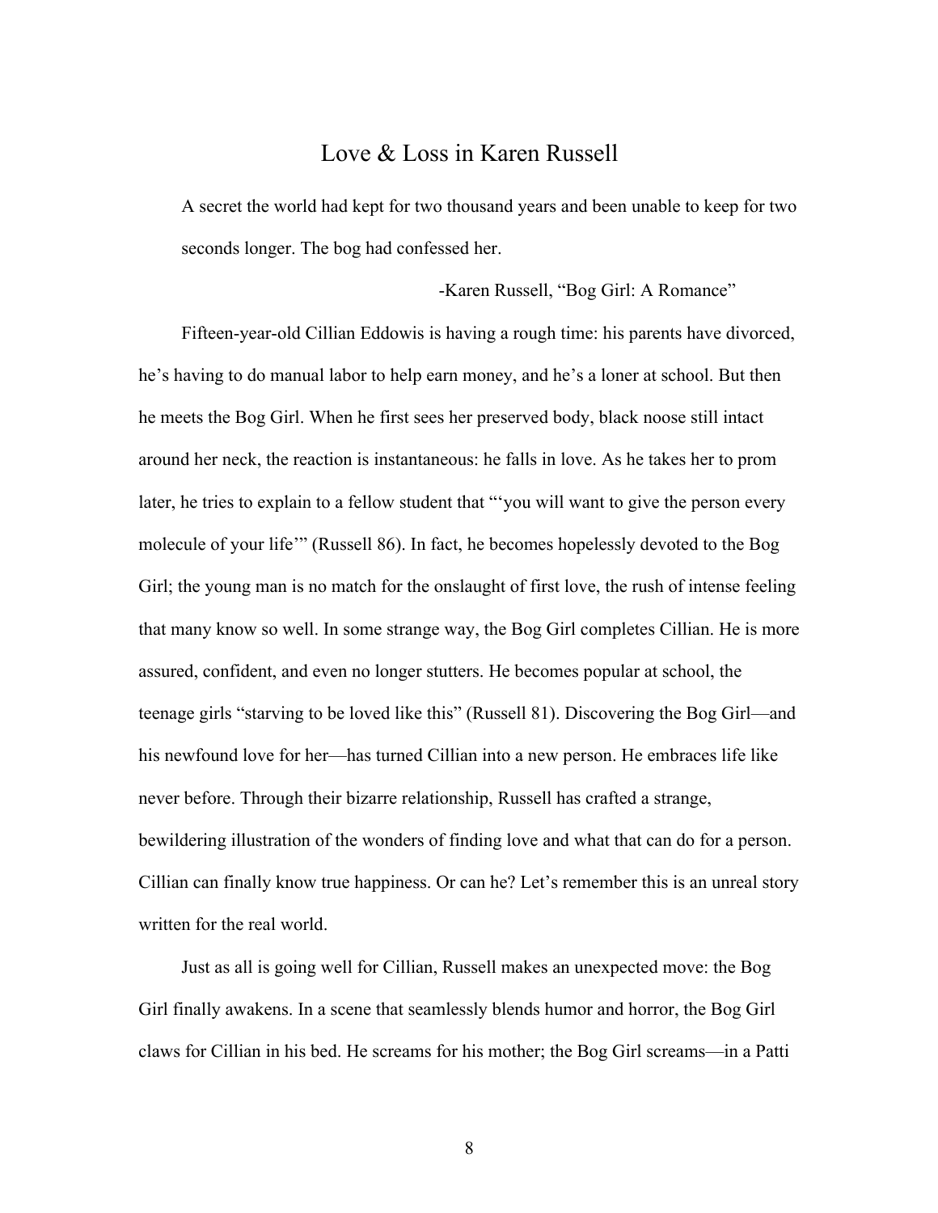# Love & Loss in Karen Russell

> A secret the world had kept for two thousand years and been unable to keep for two seconds longer. The bog had confessed her.
>
> -Karen Russell, "Bog Girl: A Romance"

Fifteen-year-old Cillian Eddowis is having a rough time: his parents have divorced, he's having to do manual labor to help earn money, and he's a loner at school. But then he meets the Bog Girl. When he first sees her preserved body, black noose still intact around her neck, the reaction is instantaneous: he falls in love. As he takes her to prom later, he tries to explain to a fellow student that "'you will want to give the person every molecule of your life'" (Russell 86). In fact, he becomes hopelessly devoted to the Bog Girl; the young man is no match for the onslaught of first love, the rush of intense feeling that many know so well. In some strange way, the Bog Girl completes Cillian. He is more assured, confident, and even no longer stutters. He becomes popular at school, the teenage girls "starving to be loved like this" (Russell 81). Discovering the Bog Girl—and his newfound love for her—has turned Cillian into a new person. He embraces life like never before. Through their bizarre relationship, Russell has crafted a strange, bewildering illustration of the wonders of finding love and what that can do for a person. Cillian can finally know true happiness. Or can he? Let's remember this is an unreal story written for the real world.

Just as all is going well for Cillian, Russell makes an unexpected move: the Bog Girl finally awakens. In a scene that seamlessly blends humor and horror, the Bog Girl claws for Cillian in his bed. He screams for his mother; the Bog Girl screams—in a Patti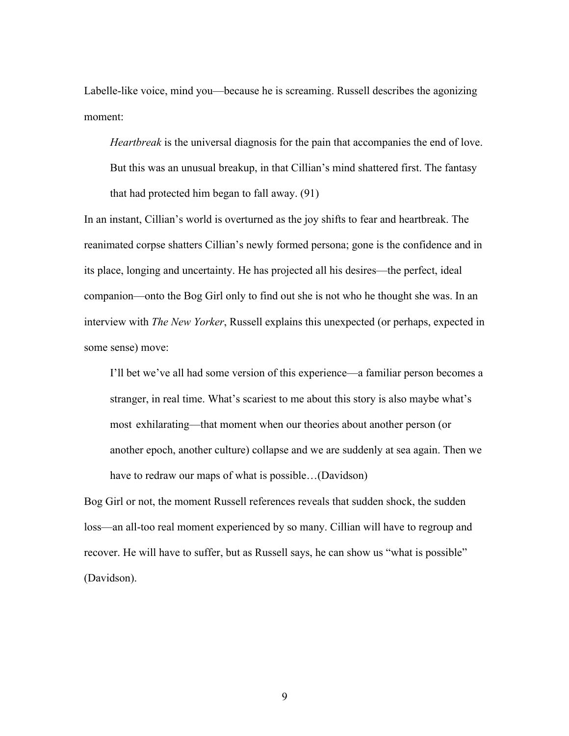Labelle-like voice, mind you—because he is screaming. Russell describes the agonizing moment:

> *Heartbreak* is the universal diagnosis for the pain that accompanies the end of love. But this was an unusual breakup, in that Cillian's mind shattered first. The fantasy that had protected him began to fall away. (91)

In an instant, Cillian's world is overturned as the joy shifts to fear and heartbreak. The reanimated corpse shatters Cillian's newly formed persona; gone is the confidence and in its place, longing and uncertainty. He has projected all his desires—the perfect, ideal companion—onto the Bog Girl only to find out she is not who he thought she was. In an interview with *The New Yorker*, Russell explains this unexpected (or perhaps, expected in some sense) move:

> I'll bet we've all had some version of this experience—a familiar person becomes a stranger, in real time. What's scariest to me about this story is also maybe what's most exhilarating—that moment when our theories about another person (or another epoch, another culture) collapse and we are suddenly at sea again. Then we have to redraw our maps of what is possible…(Davidson)

Bog Girl or not, the moment Russell references reveals that sudden shock, the sudden loss—an all-too real moment experienced by so many. Cillian will have to regroup and recover. He will have to suffer, but as Russell says, he can show us "what is possible" (Davidson).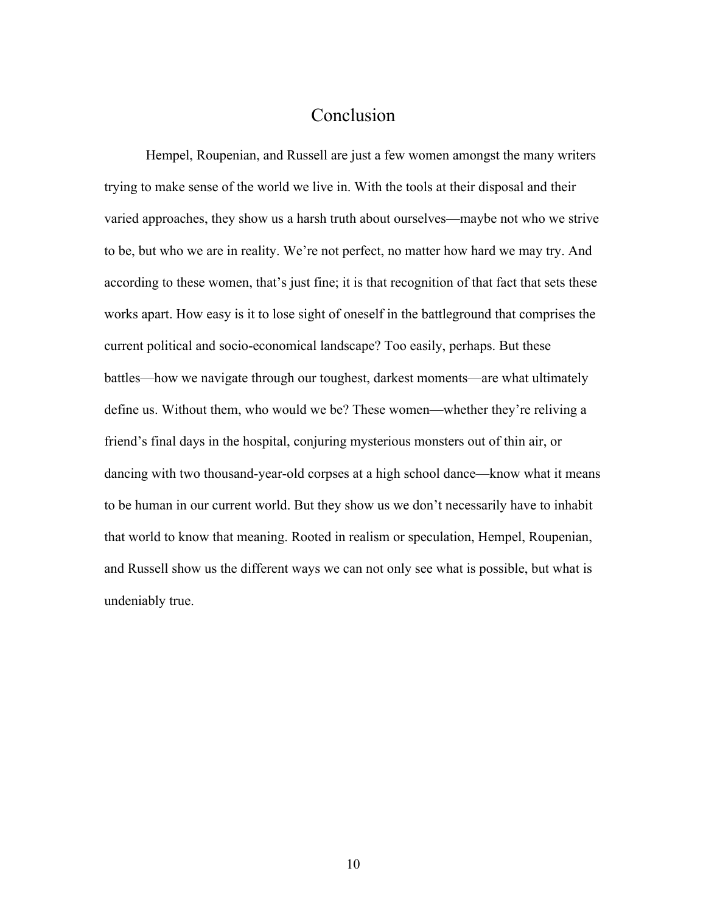# Conclusion

Hempel, Roupenian, and Russell are just a few women amongst the many writers trying to make sense of the world we live in. With the tools at their disposal and their varied approaches, they show us a harsh truth about ourselves—maybe not who we strive to be, but who we are in reality. We're not perfect, no matter how hard we may try. And according to these women, that's just fine; it is that recognition of that fact that sets these works apart. How easy is it to lose sight of oneself in the battleground that comprises the current political and socio-economical landscape? Too easily, perhaps. But these battles—how we navigate through our toughest, darkest moments—are what ultimately define us. Without them, who would we be? These women—whether they're reliving a friend's final days in the hospital, conjuring mysterious monsters out of thin air, or dancing with two thousand-year-old corpses at a high school dance—know what it means to be human in our current world. But they show us we don't necessarily have to inhabit that world to know that meaning. Rooted in realism or speculation, Hempel, Roupenian, and Russell show us the different ways we can not only see what is possible, but what is undeniably true.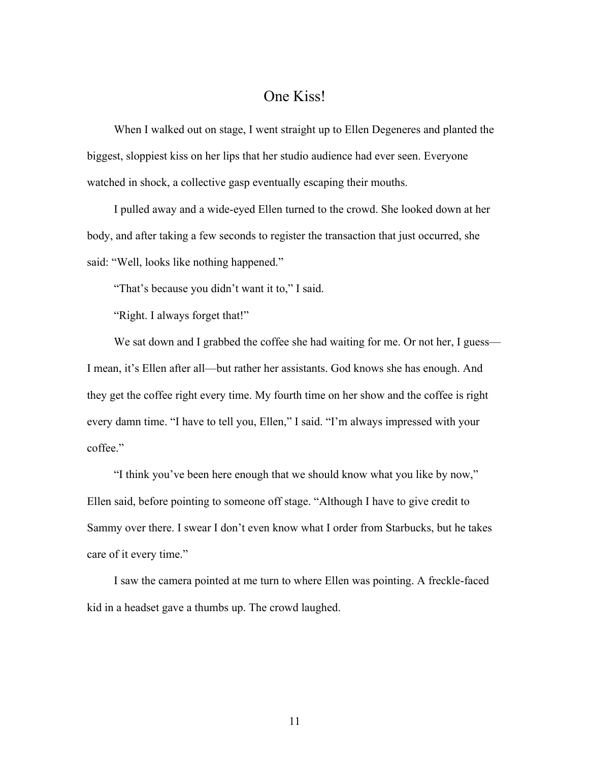# One Kiss!

When I walked out on stage, I went straight up to Ellen Degeneres and planted the biggest, sloppiest kiss on her lips that her studio audience had ever seen. Everyone watched in shock, a collective gasp eventually escaping their mouths.

I pulled away and a wide-eyed Ellen turned to the crowd. She looked down at her body, and after taking a few seconds to register the transaction that just occurred, she said: "Well, looks like nothing happened."

"That's because you didn't want it to," I said.

"Right. I always forget that!"

We sat down and I grabbed the coffee she had waiting for me. Or not her, I guess—I mean, it's Ellen after all—but rather her assistants. God knows she has enough. And they get the coffee right every time. My fourth time on her show and the coffee is right every damn time. "I have to tell you, Ellen," I said. "I'm always impressed with your coffee."

"I think you've been here enough that we should know what you like by now," Ellen said, before pointing to someone off stage. "Although I have to give credit to Sammy over there. I swear I don't even know what I order from Starbucks, but he takes care of it every time."

I saw the camera pointed at me turn to where Ellen was pointing. A freckle-faced kid in a headset gave a thumbs up. The crowd laughed.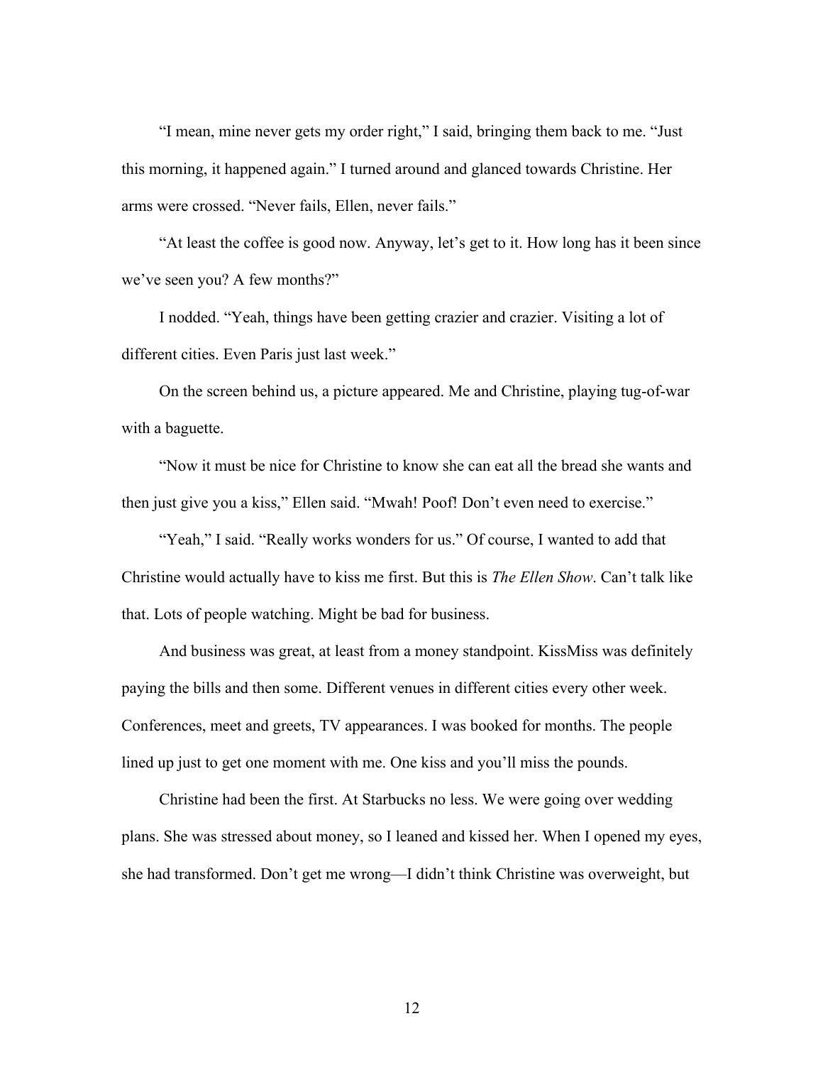"I mean, mine never gets my order right," I said, bringing them back to me. "Just this morning, it happened again." I turned around and glanced towards Christine. Her arms were crossed. "Never fails, Ellen, never fails."

"At least the coffee is good now. Anyway, let's get to it. How long has it been since we've seen you? A few months?"

I nodded. "Yeah, things have been getting crazier and crazier. Visiting a lot of different cities. Even Paris just last week."

On the screen behind us, a picture appeared. Me and Christine, playing tug-of-war with a baguette.

"Now it must be nice for Christine to know she can eat all the bread she wants and then just give you a kiss," Ellen said. "Mwah! Poof! Don't even need to exercise."

"Yeah," I said. "Really works wonders for us." Of course, I wanted to add that Christine would actually have to kiss me first. But this is *The Ellen Show*. Can't talk like that. Lots of people watching. Might be bad for business.

And business was great, at least from a money standpoint. KissMiss was definitely paying the bills and then some. Different venues in different cities every other week. Conferences, meet and greets, TV appearances. I was booked for months. The people lined up just to get one moment with me. One kiss and you'll miss the pounds.

Christine had been the first. At Starbucks no less. We were going over wedding plans. She was stressed about money, so I leaned and kissed her. When I opened my eyes, she had transformed. Don't get me wrong—I didn't think Christine was overweight, but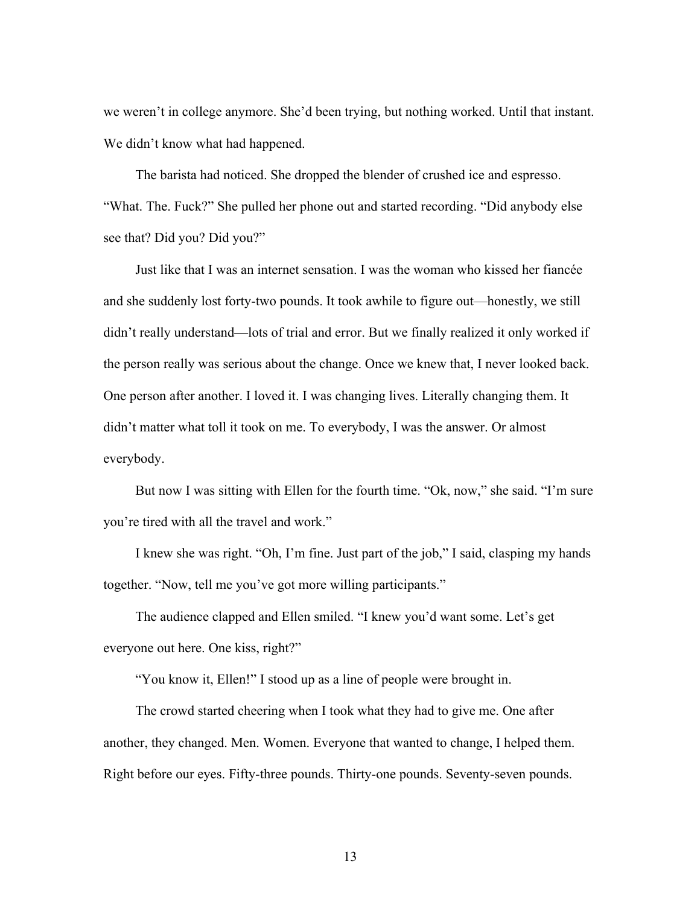we weren't in college anymore. She'd been trying, but nothing worked. Until that instant. We didn't know what had happened.

The barista had noticed. She dropped the blender of crushed ice and espresso. "What. The. Fuck?" She pulled her phone out and started recording. "Did anybody else see that? Did you? Did you?"

Just like that I was an internet sensation. I was the woman who kissed her fiancée and she suddenly lost forty-two pounds. It took awhile to figure out—honestly, we still didn't really understand—lots of trial and error. But we finally realized it only worked if the person really was serious about the change. Once we knew that, I never looked back. One person after another. I loved it. I was changing lives. Literally changing them. It didn't matter what toll it took on me. To everybody, I was the answer. Or almost everybody.

But now I was sitting with Ellen for the fourth time. "Ok, now," she said. "I'm sure you're tired with all the travel and work."

I knew she was right. "Oh, I'm fine. Just part of the job," I said, clasping my hands together. "Now, tell me you've got more willing participants."

The audience clapped and Ellen smiled. "I knew you'd want some. Let's get everyone out here. One kiss, right?"

"You know it, Ellen!" I stood up as a line of people were brought in.

The crowd started cheering when I took what they had to give me. One after another, they changed. Men. Women. Everyone that wanted to change, I helped them. Right before our eyes. Fifty-three pounds. Thirty-one pounds. Seventy-seven pounds.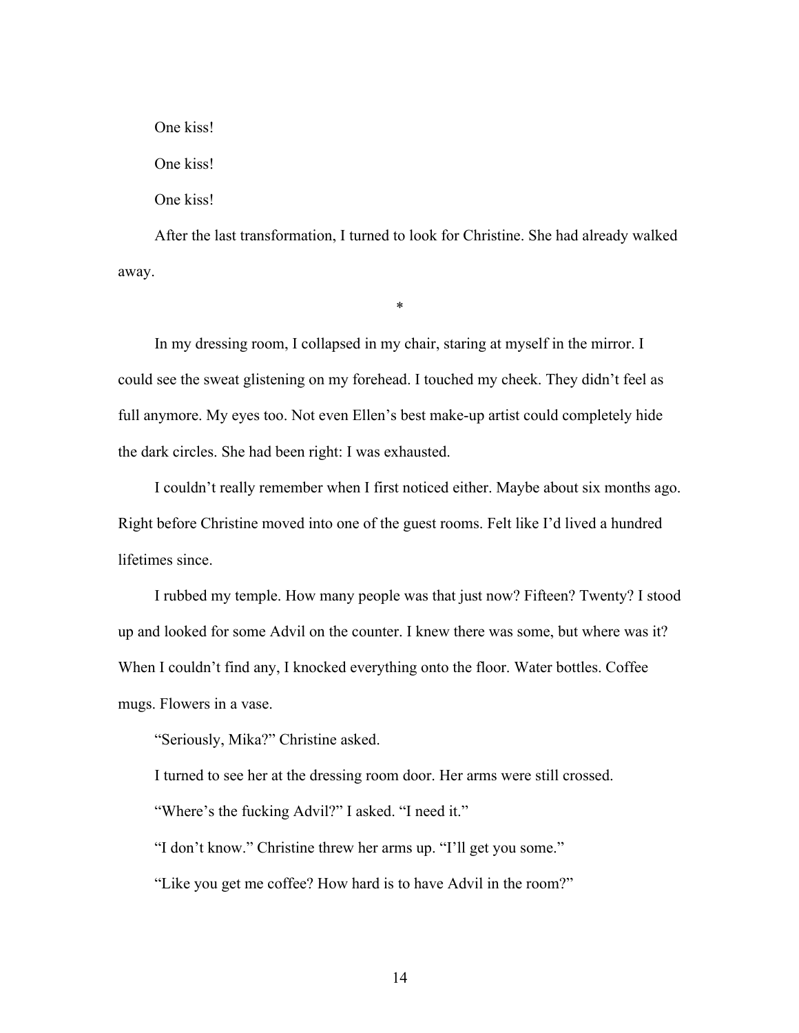One kiss!

One kiss!

One kiss!

After the last transformation, I turned to look for Christine. She had already walked away.

*

In my dressing room, I collapsed in my chair, staring at myself in the mirror. I could see the sweat glistening on my forehead. I touched my cheek. They didn't feel as full anymore. My eyes too. Not even Ellen's best make-up artist could completely hide the dark circles. She had been right: I was exhausted.

I couldn't really remember when I first noticed either. Maybe about six months ago. Right before Christine moved into one of the guest rooms. Felt like I'd lived a hundred lifetimes since.

I rubbed my temple. How many people was that just now? Fifteen? Twenty? I stood up and looked for some Advil on the counter. I knew there was some, but where was it? When I couldn't find any, I knocked everything onto the floor. Water bottles. Coffee mugs. Flowers in a vase.

"Seriously, Mika?" Christine asked.

I turned to see her at the dressing room door. Her arms were still crossed.

"Where's the fucking Advil?" I asked. "I need it."

"I don't know." Christine threw her arms up. "I'll get you some."

"Like you get me coffee? How hard is to have Advil in the room?"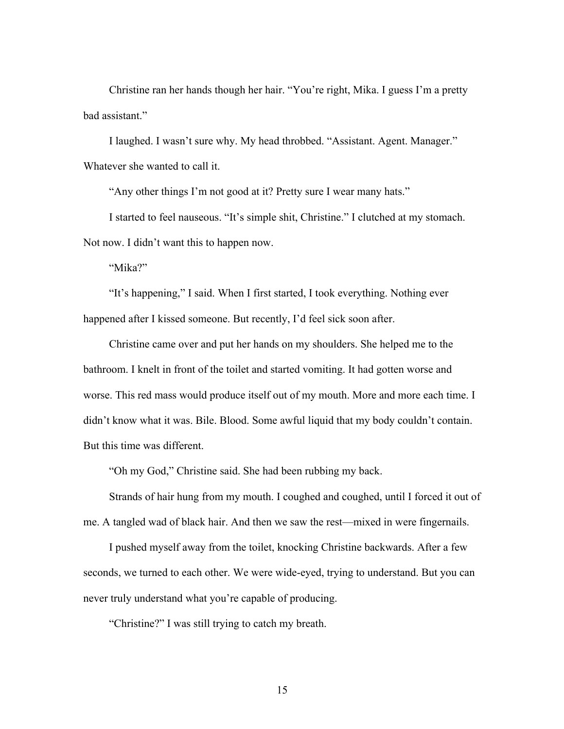Christine ran her hands though her hair. "You're right, Mika. I guess I'm a pretty bad assistant."

I laughed. I wasn't sure why. My head throbbed. "Assistant. Agent. Manager." Whatever she wanted to call it.

"Any other things I'm not good at it? Pretty sure I wear many hats."

I started to feel nauseous. "It's simple shit, Christine." I clutched at my stomach. Not now. I didn't want this to happen now.

"Mika?"

"It's happening," I said. When I first started, I took everything. Nothing ever happened after I kissed someone. But recently, I'd feel sick soon after.

Christine came over and put her hands on my shoulders. She helped me to the bathroom. I knelt in front of the toilet and started vomiting. It had gotten worse and worse. This red mass would produce itself out of my mouth. More and more each time. I didn't know what it was. Bile. Blood. Some awful liquid that my body couldn't contain. But this time was different.

"Oh my God," Christine said. She had been rubbing my back.

Strands of hair hung from my mouth. I coughed and coughed, until I forced it out of me. A tangled wad of black hair. And then we saw the rest—mixed in were fingernails.

I pushed myself away from the toilet, knocking Christine backwards. After a few seconds, we turned to each other. We were wide-eyed, trying to understand. But you can never truly understand what you're capable of producing.

"Christine?" I was still trying to catch my breath.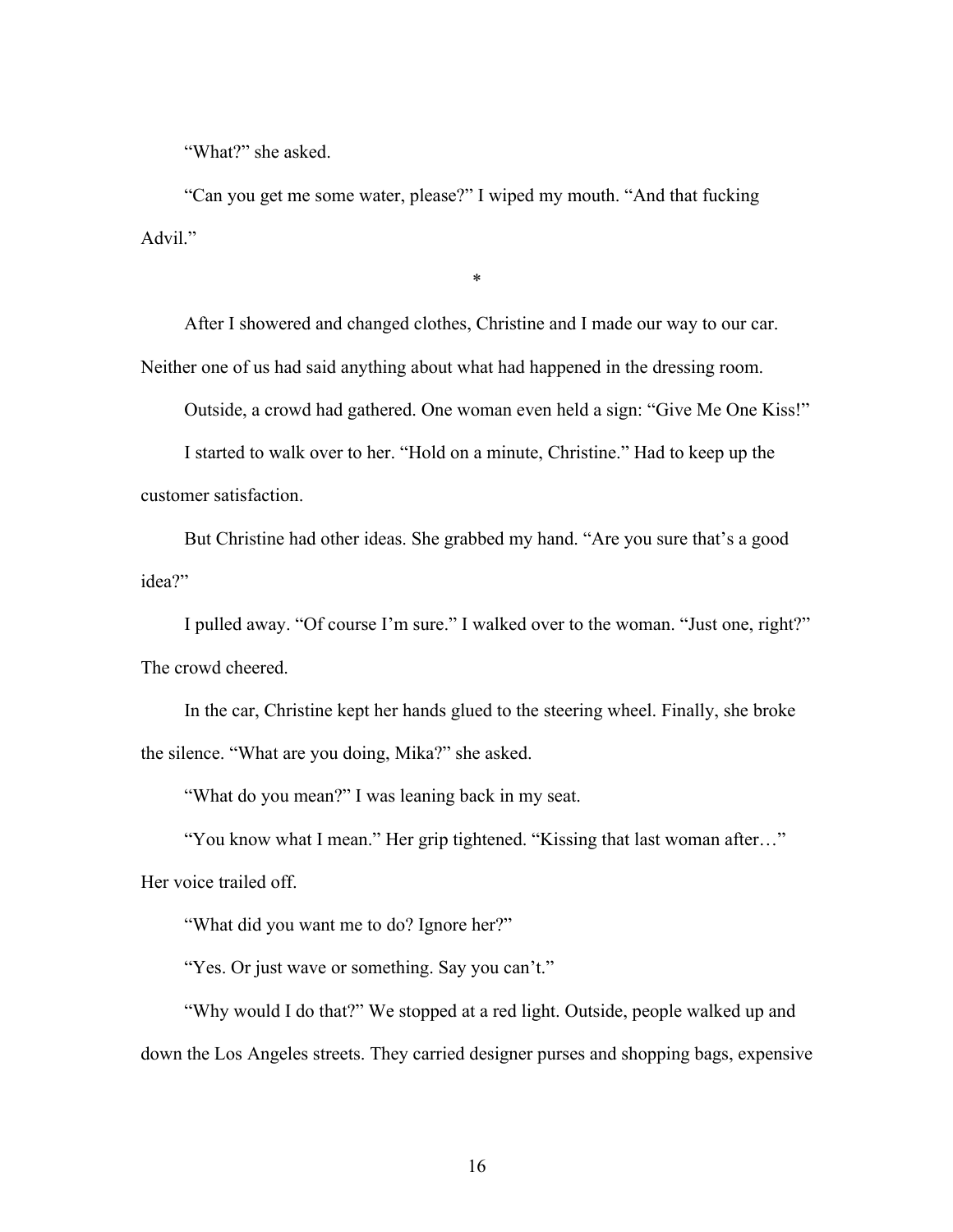"What?" she asked.

"Can you get me some water, please?" I wiped my mouth. "And that fucking Advil."

*

After I showered and changed clothes, Christine and I made our way to our car. Neither one of us had said anything about what had happened in the dressing room.

Outside, a crowd had gathered. One woman even held a sign: "Give Me One Kiss!"

I started to walk over to her. "Hold on a minute, Christine." Had to keep up the customer satisfaction.

But Christine had other ideas. She grabbed my hand. "Are you sure that's a good idea?"

I pulled away. "Of course I'm sure." I walked over to the woman. "Just one, right?" The crowd cheered.

In the car, Christine kept her hands glued to the steering wheel. Finally, she broke the silence. "What are you doing, Mika?" she asked.

"What do you mean?" I was leaning back in my seat.

"You know what I mean." Her grip tightened. "Kissing that last woman after…" Her voice trailed off.

"What did you want me to do? Ignore her?"

"Yes. Or just wave or something. Say you can't."

"Why would I do that?" We stopped at a red light. Outside, people walked up and down the Los Angeles streets. They carried designer purses and shopping bags, expensive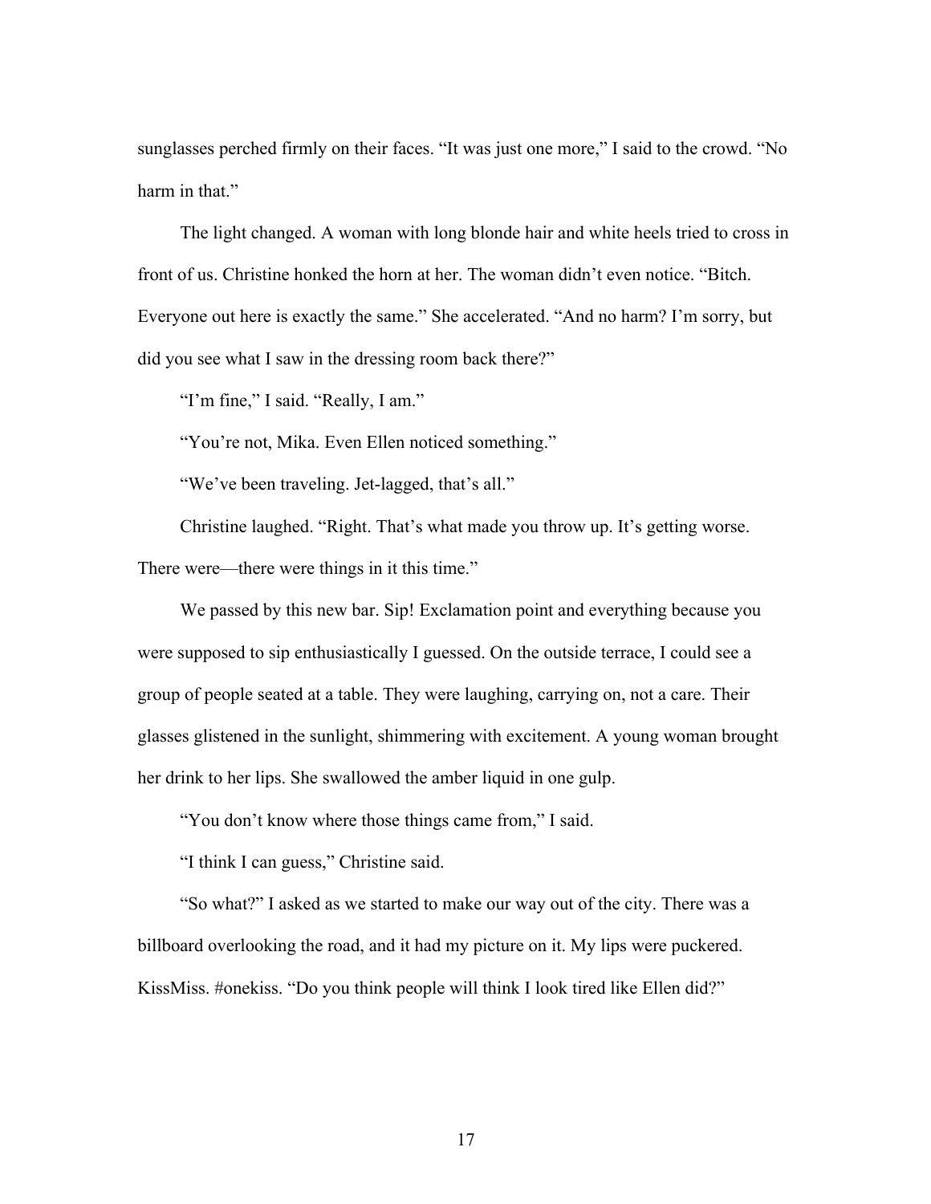sunglasses perched firmly on their faces. “It was just one more,” I said to the crowd. “No harm in that.”

The light changed. A woman with long blonde hair and white heels tried to cross in front of us. Christine honked the horn at her. The woman didn’t even notice. “Bitch. Everyone out here is exactly the same.” She accelerated. “And no harm? I’m sorry, but did you see what I saw in the dressing room back there?”

“I’m fine,” I said. “Really, I am.”

“You’re not, Mika. Even Ellen noticed something.”

“We’ve been traveling. Jet-lagged, that’s all.”

Christine laughed. “Right. That’s what made you throw up. It’s getting worse. There were—there were things in it this time.”

We passed by this new bar. Sip! Exclamation point and everything because you were supposed to sip enthusiastically I guessed. On the outside terrace, I could see a group of people seated at a table. They were laughing, carrying on, not a care. Their glasses glistened in the sunlight, shimmering with excitement. A young woman brought her drink to her lips. She swallowed the amber liquid in one gulp.

“You don’t know where those things came from,” I said.

“I think I can guess,” Christine said.

“So what?” I asked as we started to make our way out of the city. There was a billboard overlooking the road, and it had my picture on it. My lips were puckered. KissMiss. #onekiss. “Do you think people will think I look tired like Ellen did?”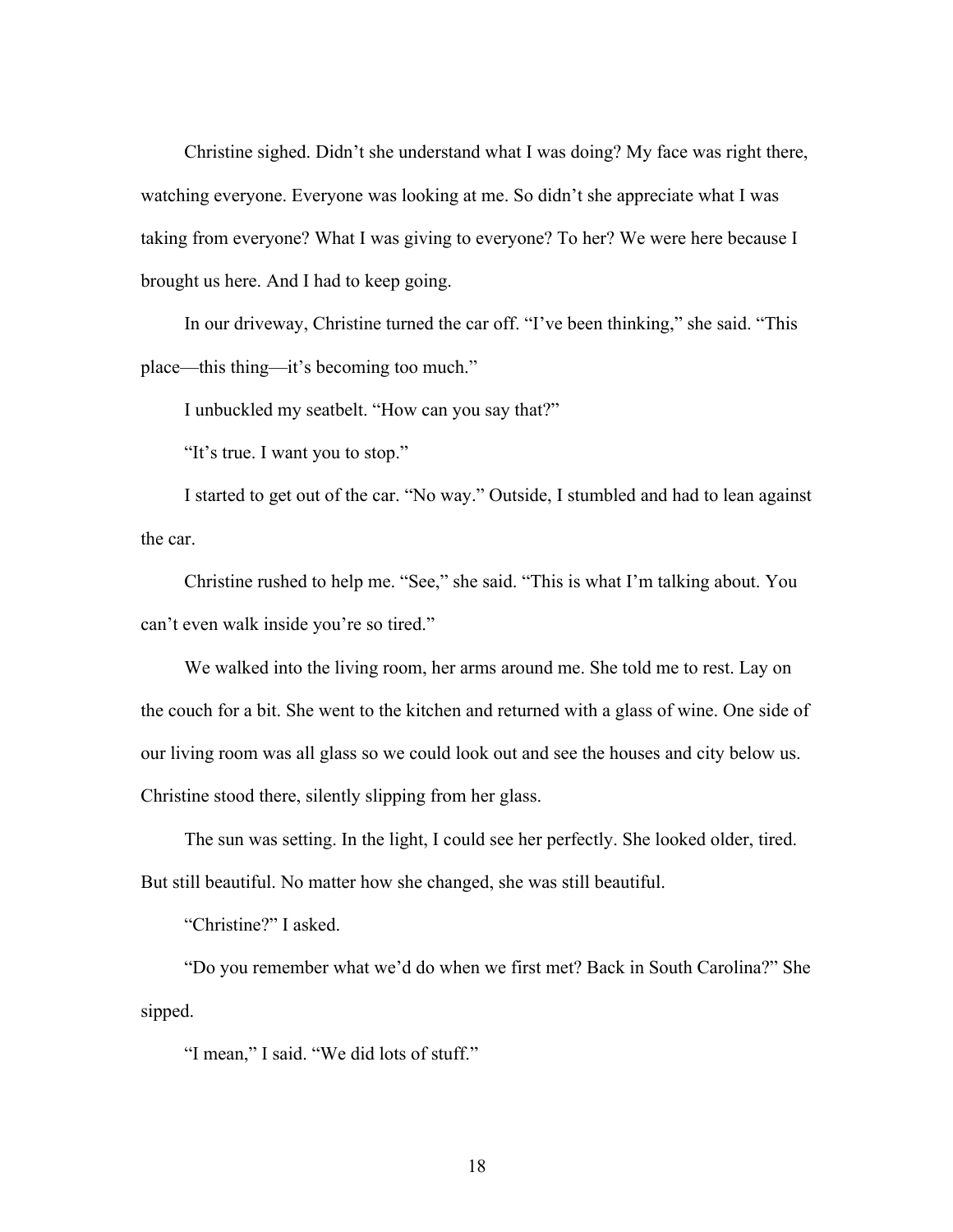Christine sighed. Didn't she understand what I was doing? My face was right there, watching everyone. Everyone was looking at me. So didn't she appreciate what I was taking from everyone? What I was giving to everyone? To her? We were here because I brought us here. And I had to keep going.

In our driveway, Christine turned the car off. "I've been thinking," she said. "This place—this thing—it's becoming too much."

I unbuckled my seatbelt. "How can you say that?"

"It's true. I want you to stop."

I started to get out of the car. "No way." Outside, I stumbled and had to lean against the car.

Christine rushed to help me. "See," she said. "This is what I'm talking about. You can't even walk inside you're so tired."

We walked into the living room, her arms around me. She told me to rest. Lay on the couch for a bit. She went to the kitchen and returned with a glass of wine. One side of our living room was all glass so we could look out and see the houses and city below us. Christine stood there, silently slipping from her glass.

The sun was setting. In the light, I could see her perfectly. She looked older, tired. But still beautiful. No matter how she changed, she was still beautiful.

"Christine?" I asked.

"Do you remember what we'd do when we first met? Back in South Carolina?" She sipped.

"I mean," I said. "We did lots of stuff."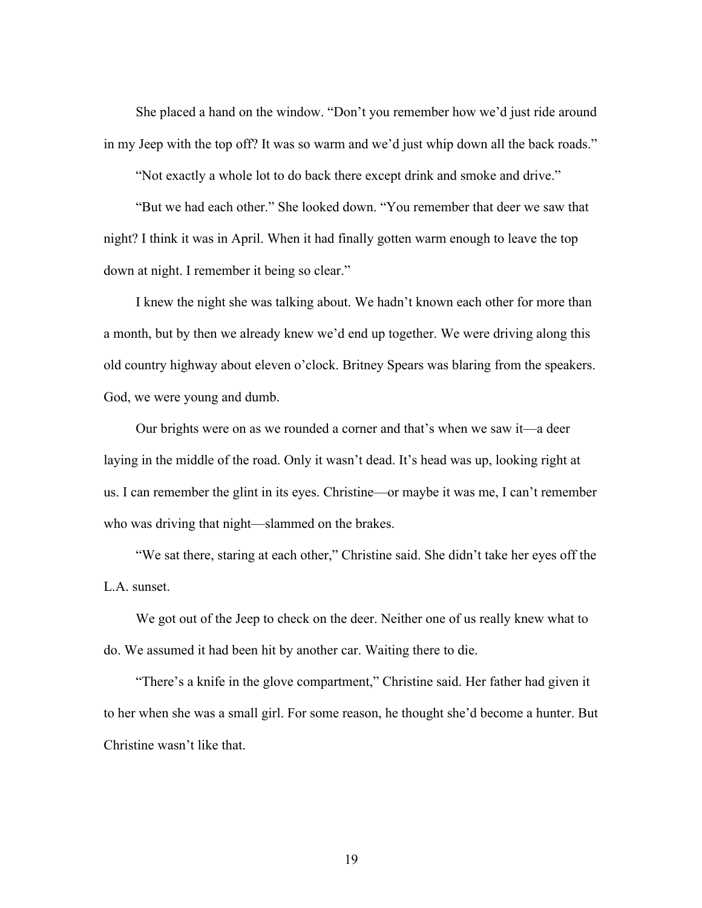She placed a hand on the window. "Don't you remember how we'd just ride around in my Jeep with the top off? It was so warm and we'd just whip down all the back roads."

"Not exactly a whole lot to do back there except drink and smoke and drive."

"But we had each other." She looked down. "You remember that deer we saw that night? I think it was in April. When it had finally gotten warm enough to leave the top down at night. I remember it being so clear."

I knew the night she was talking about. We hadn't known each other for more than a month, but by then we already knew we'd end up together. We were driving along this old country highway about eleven o'clock. Britney Spears was blaring from the speakers. God, we were young and dumb.

Our brights were on as we rounded a corner and that's when we saw it—a deer laying in the middle of the road. Only it wasn't dead. It's head was up, looking right at us. I can remember the glint in its eyes. Christine—or maybe it was me, I can't remember who was driving that night—slammed on the brakes.

"We sat there, staring at each other," Christine said. She didn't take her eyes off the L.A. sunset.

We got out of the Jeep to check on the deer. Neither one of us really knew what to do. We assumed it had been hit by another car. Waiting there to die.

"There's a knife in the glove compartment," Christine said. Her father had given it to her when she was a small girl. For some reason, he thought she'd become a hunter. But Christine wasn't like that.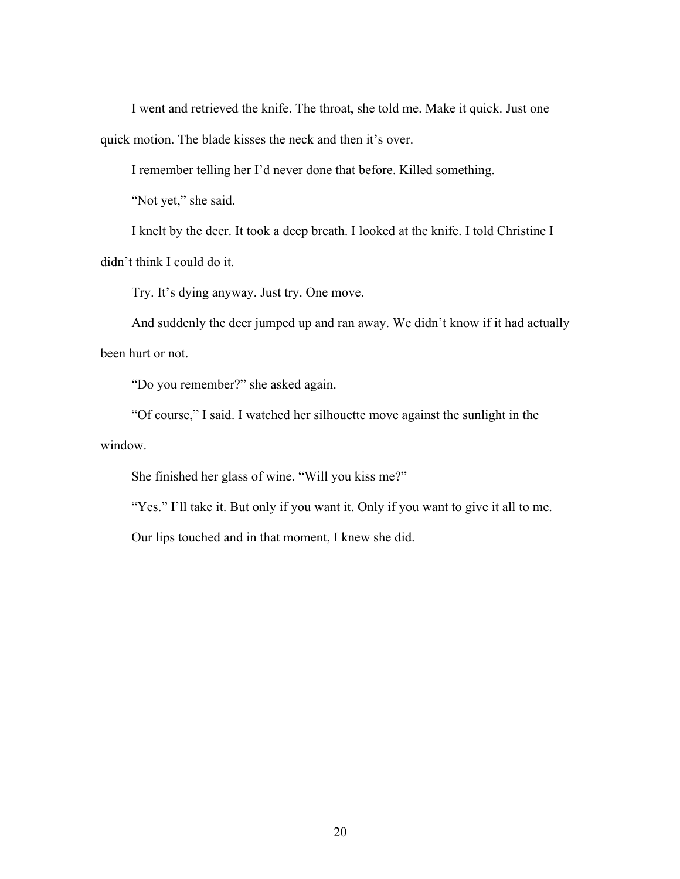I went and retrieved the knife. The throat, she told me. Make it quick. Just one quick motion. The blade kisses the neck and then it's over.

I remember telling her I'd never done that before. Killed something.

"Not yet," she said.

I knelt by the deer. It took a deep breath. I looked at the knife. I told Christine I didn't think I could do it.

Try. It's dying anyway. Just try. One move.

And suddenly the deer jumped up and ran away. We didn't know if it had actually been hurt or not.

"Do you remember?" she asked again.

"Of course," I said. I watched her silhouette move against the sunlight in the window.

She finished her glass of wine. "Will you kiss me?"

"Yes." I'll take it. But only if you want it. Only if you want to give it all to me.

Our lips touched and in that moment, I knew she did.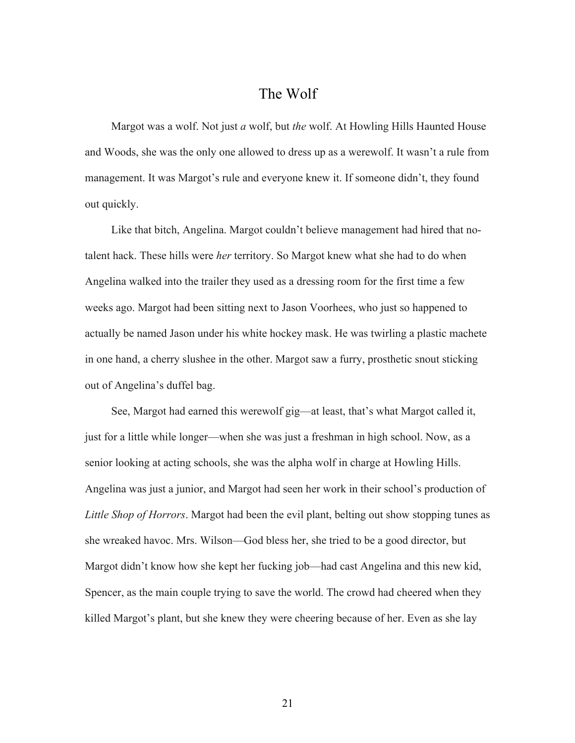# The Wolf

Margot was a wolf. Not just *a* wolf, but *the* wolf. At Howling Hills Haunted House and Woods, she was the only one allowed to dress up as a werewolf. It wasn't a rule from management. It was Margot's rule and everyone knew it. If someone didn't, they found out quickly.

Like that bitch, Angelina. Margot couldn't believe management had hired that no-talent hack. These hills were *her* territory. So Margot knew what she had to do when Angelina walked into the trailer they used as a dressing room for the first time a few weeks ago. Margot had been sitting next to Jason Voorhees, who just so happened to actually be named Jason under his white hockey mask. He was twirling a plastic machete in one hand, a cherry slushee in the other. Margot saw a furry, prosthetic snout sticking out of Angelina's duffel bag.

See, Margot had earned this werewolf gig—at least, that's what Margot called it, just for a little while longer—when she was just a freshman in high school. Now, as a senior looking at acting schools, she was the alpha wolf in charge at Howling Hills. Angelina was just a junior, and Margot had seen her work in their school's production of *Little Shop of Horrors*. Margot had been the evil plant, belting out show stopping tunes as she wreaked havoc. Mrs. Wilson—God bless her, she tried to be a good director, but Margot didn't know how she kept her fucking job—had cast Angelina and this new kid, Spencer, as the main couple trying to save the world. The crowd had cheered when they killed Margot's plant, but she knew they were cheering because of her. Even as she lay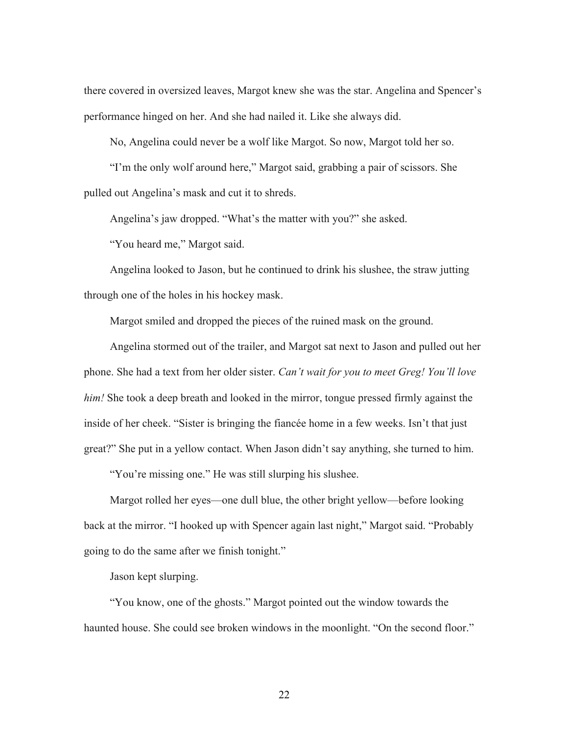there covered in oversized leaves, Margot knew she was the star. Angelina and Spencer's performance hinged on her. And she had nailed it. Like she always did.

No, Angelina could never be a wolf like Margot. So now, Margot told her so.

"I'm the only wolf around here," Margot said, grabbing a pair of scissors. She pulled out Angelina's mask and cut it to shreds.

Angelina's jaw dropped. "What's the matter with you?" she asked.

"You heard me," Margot said.

Angelina looked to Jason, but he continued to drink his slushee, the straw jutting through one of the holes in his hockey mask.

Margot smiled and dropped the pieces of the ruined mask on the ground.

Angelina stormed out of the trailer, and Margot sat next to Jason and pulled out her phone. She had a text from her older sister. *Can't wait for you to meet Greg! You'll love him!* She took a deep breath and looked in the mirror, tongue pressed firmly against the inside of her cheek. "Sister is bringing the fiancée home in a few weeks. Isn't that just great?" She put in a yellow contact. When Jason didn't say anything, she turned to him.

"You're missing one." He was still slurping his slushee.

Margot rolled her eyes—one dull blue, the other bright yellow—before looking back at the mirror. "I hooked up with Spencer again last night," Margot said. "Probably going to do the same after we finish tonight."

Jason kept slurping.

"You know, one of the ghosts." Margot pointed out the window towards the haunted house. She could see broken windows in the moonlight. "On the second floor."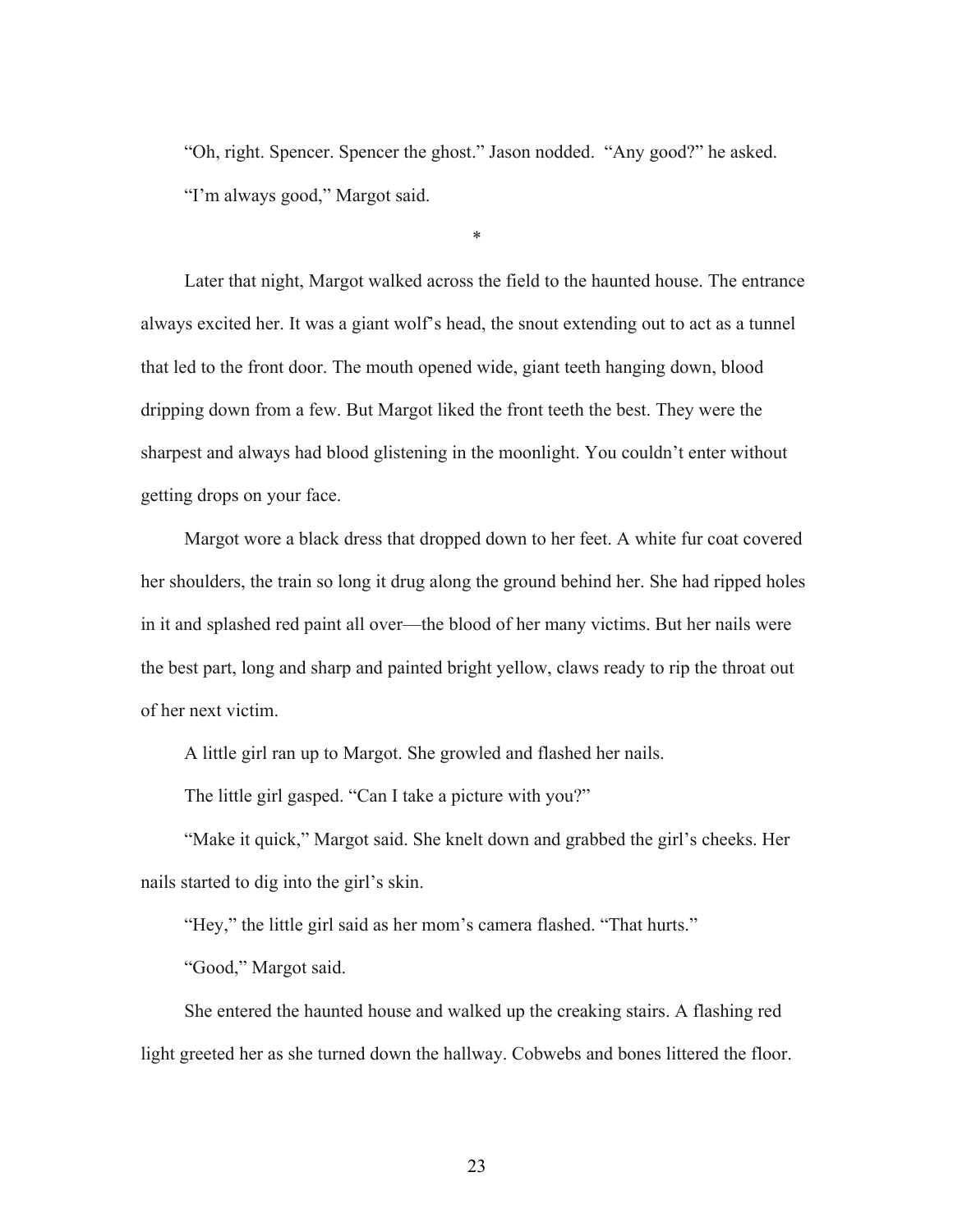"Oh, right. Spencer. Spencer the ghost." Jason nodded. "Any good?" he asked.

"I'm always good," Margot said.

*

Later that night, Margot walked across the field to the haunted house. The entrance always excited her. It was a giant wolf's head, the snout extending out to act as a tunnel that led to the front door. The mouth opened wide, giant teeth hanging down, blood dripping down from a few. But Margot liked the front teeth the best. They were the sharpest and always had blood glistening in the moonlight. You couldn't enter without getting drops on your face.

Margot wore a black dress that dropped down to her feet. A white fur coat covered her shoulders, the train so long it drug along the ground behind her. She had ripped holes in it and splashed red paint all over—the blood of her many victims. But her nails were the best part, long and sharp and painted bright yellow, claws ready to rip the throat out of her next victim.

A little girl ran up to Margot. She growled and flashed her nails.

The little girl gasped. "Can I take a picture with you?"

"Make it quick," Margot said. She knelt down and grabbed the girl's cheeks. Her nails started to dig into the girl's skin.

"Hey," the little girl said as her mom's camera flashed. "That hurts."

"Good," Margot said.

She entered the haunted house and walked up the creaking stairs. A flashing red light greeted her as she turned down the hallway. Cobwebs and bones littered the floor.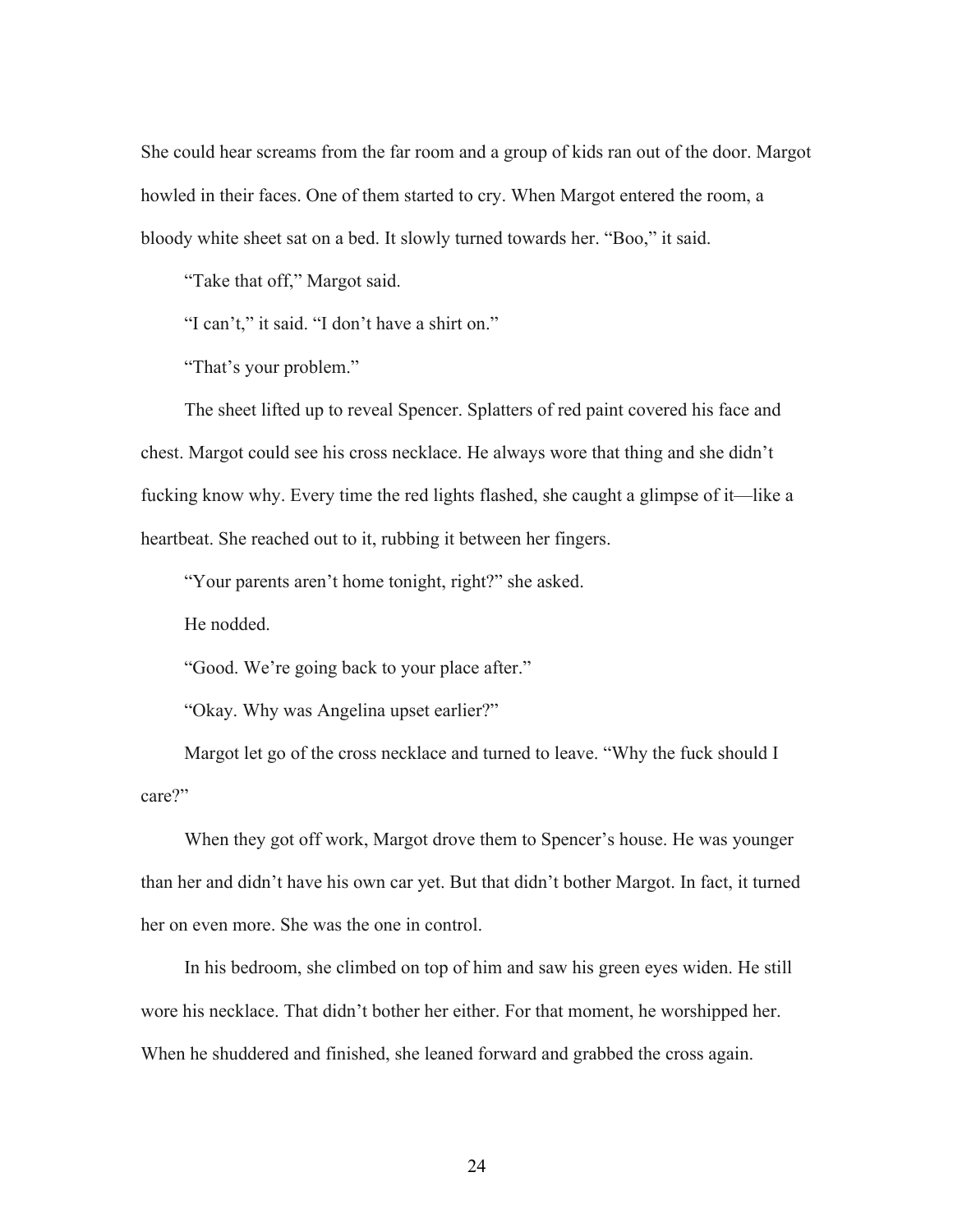She could hear screams from the far room and a group of kids ran out of the door. Margot howled in their faces. One of them started to cry. When Margot entered the room, a bloody white sheet sat on a bed. It slowly turned towards her. "Boo," it said.

"Take that off," Margot said.

"I can't," it said. "I don't have a shirt on."

"That's your problem."

The sheet lifted up to reveal Spencer. Splatters of red paint covered his face and chest. Margot could see his cross necklace. He always wore that thing and she didn't fucking know why. Every time the red lights flashed, she caught a glimpse of it—like a heartbeat. She reached out to it, rubbing it between her fingers.

"Your parents aren't home tonight, right?" she asked.

He nodded.

"Good. We're going back to your place after."

"Okay. Why was Angelina upset earlier?"

Margot let go of the cross necklace and turned to leave. "Why the fuck should I care?"

When they got off work, Margot drove them to Spencer's house. He was younger than her and didn't have his own car yet. But that didn't bother Margot. In fact, it turned her on even more. She was the one in control.

In his bedroom, she climbed on top of him and saw his green eyes widen. He still wore his necklace. That didn't bother her either. For that moment, he worshipped her. When he shuddered and finished, she leaned forward and grabbed the cross again.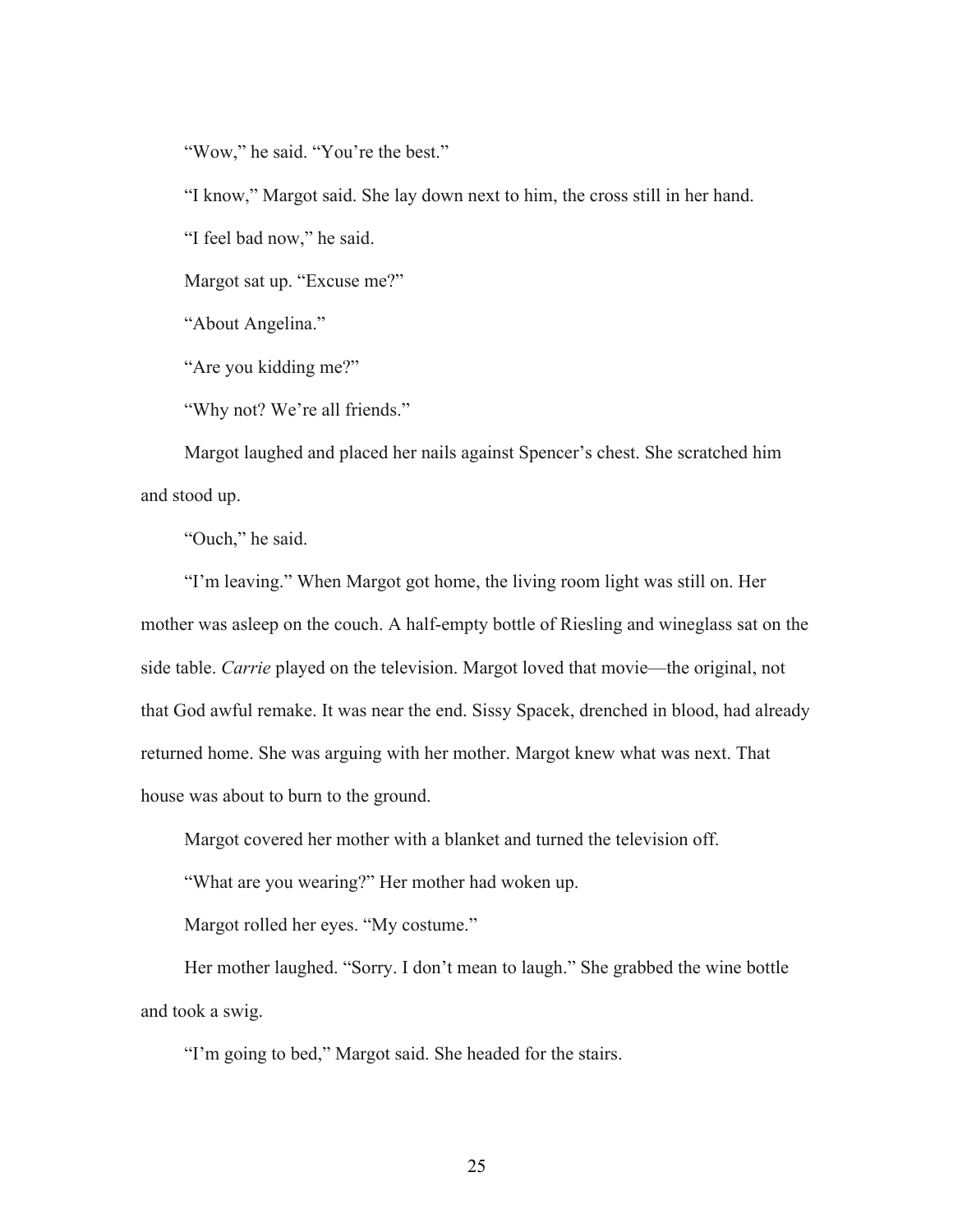"Wow," he said. "You're the best."

"I know," Margot said. She lay down next to him, the cross still in her hand.

"I feel bad now," he said.

Margot sat up. "Excuse me?"

"About Angelina."

"Are you kidding me?"

"Why not? We're all friends."

Margot laughed and placed her nails against Spencer's chest. She scratched him and stood up.

"Ouch," he said.

"I'm leaving." When Margot got home, the living room light was still on. Her mother was asleep on the couch. A half-empty bottle of Riesling and wineglass sat on the side table. *Carrie* played on the television. Margot loved that movie—the original, not that God awful remake. It was near the end. Sissy Spacek, drenched in blood, had already returned home. She was arguing with her mother. Margot knew what was next. That house was about to burn to the ground.

Margot covered her mother with a blanket and turned the television off.

"What are you wearing?" Her mother had woken up.

Margot rolled her eyes. "My costume."

Her mother laughed. "Sorry. I don't mean to laugh." She grabbed the wine bottle and took a swig.

"I'm going to bed," Margot said. She headed for the stairs.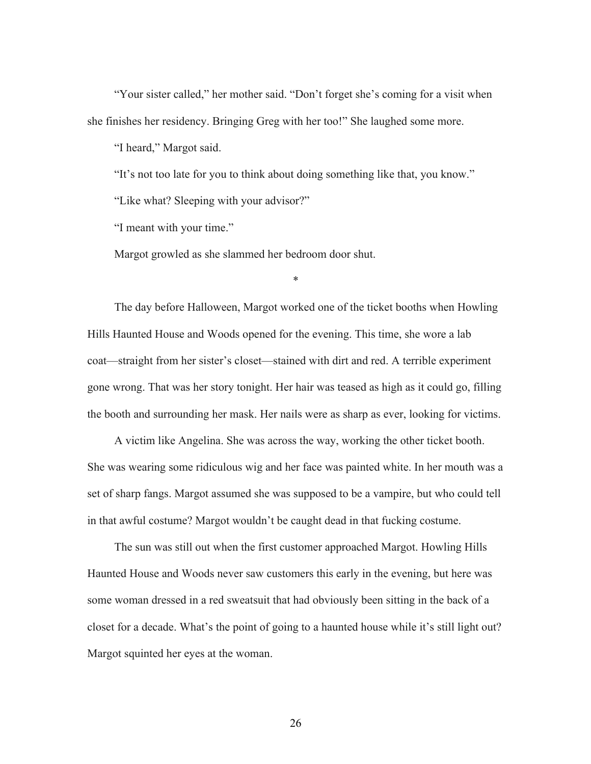"Your sister called," her mother said. "Don't forget she's coming for a visit when she finishes her residency. Bringing Greg with her too!" She laughed some more.

"I heard," Margot said.

"It's not too late for you to think about doing something like that, you know."

"Like what? Sleeping with your advisor?"

"I meant with your time."

Margot growled as she slammed her bedroom door shut.

*

The day before Halloween, Margot worked one of the ticket booths when Howling Hills Haunted House and Woods opened for the evening. This time, she wore a lab coat—straight from her sister's closet—stained with dirt and red. A terrible experiment gone wrong. That was her story tonight. Her hair was teased as high as it could go, filling the booth and surrounding her mask. Her nails were as sharp as ever, looking for victims.

A victim like Angelina. She was across the way, working the other ticket booth. She was wearing some ridiculous wig and her face was painted white. In her mouth was a set of sharp fangs. Margot assumed she was supposed to be a vampire, but who could tell in that awful costume? Margot wouldn't be caught dead in that fucking costume.

The sun was still out when the first customer approached Margot. Howling Hills Haunted House and Woods never saw customers this early in the evening, but here was some woman dressed in a red sweatsuit that had obviously been sitting in the back of a closet for a decade. What's the point of going to a haunted house while it's still light out? Margot squinted her eyes at the woman.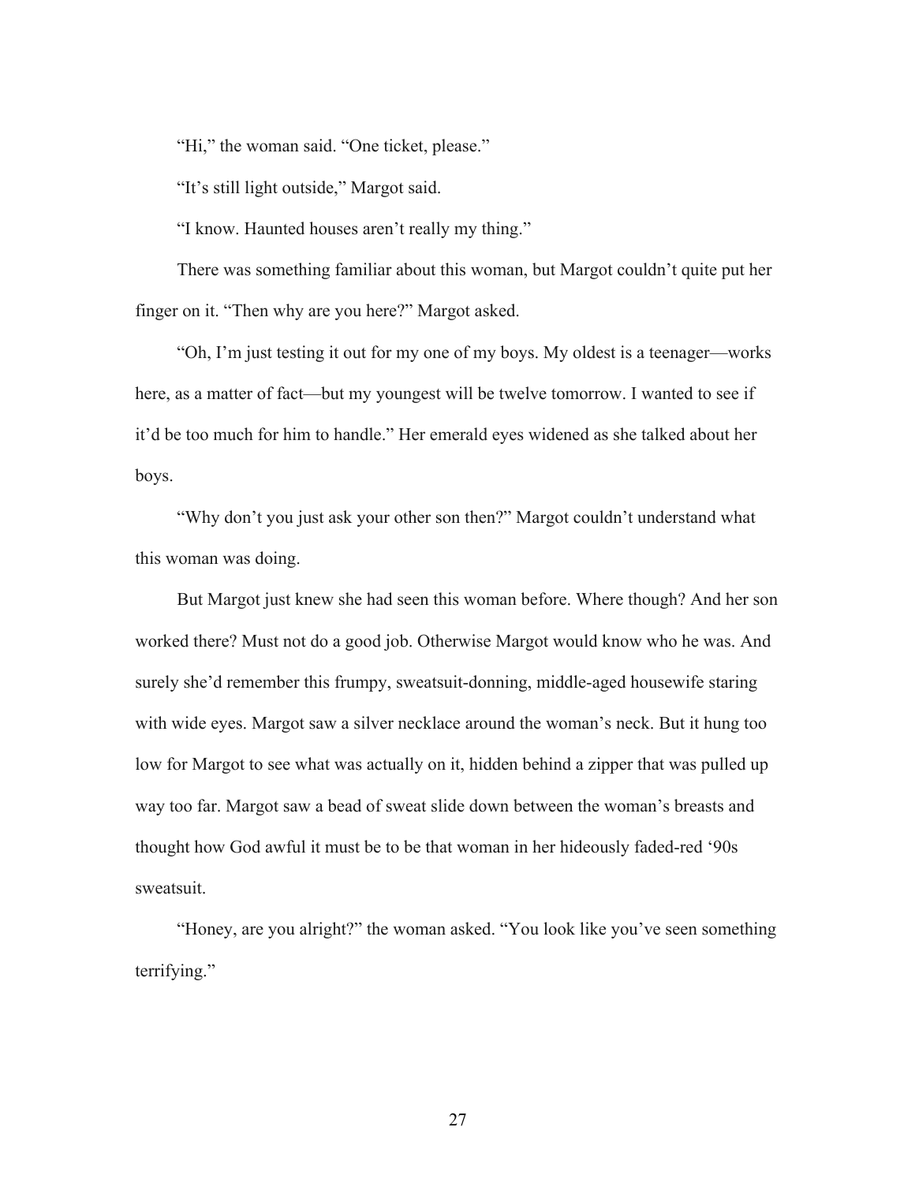"Hi," the woman said. "One ticket, please."

"It's still light outside," Margot said.

"I know. Haunted houses aren't really my thing."

There was something familiar about this woman, but Margot couldn't quite put her finger on it. "Then why are you here?" Margot asked.

"Oh, I'm just testing it out for my one of my boys. My oldest is a teenager—works here, as a matter of fact—but my youngest will be twelve tomorrow. I wanted to see if it'd be too much for him to handle." Her emerald eyes widened as she talked about her boys.

"Why don't you just ask your other son then?" Margot couldn't understand what this woman was doing.

But Margot just knew she had seen this woman before. Where though? And her son worked there? Must not do a good job. Otherwise Margot would know who he was. And surely she'd remember this frumpy, sweatsuit-donning, middle-aged housewife staring with wide eyes. Margot saw a silver necklace around the woman's neck. But it hung too low for Margot to see what was actually on it, hidden behind a zipper that was pulled up way too far. Margot saw a bead of sweat slide down between the woman's breasts and thought how God awful it must be to be that woman in her hideously faded-red '90s sweatsuit.

"Honey, are you alright?" the woman asked. "You look like you've seen something terrifying."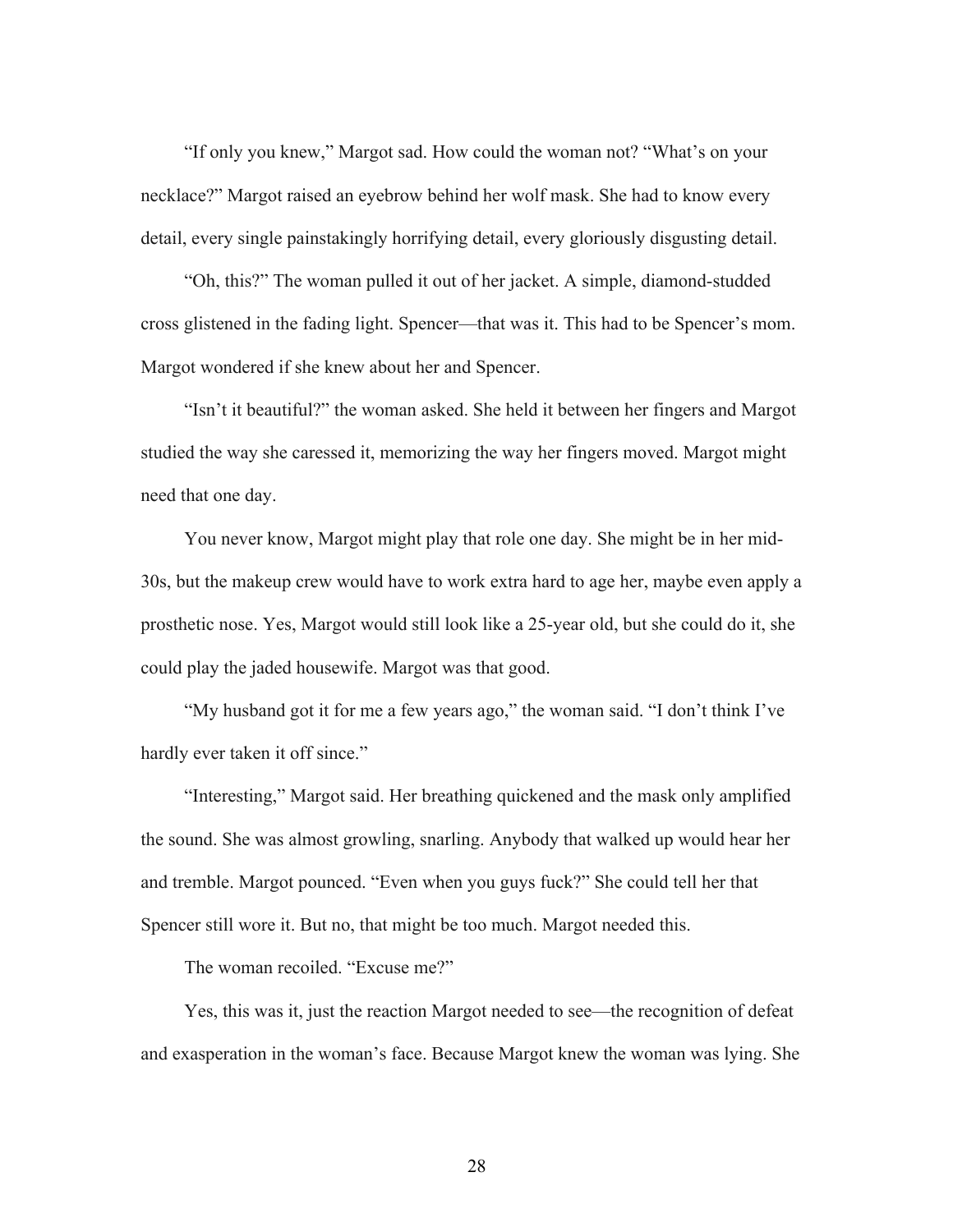"If only you knew," Margot sad. How could the woman not? "What's on your necklace?" Margot raised an eyebrow behind her wolf mask. She had to know every detail, every single painstakingly horrifying detail, every gloriously disgusting detail.

"Oh, this?" The woman pulled it out of her jacket. A simple, diamond-studded cross glistened in the fading light. Spencer—that was it. This had to be Spencer's mom. Margot wondered if she knew about her and Spencer.

"Isn't it beautiful?" the woman asked. She held it between her fingers and Margot studied the way she caressed it, memorizing the way her fingers moved. Margot might need that one day.

You never know, Margot might play that role one day. She might be in her mid-30s, but the makeup crew would have to work extra hard to age her, maybe even apply a prosthetic nose. Yes, Margot would still look like a 25-year old, but she could do it, she could play the jaded housewife. Margot was that good.

"My husband got it for me a few years ago," the woman said. "I don't think I've hardly ever taken it off since."

"Interesting," Margot said. Her breathing quickened and the mask only amplified the sound. She was almost growling, snarling. Anybody that walked up would hear her and tremble. Margot pounced. "Even when you guys fuck?" She could tell her that Spencer still wore it. But no, that might be too much. Margot needed this.

The woman recoiled. "Excuse me?"

Yes, this was it, just the reaction Margot needed to see—the recognition of defeat and exasperation in the woman's face. Because Margot knew the woman was lying. She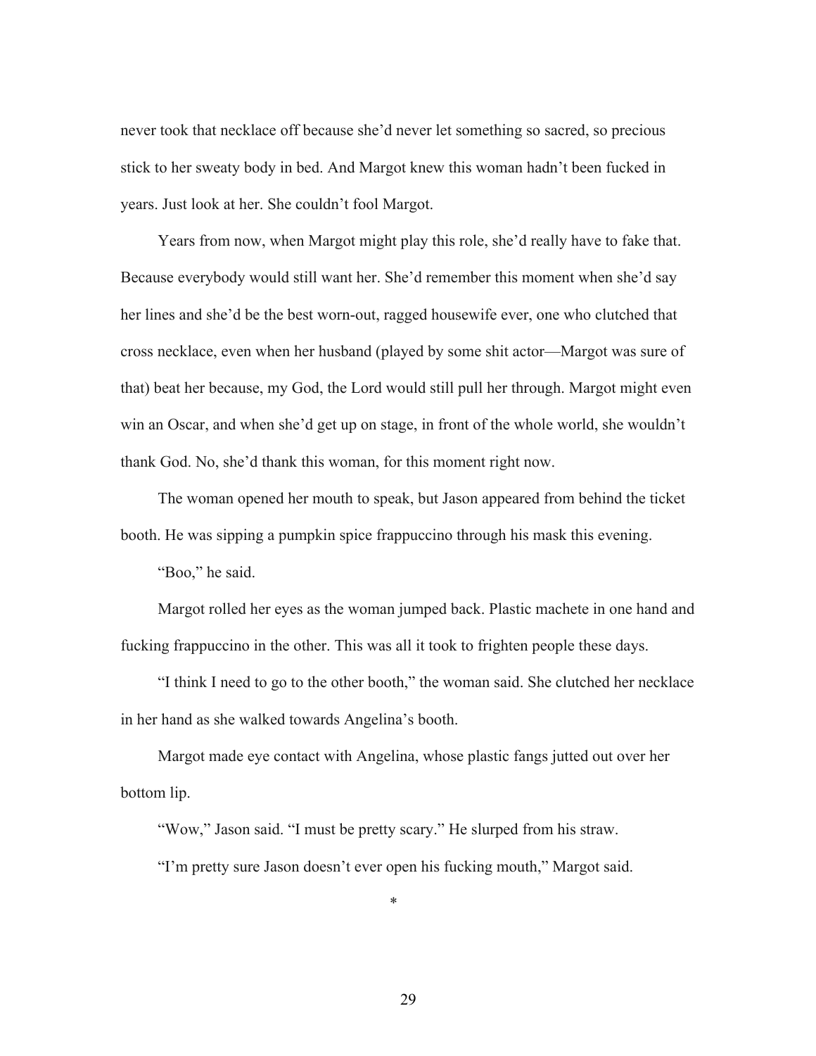never took that necklace off because she'd never let something so sacred, so precious stick to her sweaty body in bed. And Margot knew this woman hadn't been fucked in years. Just look at her. She couldn't fool Margot.

Years from now, when Margot might play this role, she'd really have to fake that. Because everybody would still want her. She'd remember this moment when she'd say her lines and she'd be the best worn-out, ragged housewife ever, one who clutched that cross necklace, even when her husband (played by some shit actor—Margot was sure of that) beat her because, my God, the Lord would still pull her through. Margot might even win an Oscar, and when she'd get up on stage, in front of the whole world, she wouldn't thank God. No, she'd thank this woman, for this moment right now.

The woman opened her mouth to speak, but Jason appeared from behind the ticket booth. He was sipping a pumpkin spice frappuccino through his mask this evening.

"Boo," he said.

Margot rolled her eyes as the woman jumped back. Plastic machete in one hand and fucking frappuccino in the other. This was all it took to frighten people these days.

"I think I need to go to the other booth," the woman said. She clutched her necklace in her hand as she walked towards Angelina's booth.

Margot made eye contact with Angelina, whose plastic fangs jutted out over her bottom lip.

"Wow," Jason said. "I must be pretty scary." He slurped from his straw.

"I'm pretty sure Jason doesn't ever open his fucking mouth," Margot said.

*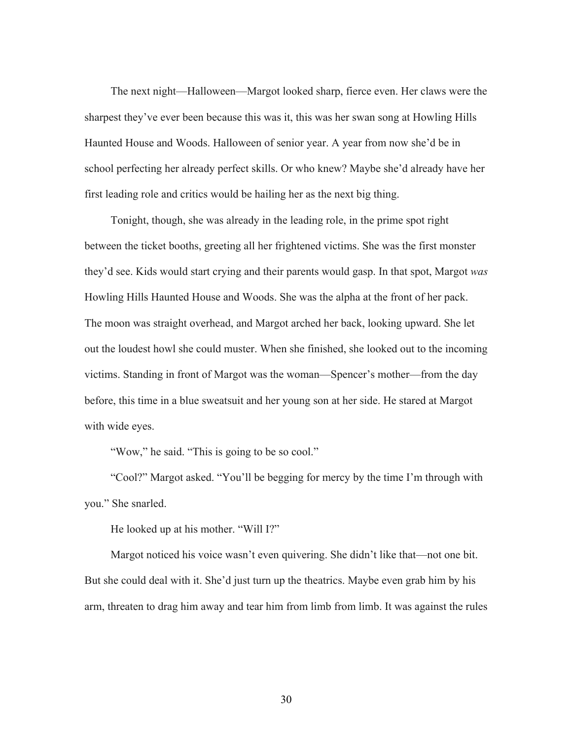The next night—Halloween—Margot looked sharp, fierce even. Her claws were the sharpest they've ever been because this was it, this was her swan song at Howling Hills Haunted House and Woods. Halloween of senior year. A year from now she'd be in school perfecting her already perfect skills. Or who knew? Maybe she'd already have her first leading role and critics would be hailing her as the next big thing.

Tonight, though, she was already in the leading role, in the prime spot right between the ticket booths, greeting all her frightened victims. She was the first monster they'd see. Kids would start crying and their parents would gasp. In that spot, Margot *was* Howling Hills Haunted House and Woods. She was the alpha at the front of her pack. The moon was straight overhead, and Margot arched her back, looking upward. She let out the loudest howl she could muster. When she finished, she looked out to the incoming victims. Standing in front of Margot was the woman—Spencer's mother—from the day before, this time in a blue sweatsuit and her young son at her side. He stared at Margot with wide eyes.

"Wow," he said. "This is going to be so cool."

"Cool?" Margot asked. "You'll be begging for mercy by the time I'm through with you." She snarled.

He looked up at his mother. "Will I?"

Margot noticed his voice wasn't even quivering. She didn't like that—not one bit. But she could deal with it. She'd just turn up the theatrics. Maybe even grab him by his arm, threaten to drag him away and tear him from limb from limb. It was against the rules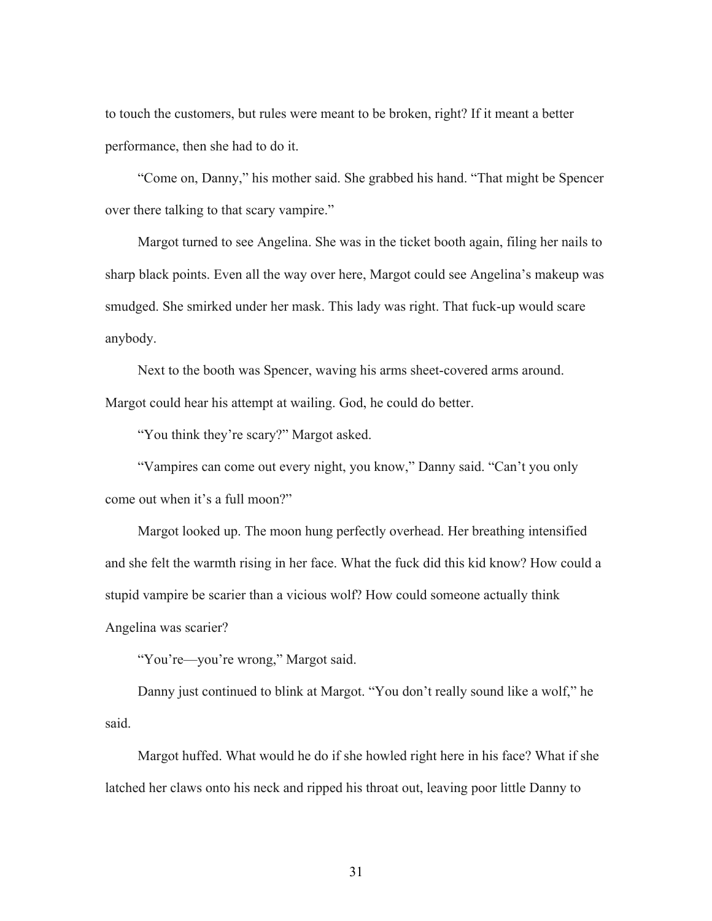to touch the customers, but rules were meant to be broken, right? If it meant a better performance, then she had to do it.

"Come on, Danny," his mother said. She grabbed his hand. "That might be Spencer over there talking to that scary vampire."

Margot turned to see Angelina. She was in the ticket booth again, filing her nails to sharp black points. Even all the way over here, Margot could see Angelina's makeup was smudged. She smirked under her mask. This lady was right. That fuck-up would scare anybody.

Next to the booth was Spencer, waving his arms sheet-covered arms around. Margot could hear his attempt at wailing. God, he could do better.

"You think they're scary?" Margot asked.

"Vampires can come out every night, you know," Danny said. "Can't you only come out when it's a full moon?"

Margot looked up. The moon hung perfectly overhead. Her breathing intensified and she felt the warmth rising in her face. What the fuck did this kid know? How could a stupid vampire be scarier than a vicious wolf? How could someone actually think Angelina was scarier?

"You're—you're wrong," Margot said.

Danny just continued to blink at Margot. "You don't really sound like a wolf," he said.

Margot huffed. What would he do if she howled right here in his face? What if she latched her claws onto his neck and ripped his throat out, leaving poor little Danny to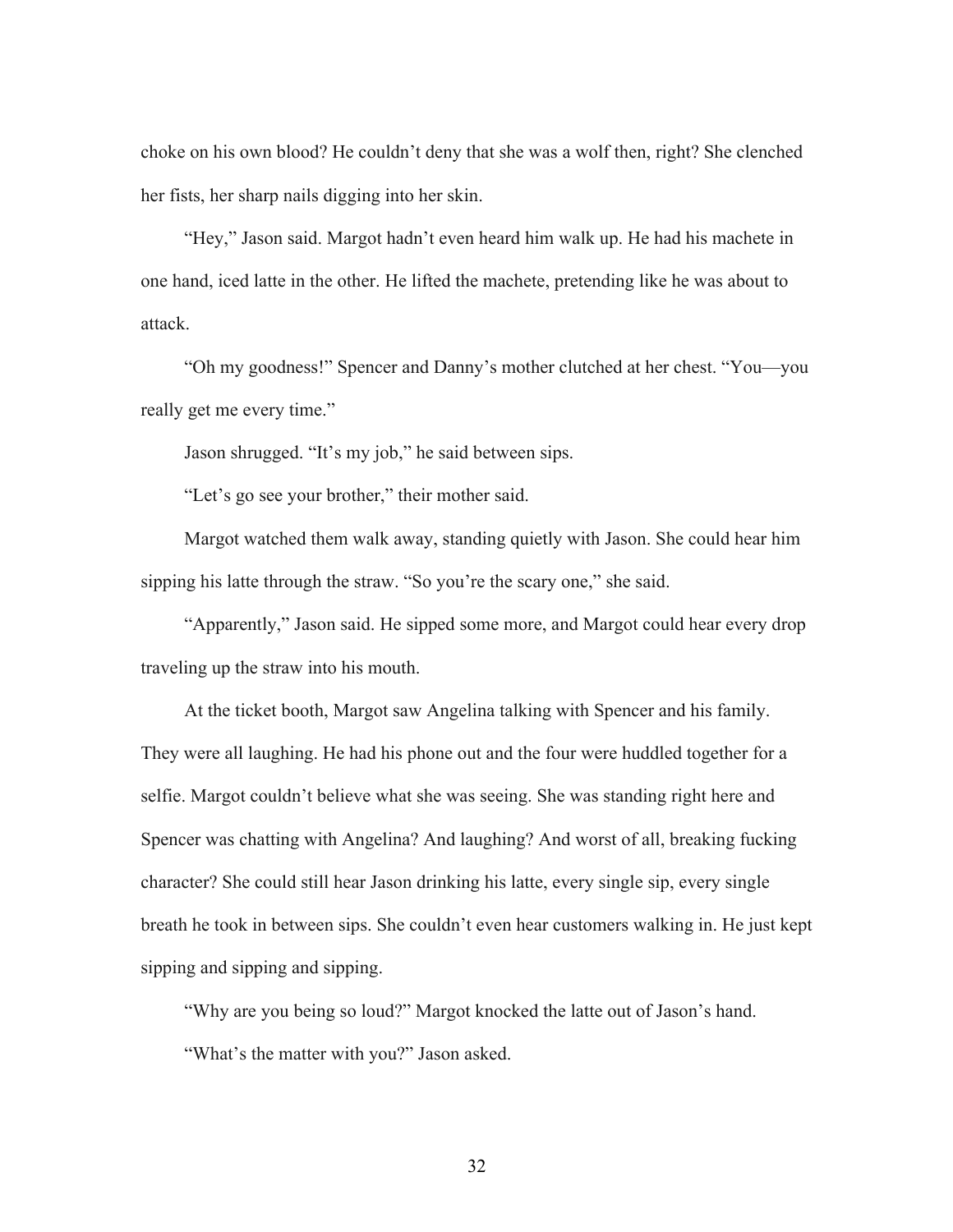choke on his own blood? He couldn't deny that she was a wolf then, right? She clenched her fists, her sharp nails digging into her skin.

"Hey," Jason said. Margot hadn't even heard him walk up. He had his machete in one hand, iced latte in the other. He lifted the machete, pretending like he was about to attack.

"Oh my goodness!" Spencer and Danny's mother clutched at her chest. "You—you really get me every time."

Jason shrugged. "It's my job," he said between sips.

"Let's go see your brother," their mother said.

Margot watched them walk away, standing quietly with Jason. She could hear him sipping his latte through the straw. "So you're the scary one," she said.

"Apparently," Jason said. He sipped some more, and Margot could hear every drop traveling up the straw into his mouth.

At the ticket booth, Margot saw Angelina talking with Spencer and his family. They were all laughing. He had his phone out and the four were huddled together for a selfie. Margot couldn't believe what she was seeing. She was standing right here and Spencer was chatting with Angelina? And laughing? And worst of all, breaking fucking character? She could still hear Jason drinking his latte, every single sip, every single breath he took in between sips. She couldn't even hear customers walking in. He just kept sipping and sipping and sipping.

"Why are you being so loud?" Margot knocked the latte out of Jason's hand.

"What's the matter with you?" Jason asked.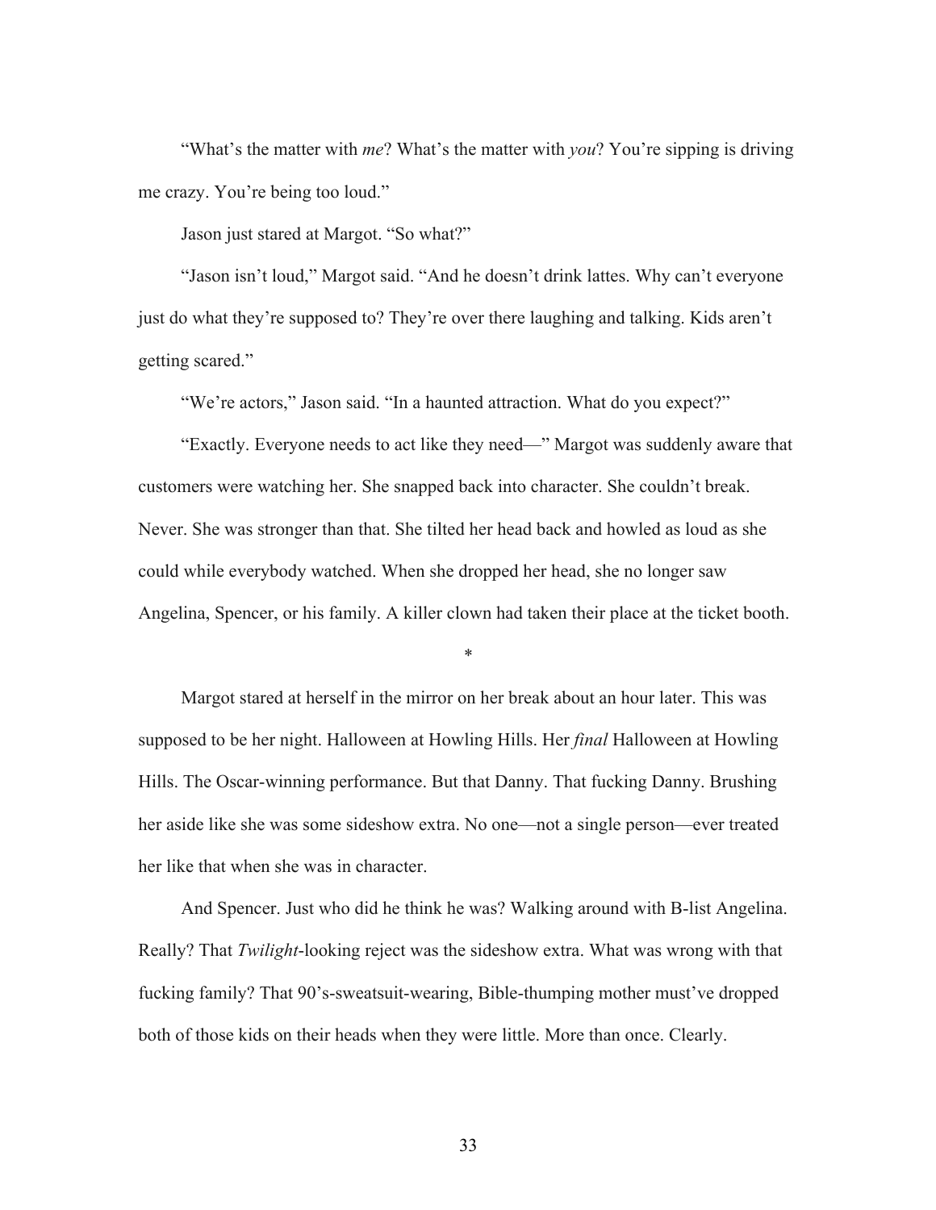"What's the matter with *me*? What's the matter with *you*? You're sipping is driving me crazy. You're being too loud."

Jason just stared at Margot. "So what?"

"Jason isn't loud," Margot said. "And he doesn't drink lattes. Why can't everyone just do what they're supposed to? They're over there laughing and talking. Kids aren't getting scared."

"We're actors," Jason said. "In a haunted attraction. What do you expect?"

"Exactly. Everyone needs to act like they need—" Margot was suddenly aware that customers were watching her. She snapped back into character. She couldn't break. Never. She was stronger than that. She tilted her head back and howled as loud as she could while everybody watched. When she dropped her head, she no longer saw Angelina, Spencer, or his family. A killer clown had taken their place at the ticket booth.

*

Margot stared at herself in the mirror on her break about an hour later. This was supposed to be her night. Halloween at Howling Hills. Her *final* Halloween at Howling Hills. The Oscar-winning performance. But that Danny. That fucking Danny. Brushing her aside like she was some sideshow extra. No one—not a single person—ever treated her like that when she was in character.

And Spencer. Just who did he think he was? Walking around with B-list Angelina. Really? That *Twilight*-looking reject was the sideshow extra. What was wrong with that fucking family? That 90's-sweatsuit-wearing, Bible-thumping mother must've dropped both of those kids on their heads when they were little. More than once. Clearly.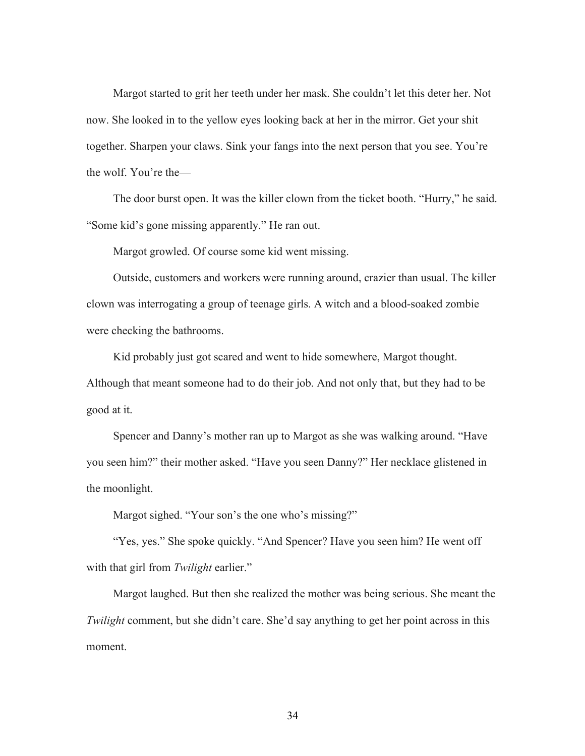Margot started to grit her teeth under her mask. She couldn't let this deter her. Not now. She looked in to the yellow eyes looking back at her in the mirror. Get your shit together. Sharpen your claws. Sink your fangs into the next person that you see. You're the wolf. You're the—

The door burst open. It was the killer clown from the ticket booth. "Hurry," he said. "Some kid's gone missing apparently." He ran out.

Margot growled. Of course some kid went missing.

Outside, customers and workers were running around, crazier than usual. The killer clown was interrogating a group of teenage girls. A witch and a blood-soaked zombie were checking the bathrooms.

Kid probably just got scared and went to hide somewhere, Margot thought. Although that meant someone had to do their job. And not only that, but they had to be good at it.

Spencer and Danny's mother ran up to Margot as she was walking around. "Have you seen him?" their mother asked. "Have you seen Danny?" Her necklace glistened in the moonlight.

Margot sighed. "Your son's the one who's missing?"

"Yes, yes." She spoke quickly. "And Spencer? Have you seen him? He went off with that girl from *Twilight* earlier."

Margot laughed. But then she realized the mother was being serious. She meant the *Twilight* comment, but she didn't care. She'd say anything to get her point across in this moment.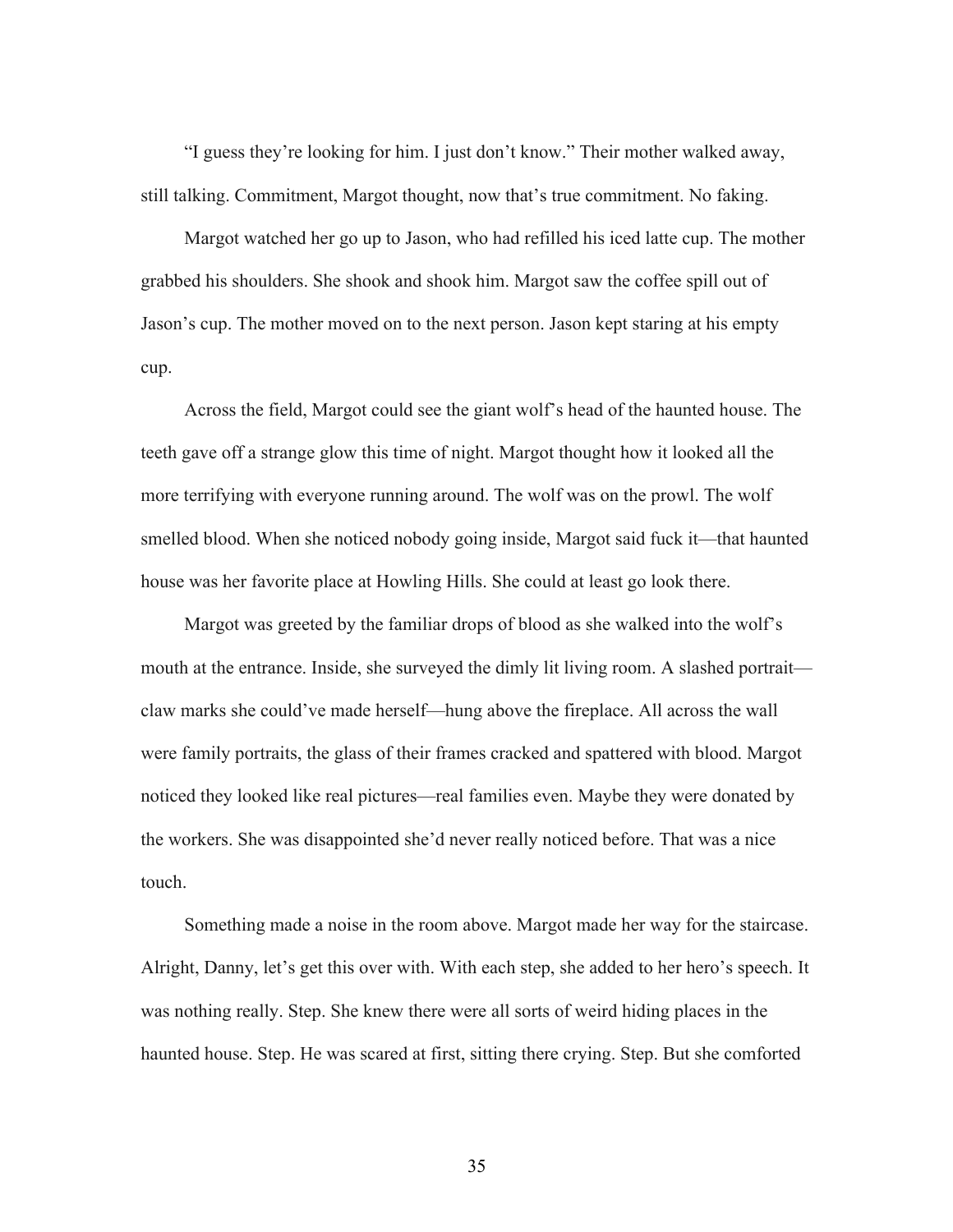"I guess they're looking for him. I just don't know." Their mother walked away, still talking. Commitment, Margot thought, now that's true commitment. No faking.

Margot watched her go up to Jason, who had refilled his iced latte cup. The mother grabbed his shoulders. She shook and shook him. Margot saw the coffee spill out of Jason's cup. The mother moved on to the next person. Jason kept staring at his empty cup.

Across the field, Margot could see the giant wolf's head of the haunted house. The teeth gave off a strange glow this time of night. Margot thought how it looked all the more terrifying with everyone running around. The wolf was on the prowl. The wolf smelled blood. When she noticed nobody going inside, Margot said fuck it—that haunted house was her favorite place at Howling Hills. She could at least go look there.

Margot was greeted by the familiar drops of blood as she walked into the wolf's mouth at the entrance. Inside, she surveyed the dimly lit living room. A slashed portrait—claw marks she could've made herself—hung above the fireplace. All across the wall were family portraits, the glass of their frames cracked and spattered with blood. Margot noticed they looked like real pictures—real families even. Maybe they were donated by the workers. She was disappointed she'd never really noticed before. That was a nice touch.

Something made a noise in the room above. Margot made her way for the staircase. Alright, Danny, let's get this over with. With each step, she added to her hero's speech. It was nothing really. Step. She knew there were all sorts of weird hiding places in the haunted house. Step. He was scared at first, sitting there crying. Step. But she comforted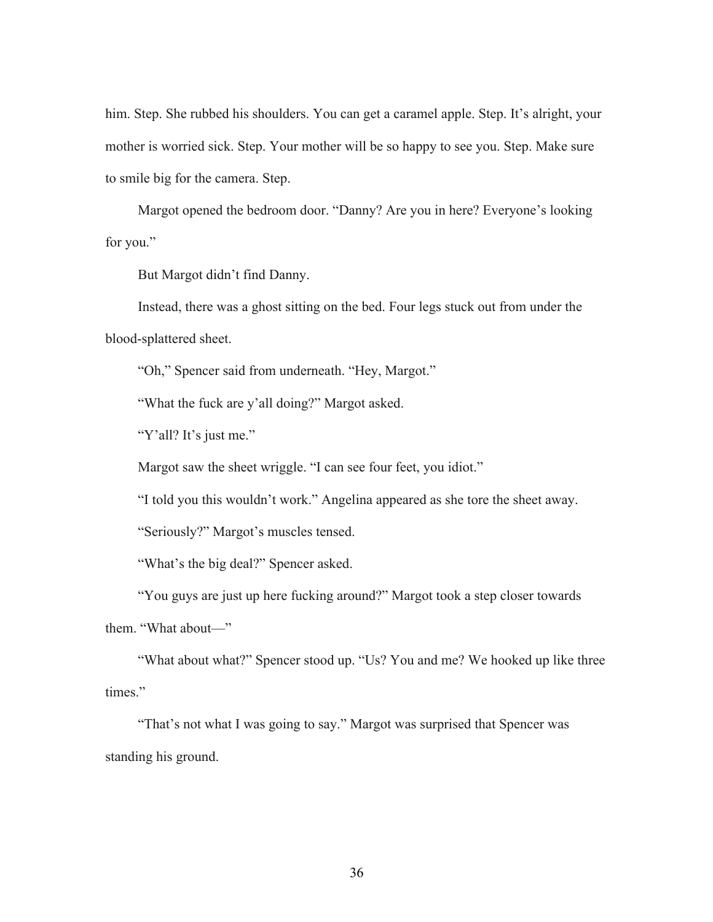him. Step. She rubbed his shoulders. You can get a caramel apple. Step. It's alright, your mother is worried sick. Step. Your mother will be so happy to see you. Step. Make sure to smile big for the camera. Step.

Margot opened the bedroom door. "Danny? Are you in here? Everyone's looking for you."

But Margot didn't find Danny.

Instead, there was a ghost sitting on the bed. Four legs stuck out from under the blood-splattered sheet.

"Oh," Spencer said from underneath. "Hey, Margot."

"What the fuck are y'all doing?" Margot asked.

"Y'all? It's just me."

Margot saw the sheet wriggle. "I can see four feet, you idiot."

"I told you this wouldn't work." Angelina appeared as she tore the sheet away.

"Seriously?" Margot's muscles tensed.

"What's the big deal?" Spencer asked.

"You guys are just up here fucking around?" Margot took a step closer towards them. "What about—"

"What about what?" Spencer stood up. "Us? You and me? We hooked up like three times."

"That's not what I was going to say." Margot was surprised that Spencer was standing his ground.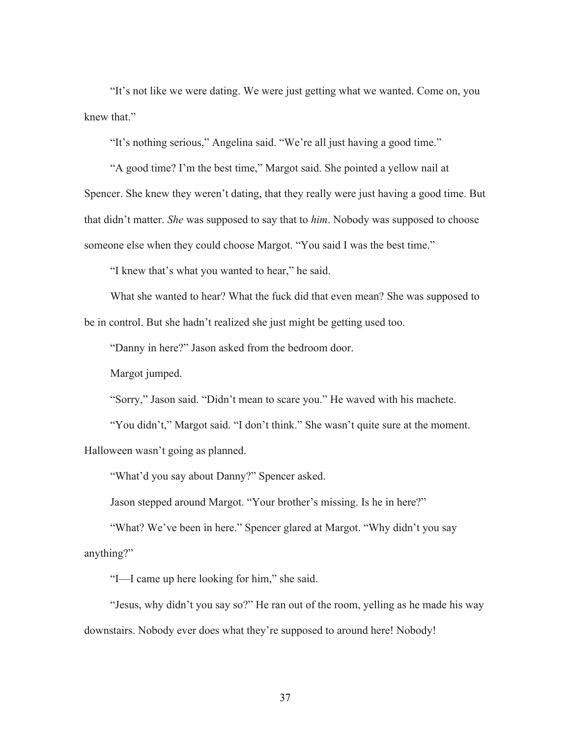"It's not like we were dating. We were just getting what we wanted. Come on, you knew that."

"It's nothing serious," Angelina said. "We're all just having a good time."

"A good time? I'm the best time," Margot said. She pointed a yellow nail at Spencer. She knew they weren't dating, that they really were just having a good time. But that didn't matter. *She* was supposed to say that to *him*. Nobody was supposed to choose someone else when they could choose Margot. "You said I was the best time."

"I knew that's what you wanted to hear," he said.

What she wanted to hear? What the fuck did that even mean? She was supposed to be in control. But she hadn't realized she just might be getting used too.

"Danny in here?" Jason asked from the bedroom door.

Margot jumped.

"Sorry," Jason said. "Didn't mean to scare you." He waved with his machete.

"You didn't," Margot said. "I don't think." She wasn't quite sure at the moment. Halloween wasn't going as planned.

"What'd you say about Danny?" Spencer asked.

Jason stepped around Margot. "Your brother's missing. Is he in here?"

"What? We've been in here." Spencer glared at Margot. "Why didn't you say anything?"

"I—I came up here looking for him," she said.

"Jesus, why didn't you say so?" He ran out of the room, yelling as he made his way downstairs. Nobody ever does what they're supposed to around here! Nobody!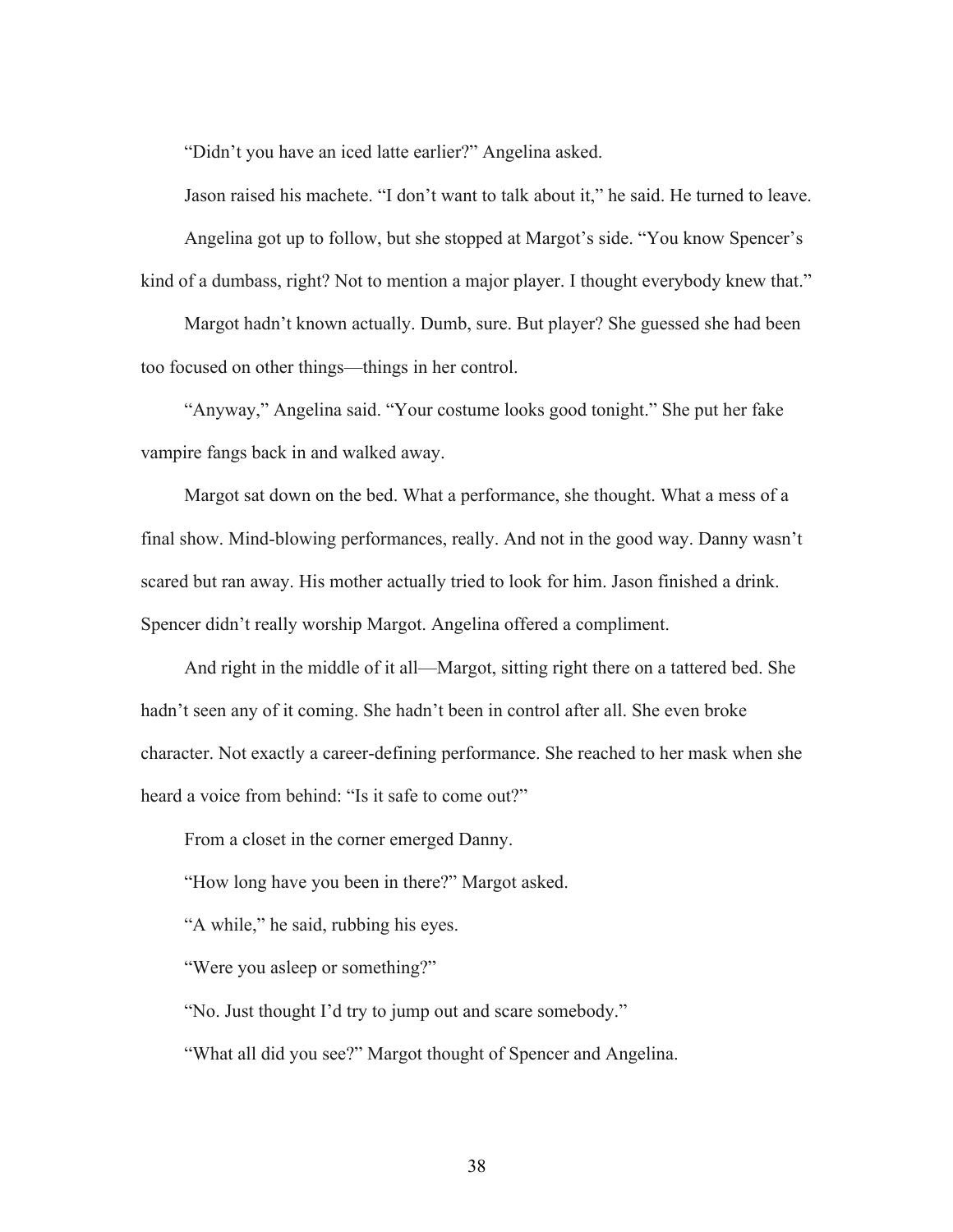"Didn't you have an iced latte earlier?" Angelina asked.

Jason raised his machete. "I don't want to talk about it," he said. He turned to leave.

Angelina got up to follow, but she stopped at Margot's side. "You know Spencer's kind of a dumbass, right? Not to mention a major player. I thought everybody knew that."

Margot hadn't known actually. Dumb, sure. But player? She guessed she had been too focused on other things—things in her control.

"Anyway," Angelina said. "Your costume looks good tonight." She put her fake vampire fangs back in and walked away.

Margot sat down on the bed. What a performance, she thought. What a mess of a final show. Mind-blowing performances, really. And not in the good way. Danny wasn't scared but ran away. His mother actually tried to look for him. Jason finished a drink. Spencer didn't really worship Margot. Angelina offered a compliment.

And right in the middle of it all—Margot, sitting right there on a tattered bed. She hadn't seen any of it coming. She hadn't been in control after all. She even broke character. Not exactly a career-defining performance. She reached to her mask when she heard a voice from behind: "Is it safe to come out?"

From a closet in the corner emerged Danny.

"How long have you been in there?" Margot asked.

"A while," he said, rubbing his eyes.

"Were you asleep or something?"

"No. Just thought I'd try to jump out and scare somebody."

"What all did you see?" Margot thought of Spencer and Angelina.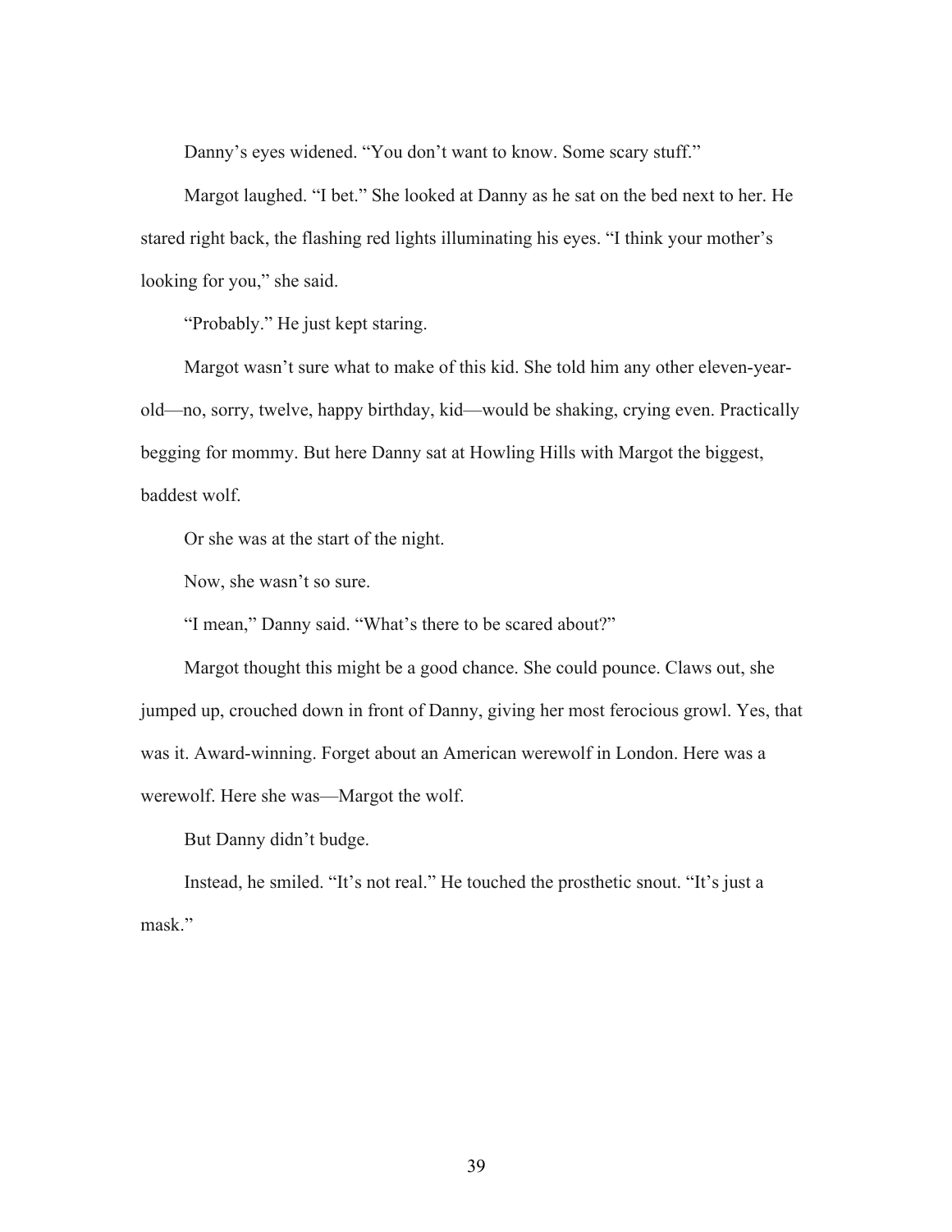Danny's eyes widened. "You don't want to know. Some scary stuff."

Margot laughed. "I bet." She looked at Danny as he sat on the bed next to her. He stared right back, the flashing red lights illuminating his eyes. "I think your mother's looking for you," she said.

"Probably." He just kept staring.

Margot wasn't sure what to make of this kid. She told him any other eleven-year-old—no, sorry, twelve, happy birthday, kid—would be shaking, crying even. Practically begging for mommy. But here Danny sat at Howling Hills with Margot the biggest, baddest wolf.

Or she was at the start of the night.

Now, she wasn't so sure.

"I mean," Danny said. "What's there to be scared about?"

Margot thought this might be a good chance. She could pounce. Claws out, she jumped up, crouched down in front of Danny, giving her most ferocious growl. Yes, that was it. Award-winning. Forget about an American werewolf in London. Here was a werewolf. Here she was—Margot the wolf.

But Danny didn't budge.

Instead, he smiled. "It's not real." He touched the prosthetic snout. "It's just a mask."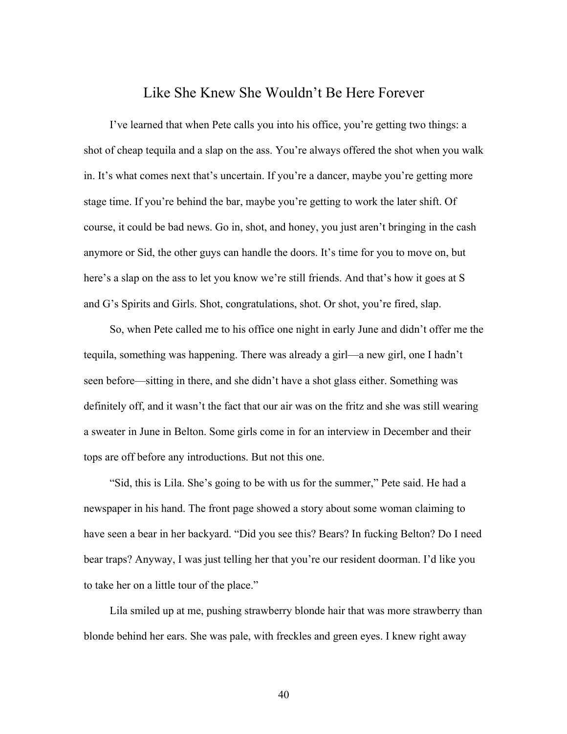## Like She Knew She Wouldn't Be Here Forever

I've learned that when Pete calls you into his office, you're getting two things: a shot of cheap tequila and a slap on the ass. You're always offered the shot when you walk in. It's what comes next that's uncertain. If you're a dancer, maybe you're getting more stage time. If you're behind the bar, maybe you're getting to work the later shift. Of course, it could be bad news. Go in, shot, and honey, you just aren't bringing in the cash anymore or Sid, the other guys can handle the doors. It's time for you to move on, but here's a slap on the ass to let you know we're still friends. And that's how it goes at S and G's Spirits and Girls. Shot, congratulations, shot. Or shot, you're fired, slap.

So, when Pete called me to his office one night in early June and didn't offer me the tequila, something was happening. There was already a girl—a new girl, one I hadn't seen before—sitting in there, and she didn't have a shot glass either. Something was definitely off, and it wasn't the fact that our air was on the fritz and she was still wearing a sweater in June in Belton. Some girls come in for an interview in December and their tops are off before any introductions. But not this one.

"Sid, this is Lila. She's going to be with us for the summer," Pete said. He had a newspaper in his hand. The front page showed a story about some woman claiming to have seen a bear in her backyard. "Did you see this? Bears? In fucking Belton? Do I need bear traps? Anyway, I was just telling her that you're our resident doorman. I'd like you to take her on a little tour of the place."

Lila smiled up at me, pushing strawberry blonde hair that was more strawberry than blonde behind her ears. She was pale, with freckles and green eyes. I knew right away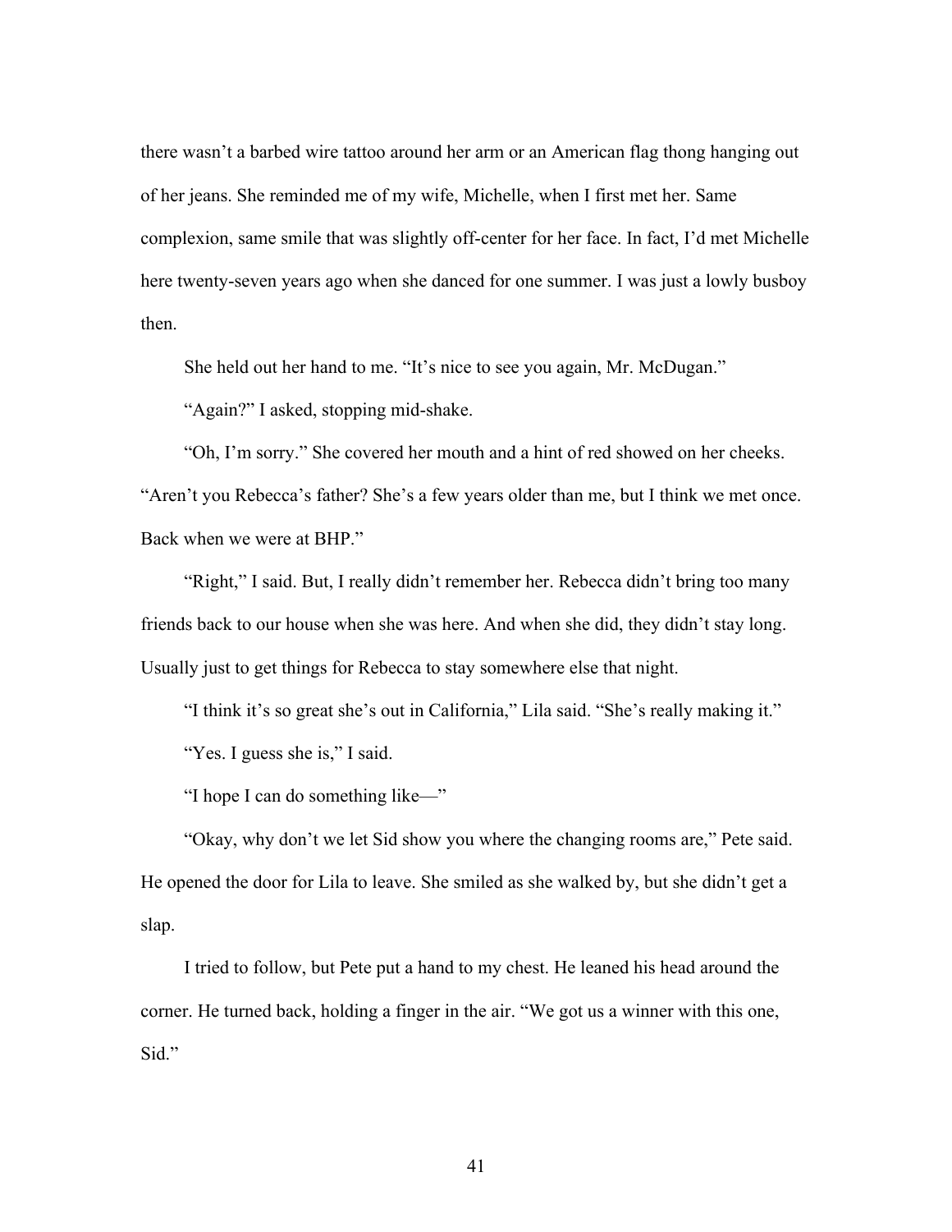there wasn't a barbed wire tattoo around her arm or an American flag thong hanging out of her jeans. She reminded me of my wife, Michelle, when I first met her. Same complexion, same smile that was slightly off-center for her face. In fact, I'd met Michelle here twenty-seven years ago when she danced for one summer. I was just a lowly busboy then.

She held out her hand to me. "It's nice to see you again, Mr. McDugan."

"Again?" I asked, stopping mid-shake.

"Oh, I'm sorry." She covered her mouth and a hint of red showed on her cheeks. "Aren't you Rebecca's father? She's a few years older than me, but I think we met once. Back when we were at BHP."

"Right," I said. But, I really didn't remember her. Rebecca didn't bring too many friends back to our house when she was here. And when she did, they didn't stay long. Usually just to get things for Rebecca to stay somewhere else that night.

"I think it's so great she's out in California," Lila said. "She's really making it."

"Yes. I guess she is," I said.

"I hope I can do something like—"

"Okay, why don't we let Sid show you where the changing rooms are," Pete said. He opened the door for Lila to leave. She smiled as she walked by, but she didn't get a slap.

I tried to follow, but Pete put a hand to my chest. He leaned his head around the corner. He turned back, holding a finger in the air. "We got us a winner with this one, Sid."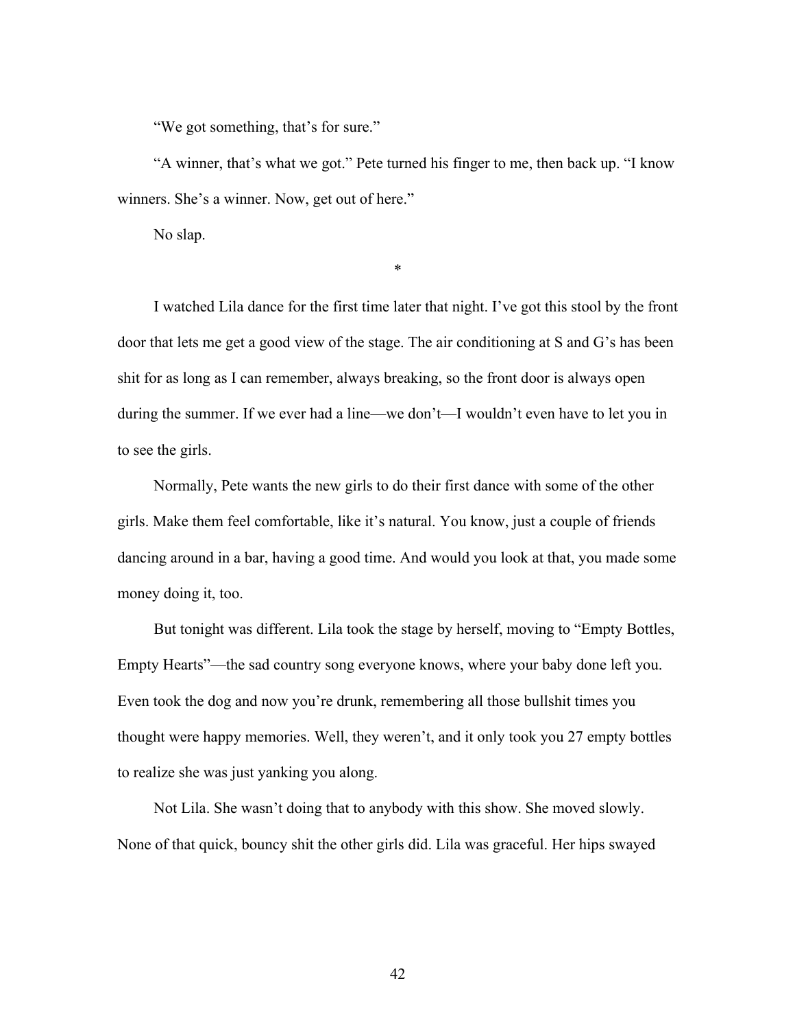"We got something, that's for sure."

"A winner, that's what we got." Pete turned his finger to me, then back up. "I know winners. She's a winner. Now, get out of here."

No slap.

*

I watched Lila dance for the first time later that night. I've got this stool by the front door that lets me get a good view of the stage. The air conditioning at S and G's has been shit for as long as I can remember, always breaking, so the front door is always open during the summer. If we ever had a line—we don't—I wouldn't even have to let you in to see the girls.

Normally, Pete wants the new girls to do their first dance with some of the other girls. Make them feel comfortable, like it's natural. You know, just a couple of friends dancing around in a bar, having a good time. And would you look at that, you made some money doing it, too.

But tonight was different. Lila took the stage by herself, moving to "Empty Bottles, Empty Hearts"—the sad country song everyone knows, where your baby done left you. Even took the dog and now you're drunk, remembering all those bullshit times you thought were happy memories. Well, they weren't, and it only took you 27 empty bottles to realize she was just yanking you along.

Not Lila. She wasn't doing that to anybody with this show. She moved slowly. None of that quick, bouncy shit the other girls did. Lila was graceful. Her hips swayed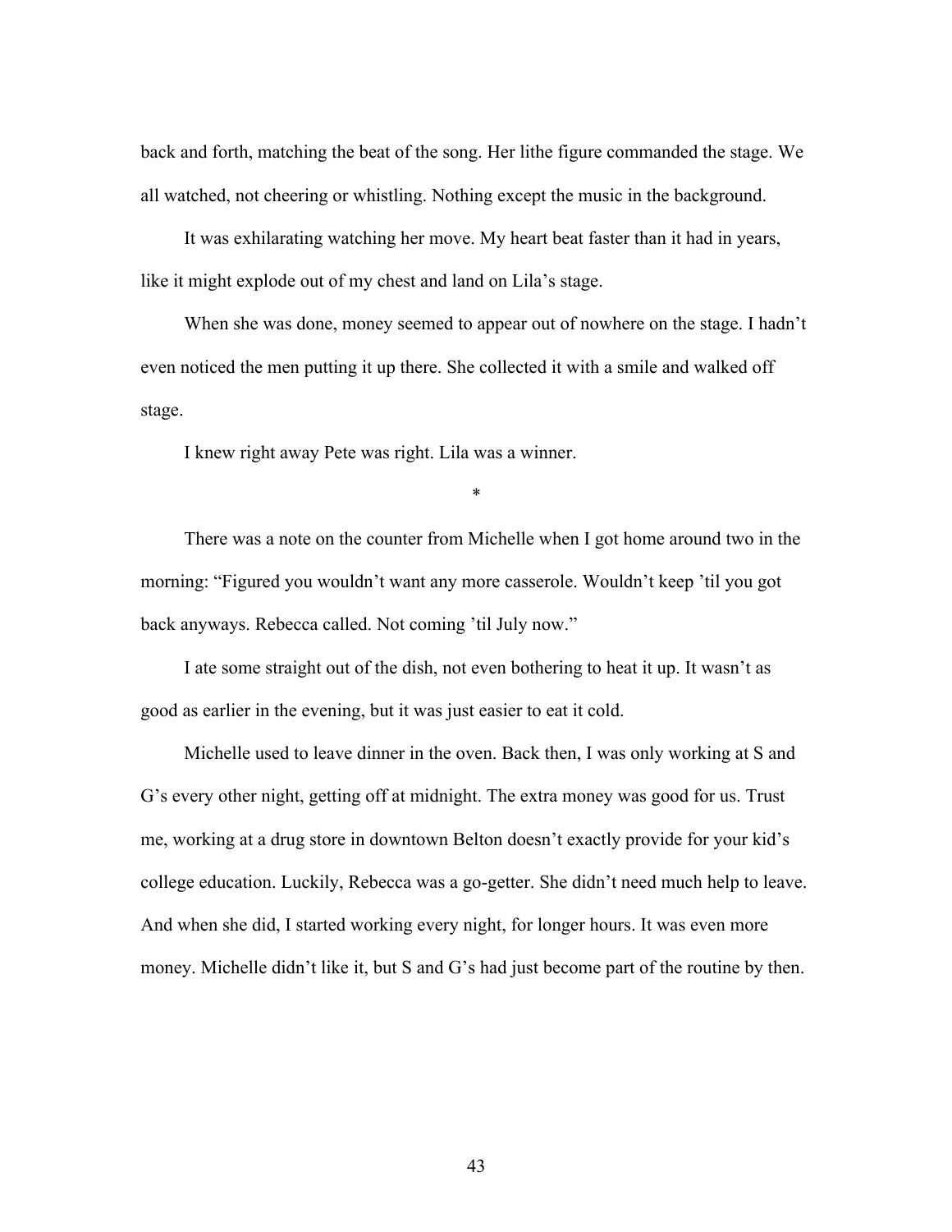back and forth, matching the beat of the song. Her lithe figure commanded the stage. We all watched, not cheering or whistling. Nothing except the music in the background.

It was exhilarating watching her move. My heart beat faster than it had in years, like it might explode out of my chest and land on Lila's stage.

When she was done, money seemed to appear out of nowhere on the stage. I hadn't even noticed the men putting it up there. She collected it with a smile and walked off stage.

I knew right away Pete was right. Lila was a winner.

*

There was a note on the counter from Michelle when I got home around two in the morning: "Figured you wouldn't want any more casserole. Wouldn't keep 'til you got back anyways. Rebecca called. Not coming 'til July now."

I ate some straight out of the dish, not even bothering to heat it up. It wasn't as good as earlier in the evening, but it was just easier to eat it cold.

Michelle used to leave dinner in the oven. Back then, I was only working at S and G's every other night, getting off at midnight. The extra money was good for us. Trust me, working at a drug store in downtown Belton doesn't exactly provide for your kid's college education. Luckily, Rebecca was a go-getter. She didn't need much help to leave. And when she did, I started working every night, for longer hours. It was even more money. Michelle didn't like it, but S and G's had just become part of the routine by then.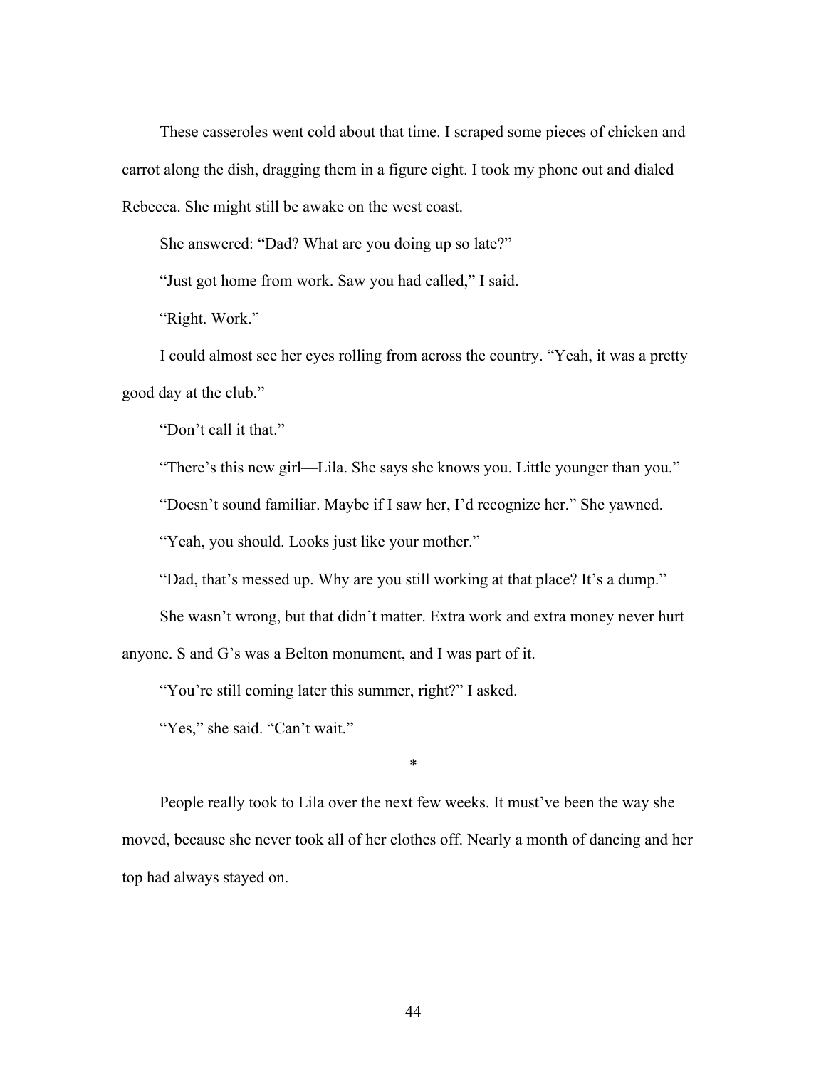These casseroles went cold about that time. I scraped some pieces of chicken and carrot along the dish, dragging them in a figure eight. I took my phone out and dialed Rebecca. She might still be awake on the west coast.

She answered: "Dad? What are you doing up so late?"

"Just got home from work. Saw you had called," I said.

"Right. Work."

I could almost see her eyes rolling from across the country. "Yeah, it was a pretty good day at the club."

"Don't call it that."

"There's this new girl—Lila. She says she knows you. Little younger than you."

"Doesn't sound familiar. Maybe if I saw her, I'd recognize her." She yawned.

"Yeah, you should. Looks just like your mother."

"Dad, that's messed up. Why are you still working at that place? It's a dump."

She wasn't wrong, but that didn't matter. Extra work and extra money never hurt anyone. S and G's was a Belton monument, and I was part of it.

"You're still coming later this summer, right?" I asked.

"Yes," she said. "Can't wait."

*

People really took to Lila over the next few weeks. It must've been the way she moved, because she never took all of her clothes off. Nearly a month of dancing and her top had always stayed on.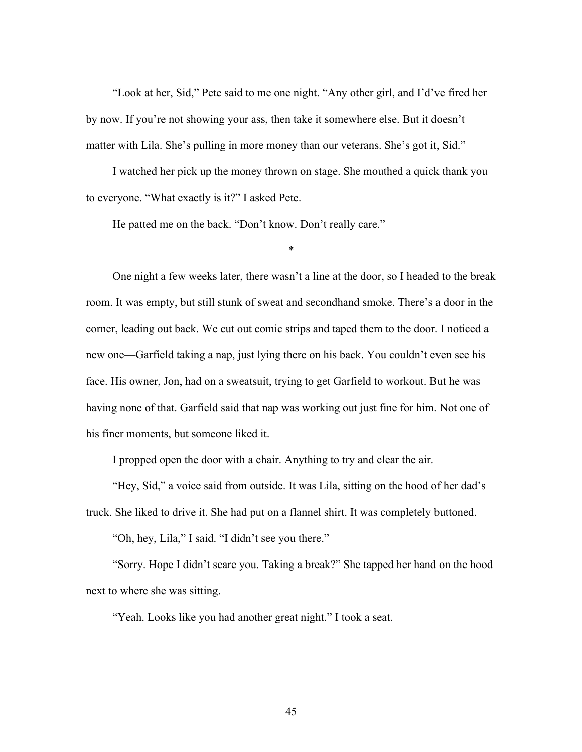"Look at her, Sid," Pete said to me one night. "Any other girl, and I'd've fired her by now. If you're not showing your ass, then take it somewhere else. But it doesn't matter with Lila. She's pulling in more money than our veterans. She's got it, Sid."

I watched her pick up the money thrown on stage. She mouthed a quick thank you to everyone. "What exactly is it?" I asked Pete.

He patted me on the back. "Don't know. Don't really care."

*

One night a few weeks later, there wasn't a line at the door, so I headed to the break room. It was empty, but still stunk of sweat and secondhand smoke. There's a door in the corner, leading out back. We cut out comic strips and taped them to the door. I noticed a new one—Garfield taking a nap, just lying there on his back. You couldn't even see his face. His owner, Jon, had on a sweatsuit, trying to get Garfield to workout. But he was having none of that. Garfield said that nap was working out just fine for him. Not one of his finer moments, but someone liked it.

I propped open the door with a chair. Anything to try and clear the air.

"Hey, Sid," a voice said from outside. It was Lila, sitting on the hood of her dad's truck. She liked to drive it. She had put on a flannel shirt. It was completely buttoned.

"Oh, hey, Lila," I said. "I didn't see you there."

"Sorry. Hope I didn't scare you. Taking a break?" She tapped her hand on the hood next to where she was sitting.

"Yeah. Looks like you had another great night." I took a seat.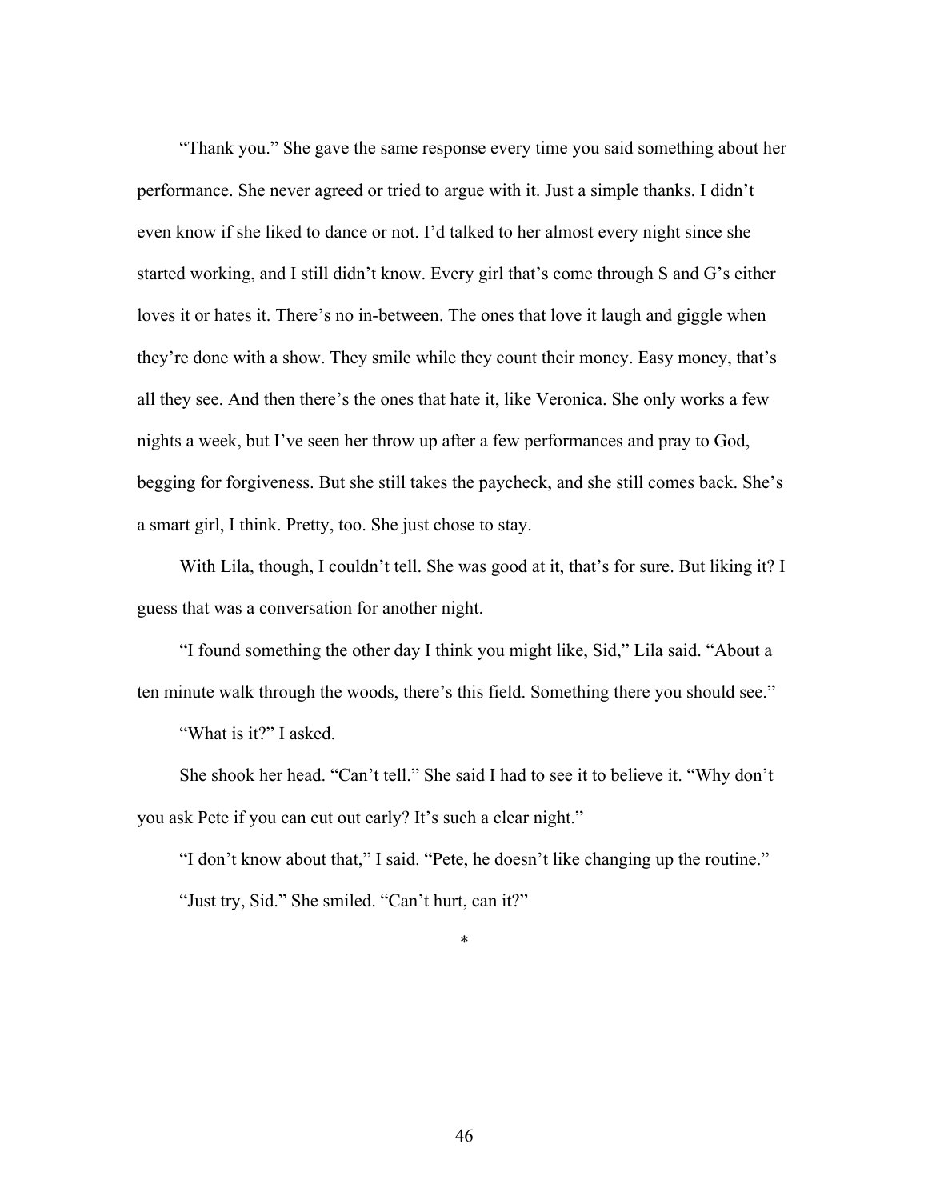"Thank you." She gave the same response every time you said something about her performance. She never agreed or tried to argue with it. Just a simple thanks. I didn't even know if she liked to dance or not. I'd talked to her almost every night since she started working, and I still didn't know. Every girl that's come through S and G's either loves it or hates it. There's no in-between. The ones that love it laugh and giggle when they're done with a show. They smile while they count their money. Easy money, that's all they see. And then there's the ones that hate it, like Veronica. She only works a few nights a week, but I've seen her throw up after a few performances and pray to God, begging for forgiveness. But she still takes the paycheck, and she still comes back. She's a smart girl, I think. Pretty, too. She just chose to stay.

With Lila, though, I couldn't tell. She was good at it, that's for sure. But liking it? I guess that was a conversation for another night.

"I found something the other day I think you might like, Sid," Lila said. "About a ten minute walk through the woods, there's this field. Something there you should see."

"What is it?" I asked.

She shook her head. "Can't tell." She said I had to see it to believe it. "Why don't you ask Pete if you can cut out early? It's such a clear night."

"I don't know about that," I said. "Pete, he doesn't like changing up the routine."

"Just try, Sid." She smiled. "Can't hurt, can it?"

*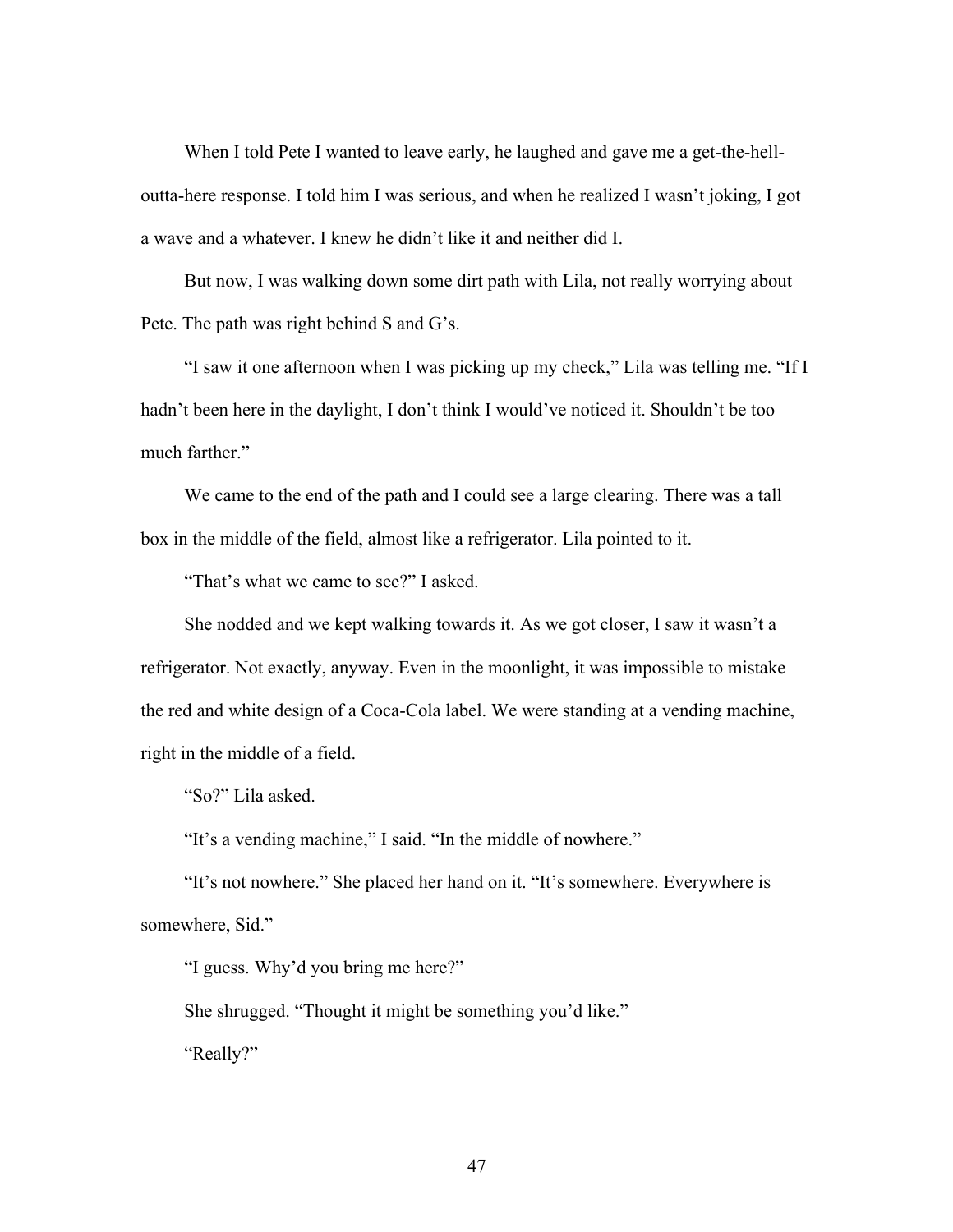When I told Pete I wanted to leave early, he laughed and gave me a get-the-hell-outta-here response. I told him I was serious, and when he realized I wasn't joking, I got a wave and a whatever. I knew he didn't like it and neither did I.

But now, I was walking down some dirt path with Lila, not really worrying about Pete. The path was right behind S and G's.

"I saw it one afternoon when I was picking up my check," Lila was telling me. "If I hadn't been here in the daylight, I don't think I would've noticed it. Shouldn't be too much farther."

We came to the end of the path and I could see a large clearing. There was a tall box in the middle of the field, almost like a refrigerator. Lila pointed to it.

"That's what we came to see?" I asked.

She nodded and we kept walking towards it. As we got closer, I saw it wasn't a refrigerator. Not exactly, anyway. Even in the moonlight, it was impossible to mistake the red and white design of a Coca-Cola label. We were standing at a vending machine, right in the middle of a field.

"So?" Lila asked.

"It's a vending machine," I said. "In the middle of nowhere."

"It's not nowhere." She placed her hand on it. "It's somewhere. Everywhere is somewhere, Sid."

"I guess. Why'd you bring me here?"

She shrugged. "Thought it might be something you'd like."

"Really?"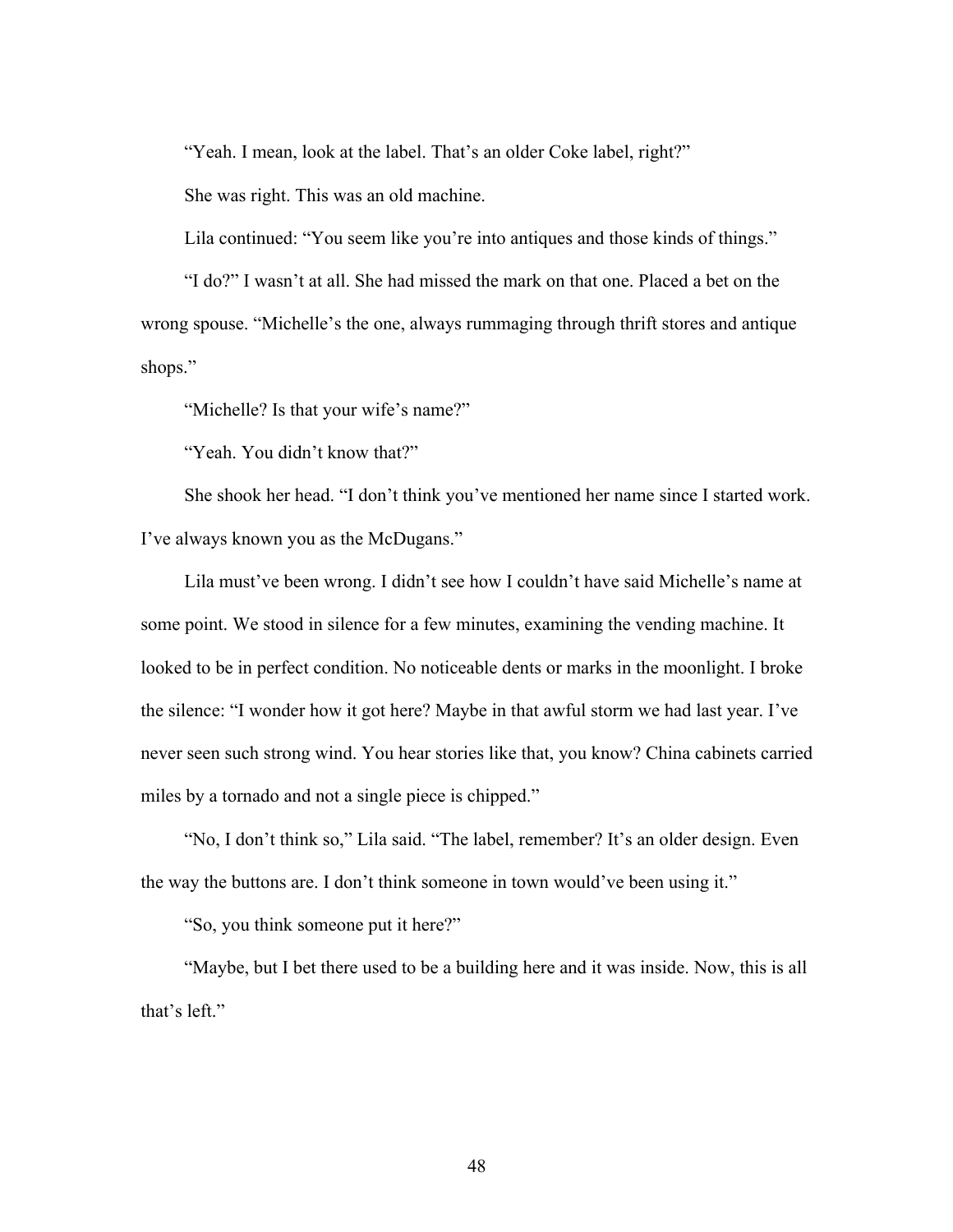"Yeah. I mean, look at the label. That's an older Coke label, right?"

She was right. This was an old machine.

Lila continued: "You seem like you're into antiques and those kinds of things."

"I do?" I wasn't at all. She had missed the mark on that one. Placed a bet on the wrong spouse. "Michelle's the one, always rummaging through thrift stores and antique shops."

"Michelle? Is that your wife's name?"

"Yeah. You didn't know that?"

She shook her head. "I don't think you've mentioned her name since I started work. I've always known you as the McDugans."

Lila must've been wrong. I didn't see how I couldn't have said Michelle's name at some point. We stood in silence for a few minutes, examining the vending machine. It looked to be in perfect condition. No noticeable dents or marks in the moonlight. I broke the silence: "I wonder how it got here? Maybe in that awful storm we had last year. I've never seen such strong wind. You hear stories like that, you know? China cabinets carried miles by a tornado and not a single piece is chipped."

"No, I don't think so," Lila said. "The label, remember? It's an older design. Even the way the buttons are. I don't think someone in town would've been using it."

"So, you think someone put it here?"

"Maybe, but I bet there used to be a building here and it was inside. Now, this is all that's left."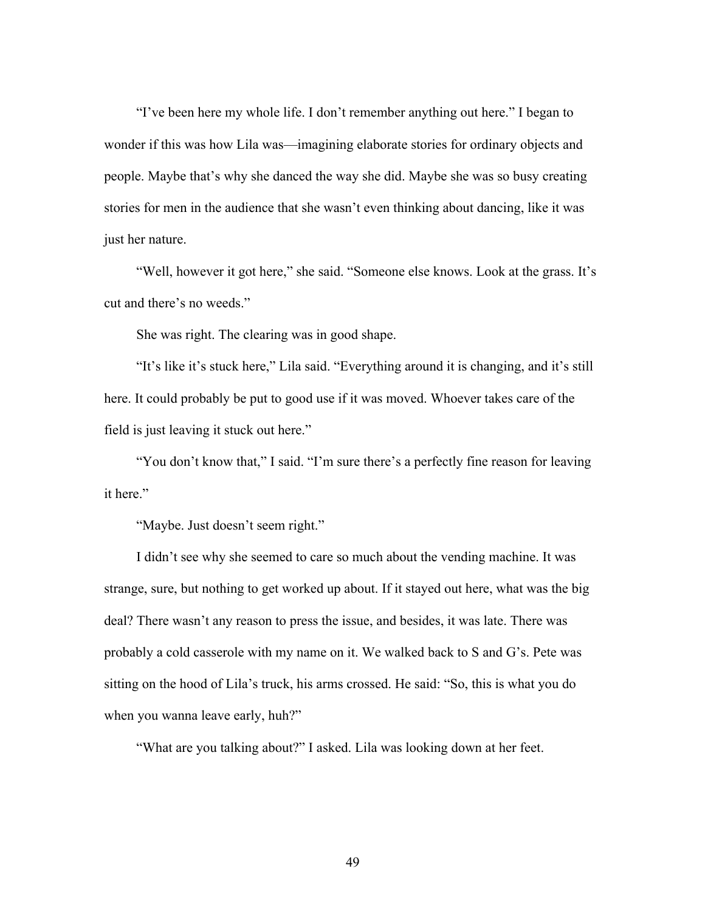"I've been here my whole life. I don't remember anything out here." I began to wonder if this was how Lila was—imagining elaborate stories for ordinary objects and people. Maybe that's why she danced the way she did. Maybe she was so busy creating stories for men in the audience that she wasn't even thinking about dancing, like it was just her nature.

"Well, however it got here," she said. "Someone else knows. Look at the grass. It's cut and there's no weeds."

She was right. The clearing was in good shape.

"It's like it's stuck here," Lila said. "Everything around it is changing, and it's still here. It could probably be put to good use if it was moved. Whoever takes care of the field is just leaving it stuck out here."

"You don't know that," I said. "I'm sure there's a perfectly fine reason for leaving it here."

"Maybe. Just doesn't seem right."

I didn't see why she seemed to care so much about the vending machine. It was strange, sure, but nothing to get worked up about. If it stayed out here, what was the big deal? There wasn't any reason to press the issue, and besides, it was late. There was probably a cold casserole with my name on it. We walked back to S and G's. Pete was sitting on the hood of Lila's truck, his arms crossed. He said: "So, this is what you do when you wanna leave early, huh?"

"What are you talking about?" I asked. Lila was looking down at her feet.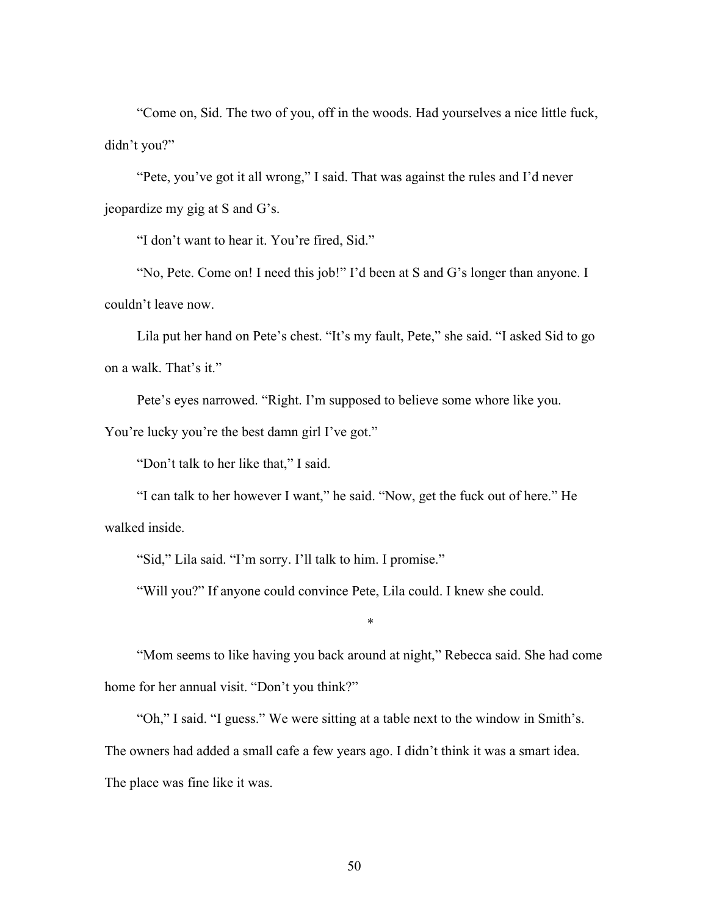"Come on, Sid. The two of you, off in the woods. Had yourselves a nice little fuck, didn't you?"

"Pete, you've got it all wrong," I said. That was against the rules and I'd never jeopardize my gig at S and G's.

"I don't want to hear it. You're fired, Sid."

"No, Pete. Come on! I need this job!" I'd been at S and G's longer than anyone. I couldn't leave now.

Lila put her hand on Pete's chest. "It's my fault, Pete," she said. "I asked Sid to go on a walk. That's it."

Pete's eyes narrowed. "Right. I'm supposed to believe some whore like you. You're lucky you're the best damn girl I've got."

"Don't talk to her like that," I said.

"I can talk to her however I want," he said. "Now, get the fuck out of here." He walked inside.

"Sid," Lila said. "I'm sorry. I'll talk to him. I promise."

"Will you?" If anyone could convince Pete, Lila could. I knew she could.

*

"Mom seems to like having you back around at night," Rebecca said. She had come home for her annual visit. "Don't you think?"

"Oh," I said. "I guess." We were sitting at a table next to the window in Smith's. The owners had added a small cafe a few years ago. I didn't think it was a smart idea. The place was fine like it was.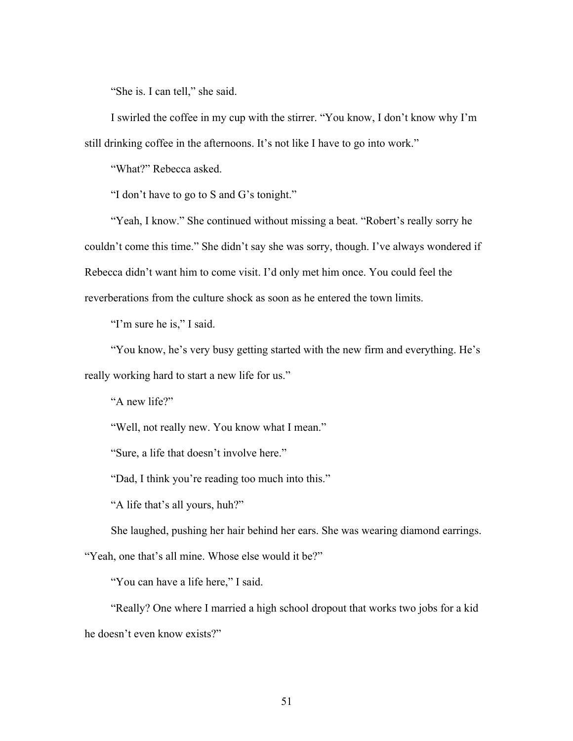"She is. I can tell," she said.

I swirled the coffee in my cup with the stirrer. "You know, I don't know why I'm still drinking coffee in the afternoons. It's not like I have to go into work."

"What?" Rebecca asked.

"I don't have to go to S and G's tonight."

"Yeah, I know." She continued without missing a beat. "Robert's really sorry he couldn't come this time." She didn't say she was sorry, though. I've always wondered if Rebecca didn't want him to come visit. I'd only met him once. You could feel the reverberations from the culture shock as soon as he entered the town limits.

"I'm sure he is," I said.

"You know, he's very busy getting started with the new firm and everything. He's really working hard to start a new life for us."

"A new life?"

"Well, not really new. You know what I mean."

"Sure, a life that doesn't involve here."

"Dad, I think you're reading too much into this."

"A life that's all yours, huh?"

She laughed, pushing her hair behind her ears. She was wearing diamond earrings. "Yeah, one that's all mine. Whose else would it be?"

"You can have a life here," I said.

"Really? One where I married a high school dropout that works two jobs for a kid he doesn't even know exists?"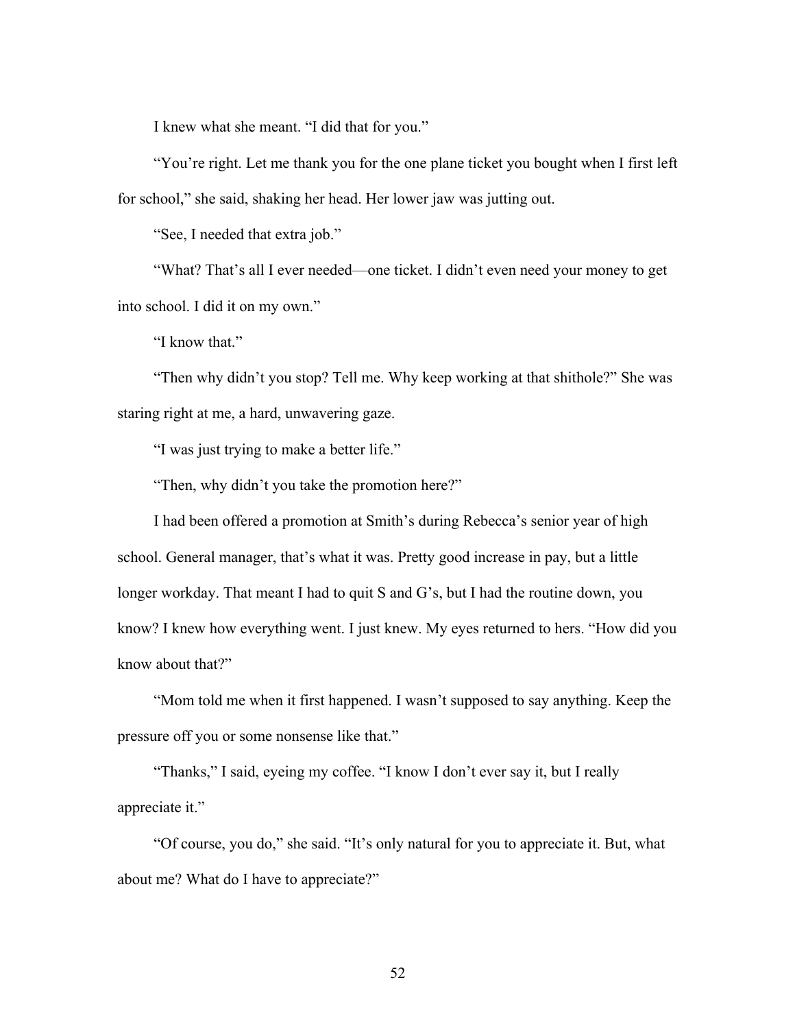I knew what she meant. "I did that for you."

"You're right. Let me thank you for the one plane ticket you bought when I first left for school," she said, shaking her head. Her lower jaw was jutting out.

"See, I needed that extra job."

"What? That's all I ever needed—one ticket. I didn't even need your money to get into school. I did it on my own."

"I know that."

"Then why didn't you stop? Tell me. Why keep working at that shithole?" She was staring right at me, a hard, unwavering gaze.

"I was just trying to make a better life."

"Then, why didn't you take the promotion here?"

I had been offered a promotion at Smith's during Rebecca's senior year of high school. General manager, that's what it was. Pretty good increase in pay, but a little longer workday. That meant I had to quit S and G's, but I had the routine down, you know? I knew how everything went. I just knew. My eyes returned to hers. "How did you know about that?"

"Mom told me when it first happened. I wasn't supposed to say anything. Keep the pressure off you or some nonsense like that."

"Thanks," I said, eyeing my coffee. "I know I don't ever say it, but I really appreciate it."

"Of course, you do," she said. "It's only natural for you to appreciate it. But, what about me? What do I have to appreciate?"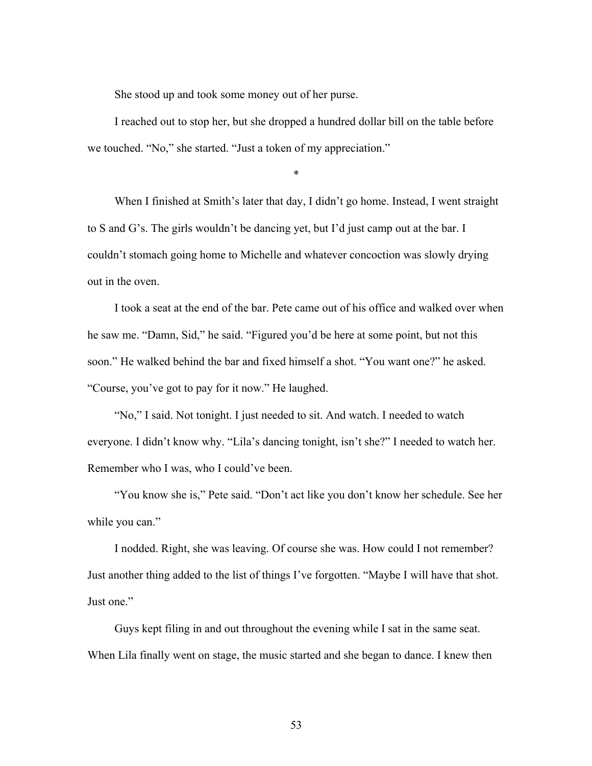She stood up and took some money out of her purse.

I reached out to stop her, but she dropped a hundred dollar bill on the table before we touched. "No," she started. "Just a token of my appreciation."

*

When I finished at Smith's later that day, I didn't go home. Instead, I went straight to S and G's. The girls wouldn't be dancing yet, but I'd just camp out at the bar. I couldn't stomach going home to Michelle and whatever concoction was slowly drying out in the oven.

I took a seat at the end of the bar. Pete came out of his office and walked over when he saw me. "Damn, Sid," he said. "Figured you'd be here at some point, but not this soon." He walked behind the bar and fixed himself a shot. "You want one?" he asked. "Course, you've got to pay for it now." He laughed.

"No," I said. Not tonight. I just needed to sit. And watch. I needed to watch everyone. I didn't know why. "Lila's dancing tonight, isn't she?" I needed to watch her. Remember who I was, who I could've been.

"You know she is," Pete said. "Don't act like you don't know her schedule. See her while you can."

I nodded. Right, she was leaving. Of course she was. How could I not remember? Just another thing added to the list of things I've forgotten. "Maybe I will have that shot. Just one."

Guys kept filing in and out throughout the evening while I sat in the same seat. When Lila finally went on stage, the music started and she began to dance. I knew then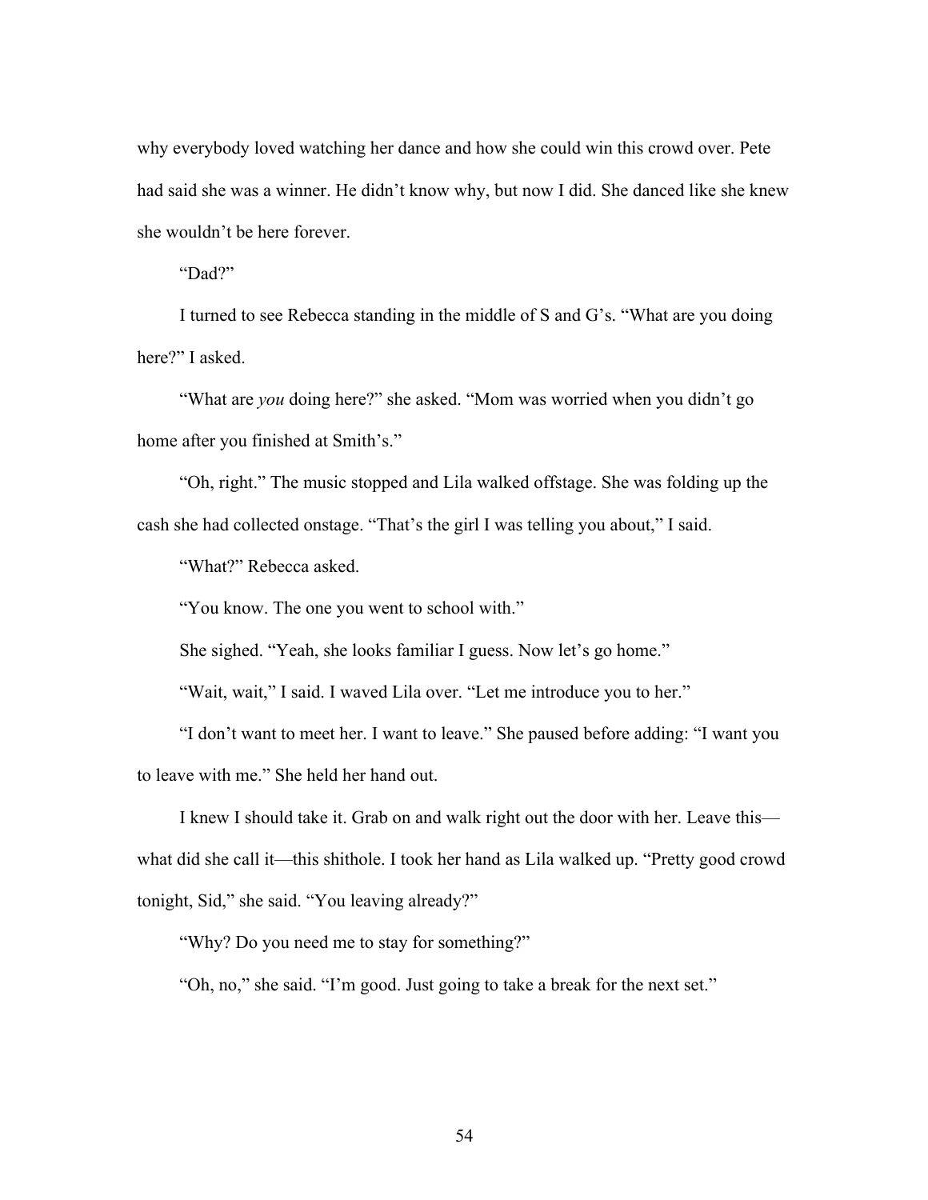why everybody loved watching her dance and how she could win this crowd over. Pete had said she was a winner. He didn't know why, but now I did. She danced like she knew she wouldn't be here forever.

"Dad?"

I turned to see Rebecca standing in the middle of S and G's. "What are you doing here?" I asked.

"What are *you* doing here?" she asked. "Mom was worried when you didn't go home after you finished at Smith's."

"Oh, right." The music stopped and Lila walked offstage. She was folding up the cash she had collected onstage. "That's the girl I was telling you about," I said.

"What?" Rebecca asked.

"You know. The one you went to school with."

She sighed. "Yeah, she looks familiar I guess. Now let's go home."

"Wait, wait," I said. I waved Lila over. "Let me introduce you to her."

"I don't want to meet her. I want to leave." She paused before adding: "I want you to leave with me." She held her hand out.

I knew I should take it. Grab on and walk right out the door with her. Leave this—what did she call it—this shithole. I took her hand as Lila walked up. "Pretty good crowd tonight, Sid," she said. "You leaving already?"

"Why? Do you need me to stay for something?"

"Oh, no," she said. "I'm good. Just going to take a break for the next set."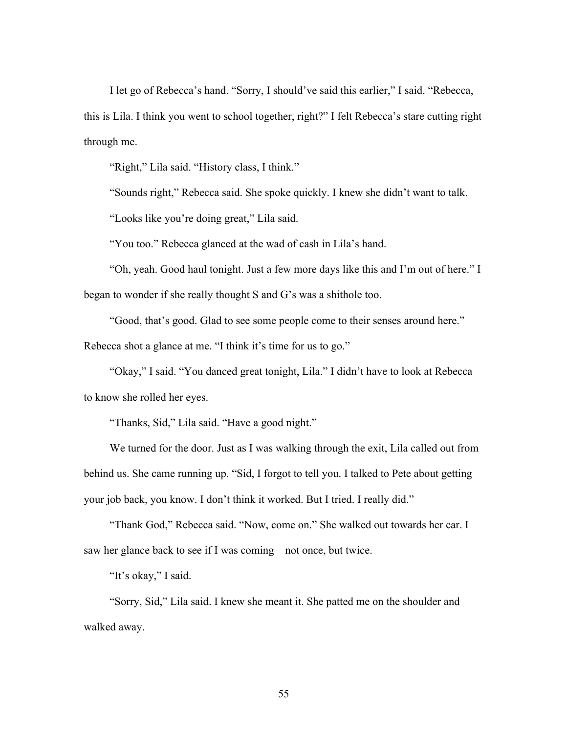I let go of Rebecca's hand. "Sorry, I should've said this earlier," I said. "Rebecca, this is Lila. I think you went to school together, right?" I felt Rebecca's stare cutting right through me.

"Right," Lila said. "History class, I think."

"Sounds right," Rebecca said. She spoke quickly. I knew she didn't want to talk.

"Looks like you're doing great," Lila said.

"You too." Rebecca glanced at the wad of cash in Lila's hand.

"Oh, yeah. Good haul tonight. Just a few more days like this and I'm out of here." I began to wonder if she really thought S and G's was a shithole too.

"Good, that's good. Glad to see some people come to their senses around here." Rebecca shot a glance at me. "I think it's time for us to go."

"Okay," I said. "You danced great tonight, Lila." I didn't have to look at Rebecca to know she rolled her eyes.

"Thanks, Sid," Lila said. "Have a good night."

We turned for the door. Just as I was walking through the exit, Lila called out from behind us. She came running up. "Sid, I forgot to tell you. I talked to Pete about getting your job back, you know. I don't think it worked. But I tried. I really did."

"Thank God," Rebecca said. "Now, come on." She walked out towards her car. I saw her glance back to see if I was coming—not once, but twice.

"It's okay," I said.

"Sorry, Sid," Lila said. I knew she meant it. She patted me on the shoulder and walked away.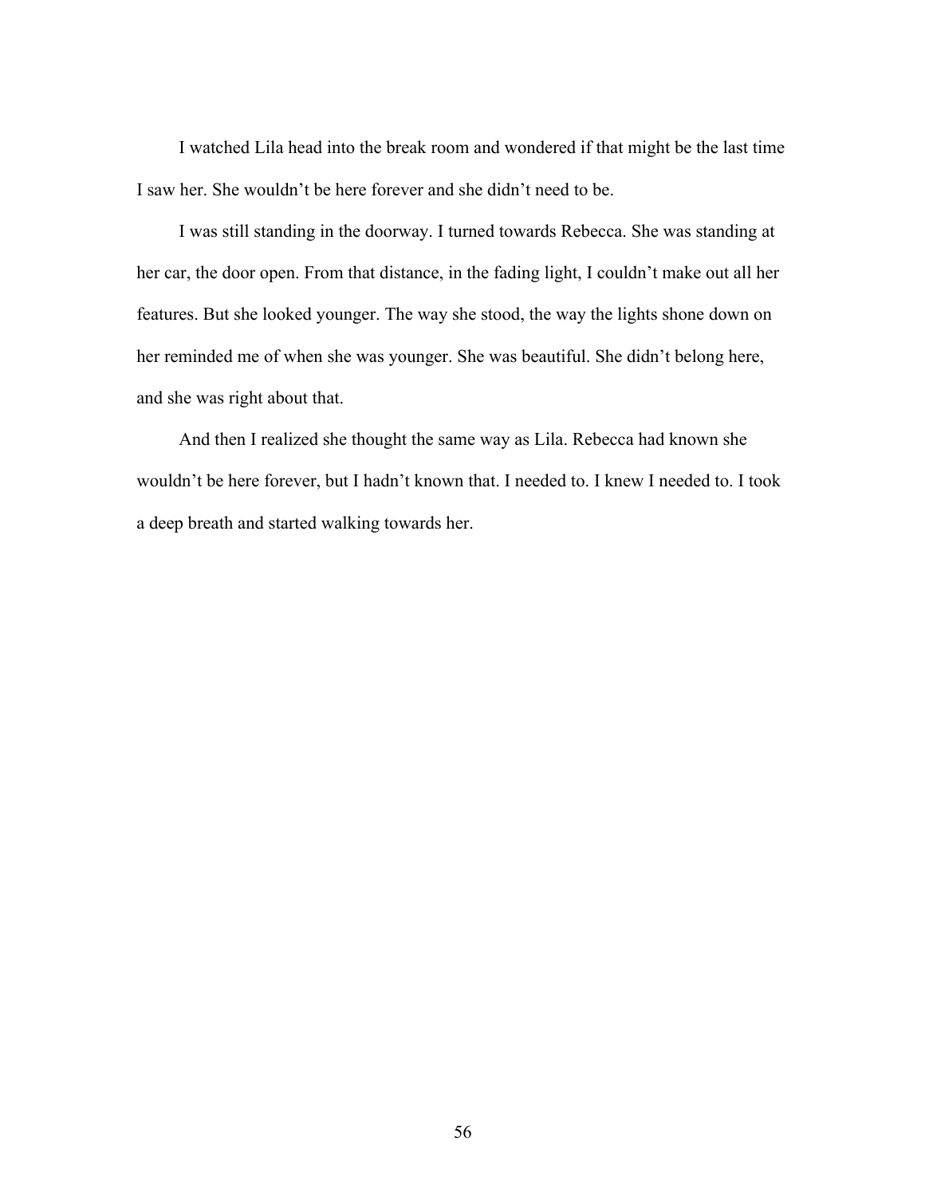I watched Lila head into the break room and wondered if that might be the last time I saw her. She wouldn't be here forever and she didn't need to be.

I was still standing in the doorway. I turned towards Rebecca. She was standing at her car, the door open. From that distance, in the fading light, I couldn't make out all her features. But she looked younger. The way she stood, the way the lights shone down on her reminded me of when she was younger. She was beautiful. She didn't belong here, and she was right about that.

And then I realized she thought the same way as Lila. Rebecca had known she wouldn't be here forever, but I hadn't known that. I needed to. I knew I needed to. I took a deep breath and started walking towards her.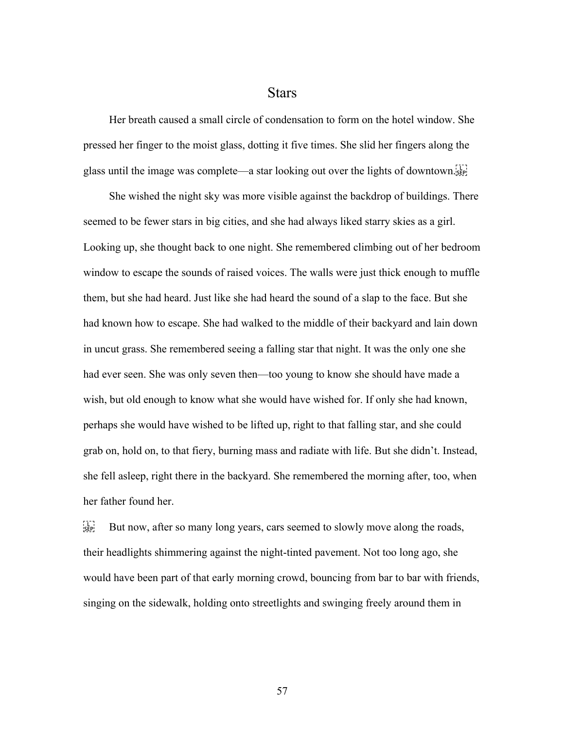# Stars

Her breath caused a small circle of condensation to form on the hotel window. She pressed her finger to the moist glass, dotting it five times. She slid her fingers along the glass until the image was complete—a star looking out over the lights of downtown.

She wished the night sky was more visible against the backdrop of buildings. There seemed to be fewer stars in big cities, and she had always liked starry skies as a girl. Looking up, she thought back to one night. She remembered climbing out of her bedroom window to escape the sounds of raised voices. The walls were just thick enough to muffle them, but she had heard. Just like she had heard the sound of a slap to the face. But she had known how to escape. She had walked to the middle of their backyard and lain down in uncut grass. She remembered seeing a falling star that night. It was the only one she had ever seen. She was only seven then—too young to know she should have made a wish, but old enough to know what she would have wished for. If only she had known, perhaps she would have wished to be lifted up, right to that falling star, and she could grab on, hold on, to that fiery, burning mass and radiate with life. But she didn't. Instead, she fell asleep, right there in the backyard. She remembered the morning after, too, when her father found her.

But now, after so many long years, cars seemed to slowly move along the roads, their headlights shimmering against the night-tinted pavement. Not too long ago, she would have been part of that early morning crowd, bouncing from bar to bar with friends, singing on the sidewalk, holding onto streetlights and swinging freely around them in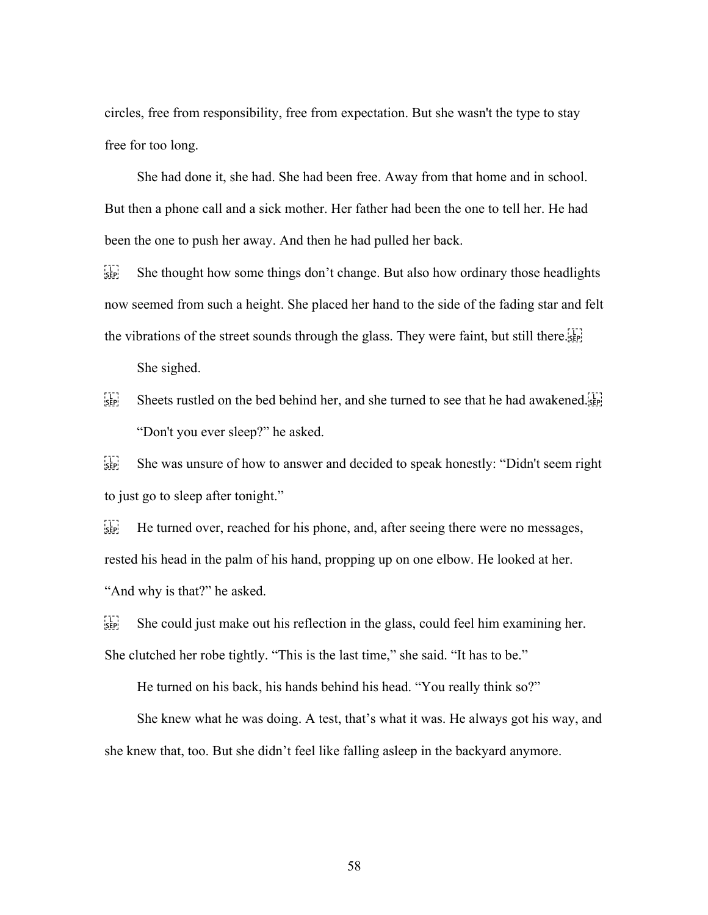circles, free from responsibility, free from expectation. But she wasn't the type to stay free for too long.

She had done it, she had. She had been free. Away from that home and in school. But then a phone call and a sick mother. Her father had been the one to tell her. He had been the one to push her away. And then he had pulled her back.

She thought how some things don't change. But also how ordinary those headlights now seemed from such a height. She placed her hand to the side of the fading star and felt the vibrations of the street sounds through the glass. They were faint, but still there.

She sighed.

Sheets rustled on the bed behind her, and she turned to see that he had awakened.

"Don't you ever sleep?" he asked.

She was unsure of how to answer and decided to speak honestly: "Didn't seem right to just go to sleep after tonight."

He turned over, reached for his phone, and, after seeing there were no messages, rested his head in the palm of his hand, propping up on one elbow. He looked at her. "And why is that?" he asked.

She could just make out his reflection in the glass, could feel him examining her. She clutched her robe tightly. "This is the last time," she said. "It has to be."

He turned on his back, his hands behind his head. "You really think so?"

She knew what he was doing. A test, that's what it was. He always got his way, and she knew that, too. But she didn't feel like falling asleep in the backyard anymore.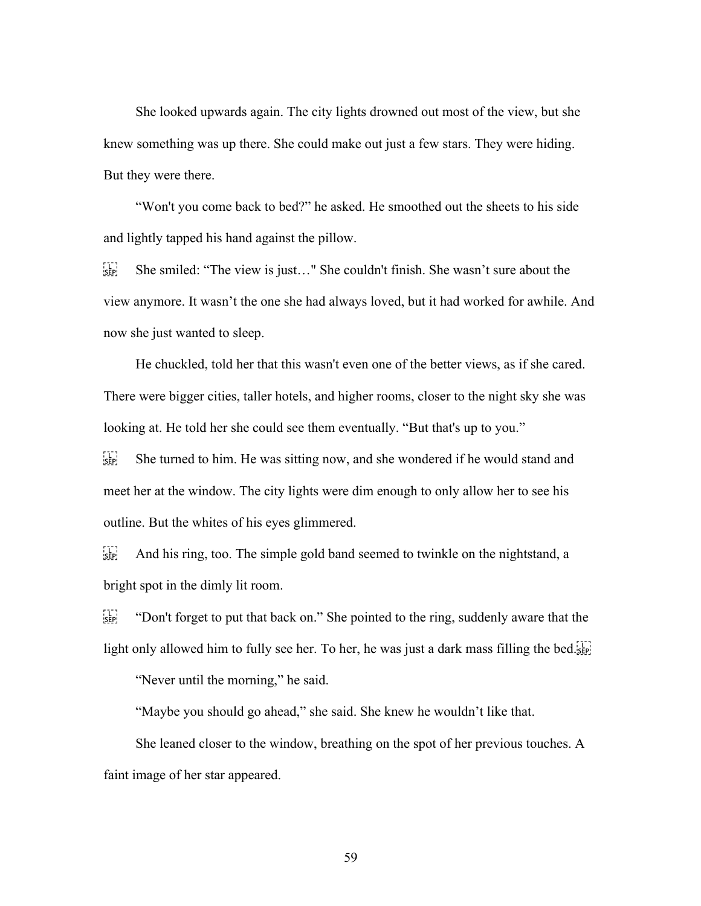She looked upwards again. The city lights drowned out most of the view, but she knew something was up there. She could make out just a few stars. They were hiding. But they were there.

"Won't you come back to bed?" he asked. He smoothed out the sheets to his side and lightly tapped his hand against the pillow.

She smiled: "The view is just…" She couldn't finish. She wasn't sure about the view anymore. It wasn't the one she had always loved, but it had worked for awhile. And now she just wanted to sleep.

He chuckled, told her that this wasn't even one of the better views, as if she cared. There were bigger cities, taller hotels, and higher rooms, closer to the night sky she was looking at. He told her she could see them eventually. "But that's up to you."

She turned to him. He was sitting now, and she wondered if he would stand and meet her at the window. The city lights were dim enough to only allow her to see his outline. But the whites of his eyes glimmered.

And his ring, too. The simple gold band seemed to twinkle on the nightstand, a bright spot in the dimly lit room.

"Don't forget to put that back on." She pointed to the ring, suddenly aware that the light only allowed him to fully see her. To her, he was just a dark mass filling the bed.

"Never until the morning," he said.

"Maybe you should go ahead," she said. She knew he wouldn't like that.

She leaned closer to the window, breathing on the spot of her previous touches. A faint image of her star appeared.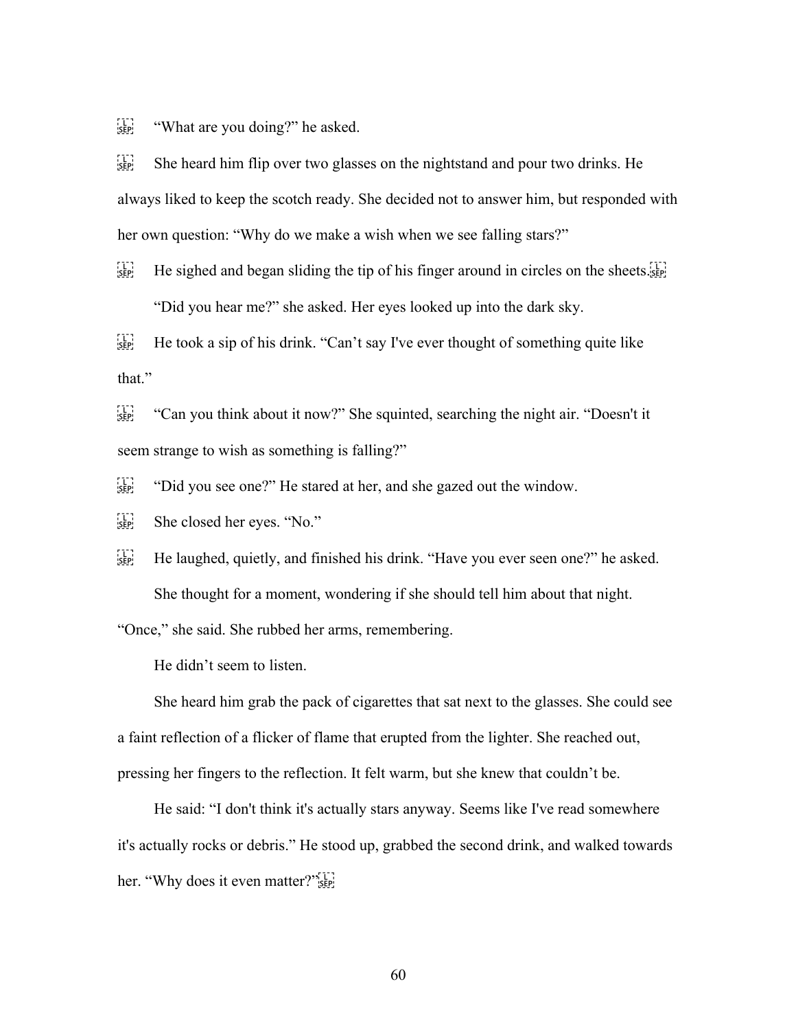"What are you doing?" he asked.

She heard him flip over two glasses on the nightstand and pour two drinks. He always liked to keep the scotch ready. She decided not to answer him, but responded with her own question: "Why do we make a wish when we see falling stars?"

He sighed and began sliding the tip of his finger around in circles on the sheets.

"Did you hear me?" she asked. Her eyes looked up into the dark sky.

He took a sip of his drink. "Can't say I've ever thought of something quite like that."

"Can you think about it now?" She squinted, searching the night air. "Doesn't it seem strange to wish as something is falling?"

"Did you see one?" He stared at her, and she gazed out the window.

She closed her eyes. "No."

He laughed, quietly, and finished his drink. "Have you ever seen one?" he asked.

She thought for a moment, wondering if she should tell him about that night. "Once," she said. She rubbed her arms, remembering.

He didn't seem to listen.

She heard him grab the pack of cigarettes that sat next to the glasses. She could see a faint reflection of a flicker of flame that erupted from the lighter. She reached out, pressing her fingers to the reflection. It felt warm, but she knew that couldn't be.

He said: "I don't think it's actually stars anyway. Seems like I've read somewhere it's actually rocks or debris." He stood up, grabbed the second drink, and walked towards her. "Why does it even matter?"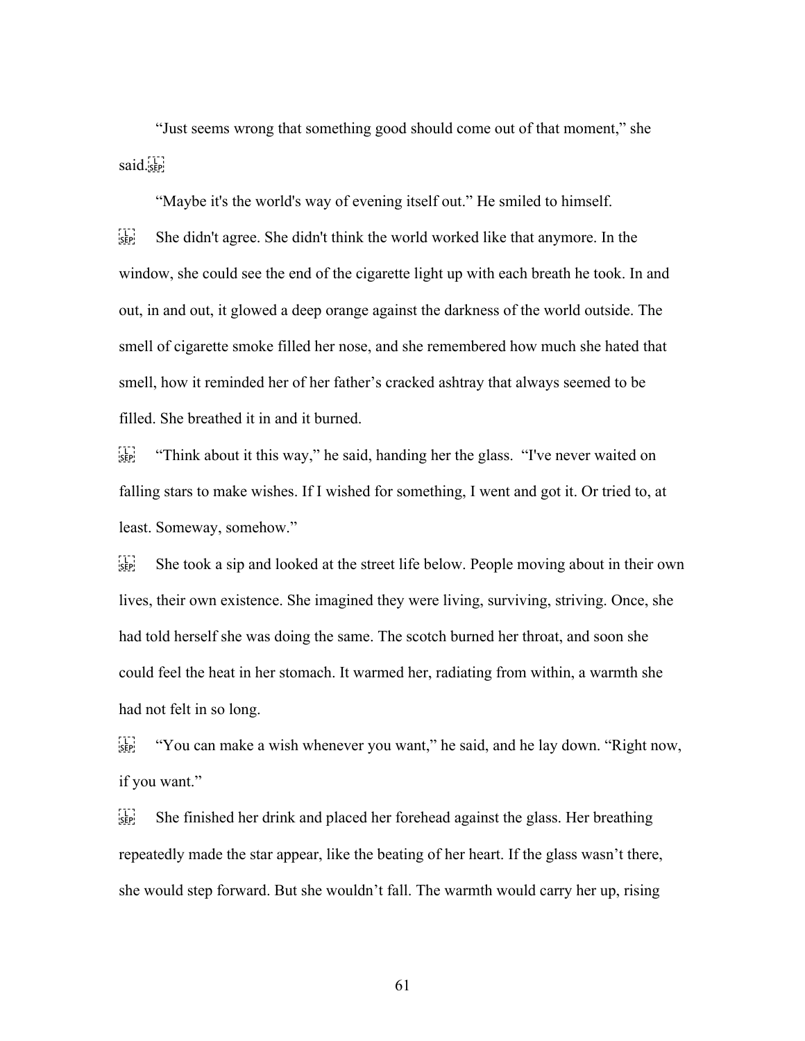"Just seems wrong that something good should come out of that moment," she said.

"Maybe it's the world's way of evening itself out." He smiled to himself.

She didn't agree. She didn't think the world worked like that anymore. In the window, she could see the end of the cigarette light up with each breath he took. In and out, in and out, it glowed a deep orange against the darkness of the world outside. The smell of cigarette smoke filled her nose, and she remembered how much she hated that smell, how it reminded her of her father's cracked ashtray that always seemed to be filled. She breathed it in and it burned.

"Think about it this way," he said, handing her the glass. "I've never waited on falling stars to make wishes. If I wished for something, I went and got it. Or tried to, at least. Someway, somehow."

She took a sip and looked at the street life below. People moving about in their own lives, their own existence. She imagined they were living, surviving, striving. Once, she had told herself she was doing the same. The scotch burned her throat, and soon she could feel the heat in her stomach. It warmed her, radiating from within, a warmth she had not felt in so long.

"You can make a wish whenever you want," he said, and he lay down. "Right now, if you want."

She finished her drink and placed her forehead against the glass. Her breathing repeatedly made the star appear, like the beating of her heart. If the glass wasn't there, she would step forward. But she wouldn't fall. The warmth would carry her up, rising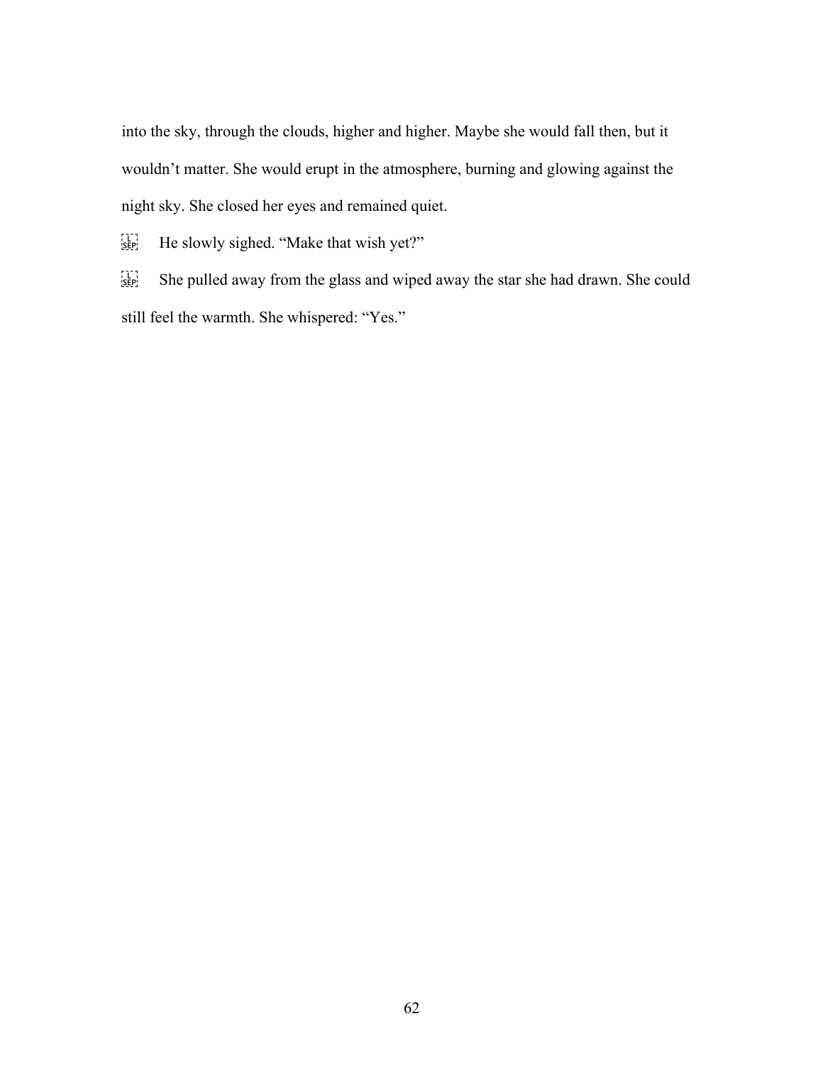into the sky, through the clouds, higher and higher. Maybe she would fall then, but it wouldn't matter. She would erupt in the atmosphere, burning and glowing against the night sky. She closed her eyes and remained quiet.

He slowly sighed. "Make that wish yet?"

She pulled away from the glass and wiped away the star she had drawn. She could still feel the warmth. She whispered: "Yes."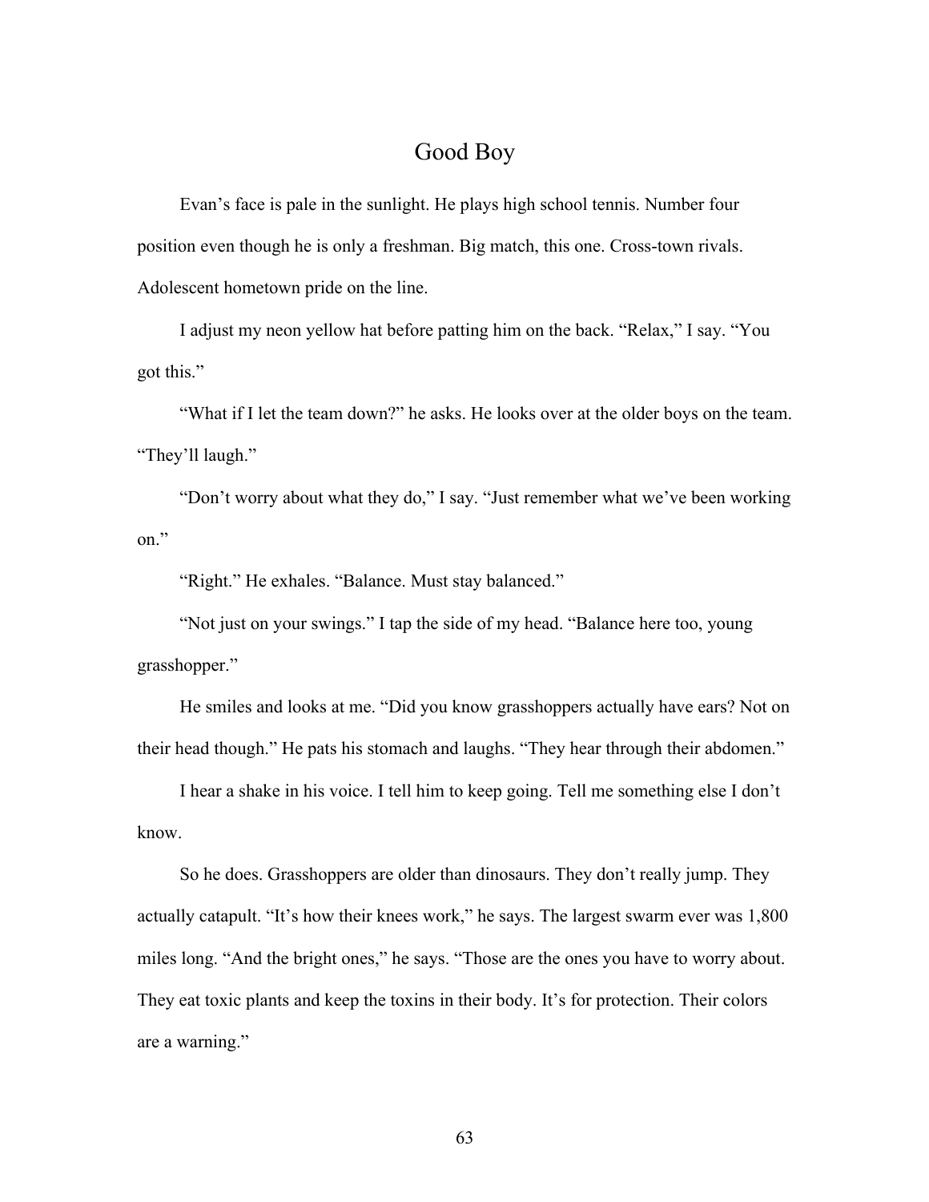# Good Boy

Evan's face is pale in the sunlight. He plays high school tennis. Number four position even though he is only a freshman. Big match, this one. Cross-town rivals. Adolescent hometown pride on the line.

I adjust my neon yellow hat before patting him on the back. "Relax," I say. "You got this."

"What if I let the team down?" he asks. He looks over at the older boys on the team. "They'll laugh."

"Don't worry about what they do," I say. "Just remember what we've been working on."

"Right." He exhales. "Balance. Must stay balanced."

"Not just on your swings." I tap the side of my head. "Balance here too, young grasshopper."

He smiles and looks at me. "Did you know grasshoppers actually have ears? Not on their head though." He pats his stomach and laughs. "They hear through their abdomen."

I hear a shake in his voice. I tell him to keep going. Tell me something else I don't know.

So he does. Grasshoppers are older than dinosaurs. They don't really jump. They actually catapult. "It's how their knees work," he says. The largest swarm ever was 1,800 miles long. "And the bright ones," he says. "Those are the ones you have to worry about. They eat toxic plants and keep the toxins in their body. It's for protection. Their colors are a warning."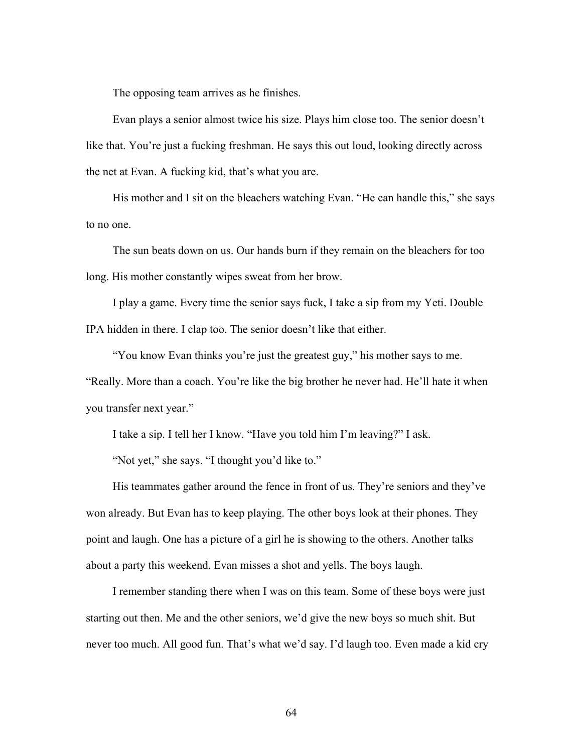The opposing team arrives as he finishes.

Evan plays a senior almost twice his size. Plays him close too. The senior doesn't like that. You're just a fucking freshman. He says this out loud, looking directly across the net at Evan. A fucking kid, that's what you are.

His mother and I sit on the bleachers watching Evan. "He can handle this," she says to no one.

The sun beats down on us. Our hands burn if they remain on the bleachers for too long. His mother constantly wipes sweat from her brow.

I play a game. Every time the senior says fuck, I take a sip from my Yeti. Double IPA hidden in there. I clap too. The senior doesn't like that either.

"You know Evan thinks you're just the greatest guy," his mother says to me. "Really. More than a coach. You're like the big brother he never had. He'll hate it when you transfer next year."

I take a sip. I tell her I know. "Have you told him I'm leaving?" I ask.

"Not yet," she says. "I thought you'd like to."

His teammates gather around the fence in front of us. They're seniors and they've won already. But Evan has to keep playing. The other boys look at their phones. They point and laugh. One has a picture of a girl he is showing to the others. Another talks about a party this weekend. Evan misses a shot and yells. The boys laugh.

I remember standing there when I was on this team. Some of these boys were just starting out then. Me and the other seniors, we'd give the new boys so much shit. But never too much. All good fun. That's what we'd say. I'd laugh too. Even made a kid cry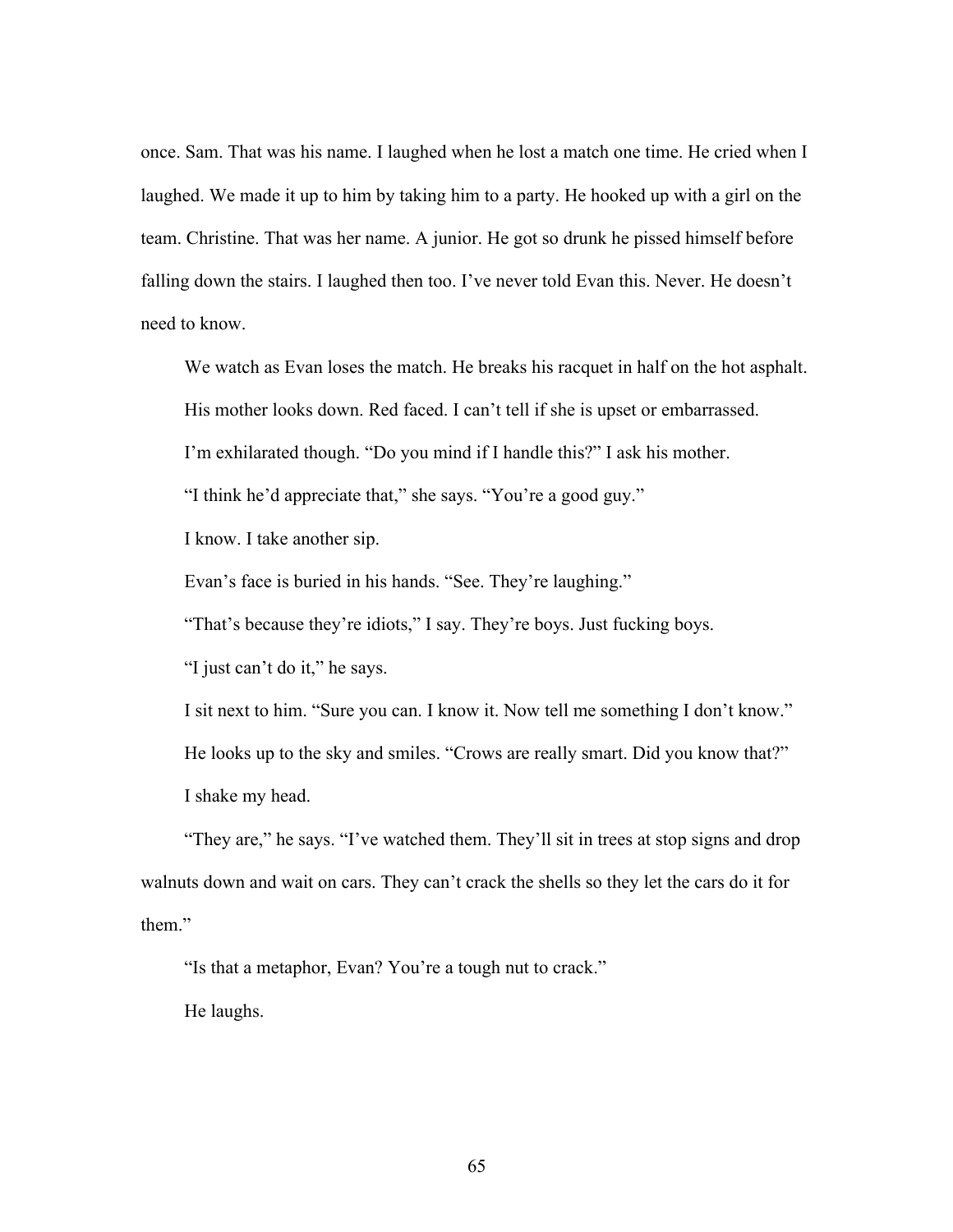once. Sam. That was his name. I laughed when he lost a match one time. He cried when I laughed. We made it up to him by taking him to a party. He hooked up with a girl on the team. Christine. That was her name. A junior. He got so drunk he pissed himself before falling down the stairs. I laughed then too. I've never told Evan this. Never. He doesn't need to know.

We watch as Evan loses the match. He breaks his racquet in half on the hot asphalt.

His mother looks down. Red faced. I can't tell if she is upset or embarrassed.

I'm exhilarated though. "Do you mind if I handle this?" I ask his mother.

"I think he'd appreciate that," she says. "You're a good guy."

I know. I take another sip.

Evan's face is buried in his hands. "See. They're laughing."

"That's because they're idiots," I say. They're boys. Just fucking boys.

"I just can't do it," he says.

I sit next to him. "Sure you can. I know it. Now tell me something I don't know."

He looks up to the sky and smiles. "Crows are really smart. Did you know that?"

I shake my head.

"They are," he says. "I've watched them. They'll sit in trees at stop signs and drop walnuts down and wait on cars. They can't crack the shells so they let the cars do it for them."

"Is that a metaphor, Evan? You're a tough nut to crack."

He laughs.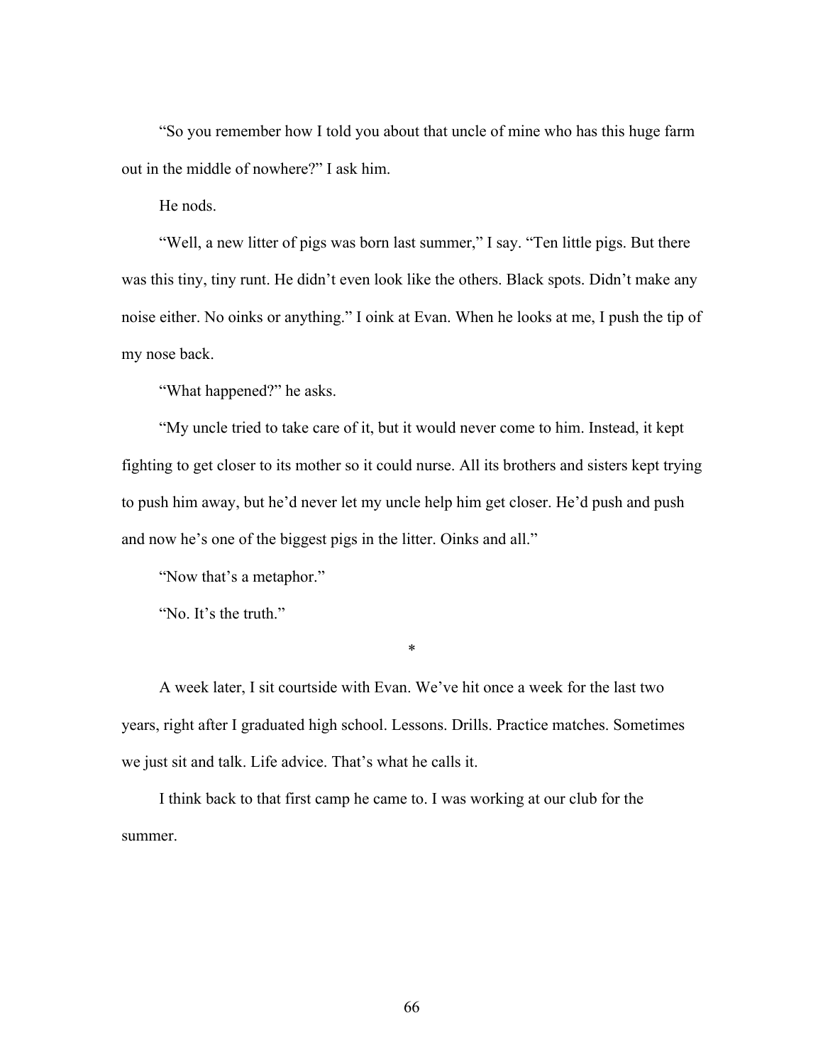"So you remember how I told you about that uncle of mine who has this huge farm out in the middle of nowhere?" I ask him.

He nods.

"Well, a new litter of pigs was born last summer," I say. "Ten little pigs. But there was this tiny, tiny runt. He didn't even look like the others. Black spots. Didn't make any noise either. No oinks or anything." I oink at Evan. When he looks at me, I push the tip of my nose back.

"What happened?" he asks.

"My uncle tried to take care of it, but it would never come to him. Instead, it kept fighting to get closer to its mother so it could nurse. All its brothers and sisters kept trying to push him away, but he'd never let my uncle help him get closer. He'd push and push and now he's one of the biggest pigs in the litter. Oinks and all."

"Now that's a metaphor."

"No. It's the truth."

*

A week later, I sit courtside with Evan. We've hit once a week for the last two years, right after I graduated high school. Lessons. Drills. Practice matches. Sometimes we just sit and talk. Life advice. That's what he calls it.

I think back to that first camp he came to. I was working at our club for the summer.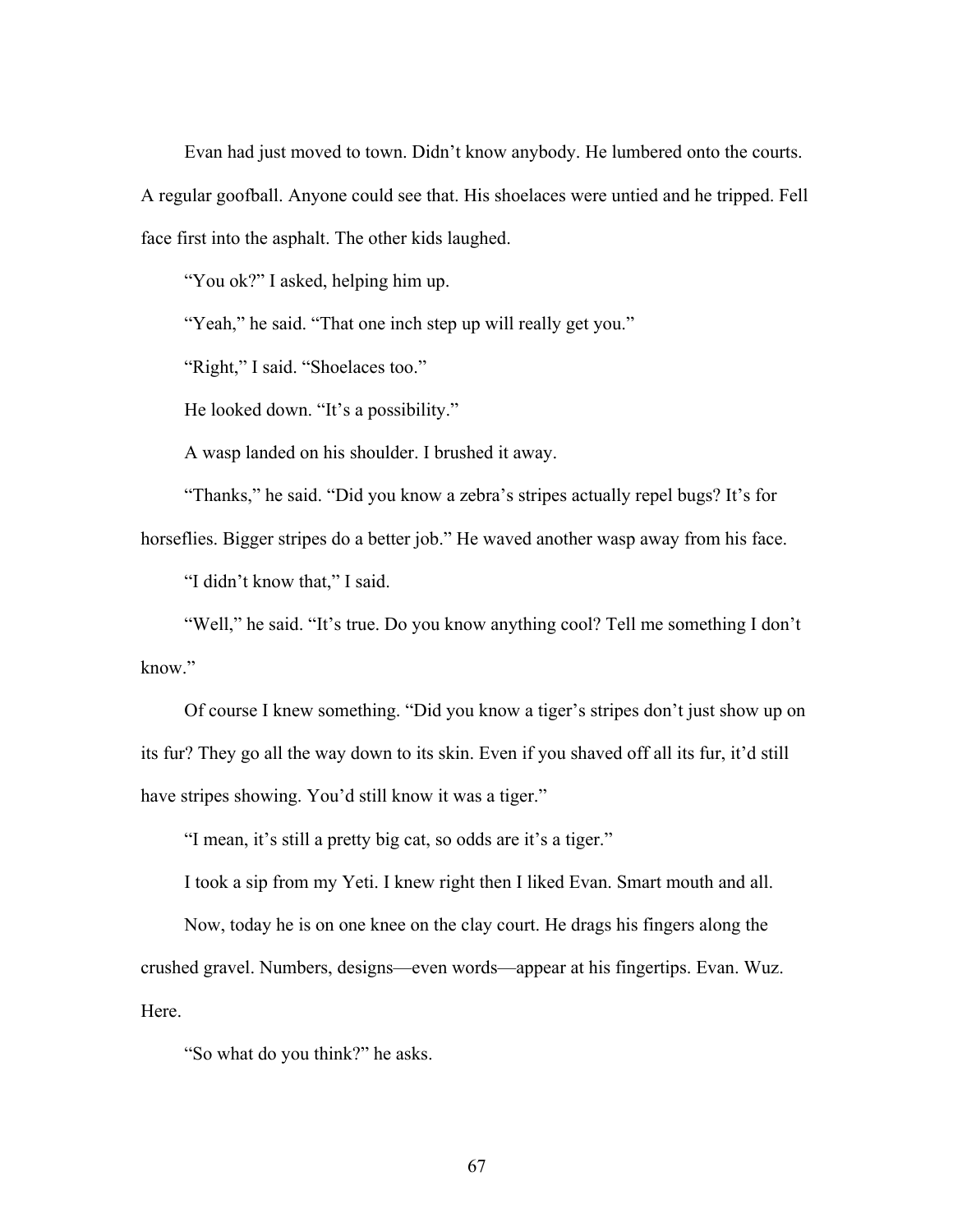Evan had just moved to town. Didn't know anybody. He lumbered onto the courts. A regular goofball. Anyone could see that. His shoelaces were untied and he tripped. Fell face first into the asphalt. The other kids laughed.

"You ok?" I asked, helping him up.

"Yeah," he said. "That one inch step up will really get you."

"Right," I said. "Shoelaces too."

He looked down. "It's a possibility."

A wasp landed on his shoulder. I brushed it away.

"Thanks," he said. "Did you know a zebra's stripes actually repel bugs? It's for horseflies. Bigger stripes do a better job." He waved another wasp away from his face.

"I didn't know that," I said.

"Well," he said. "It's true. Do you know anything cool? Tell me something I don't know."

Of course I knew something. "Did you know a tiger's stripes don't just show up on its fur? They go all the way down to its skin. Even if you shaved off all its fur, it'd still have stripes showing. You'd still know it was a tiger."

"I mean, it's still a pretty big cat, so odds are it's a tiger."

I took a sip from my Yeti. I knew right then I liked Evan. Smart mouth and all.

Now, today he is on one knee on the clay court. He drags his fingers along the crushed gravel. Numbers, designs—even words—appear at his fingertips. Evan. Wuz. Here.

"So what do you think?" he asks.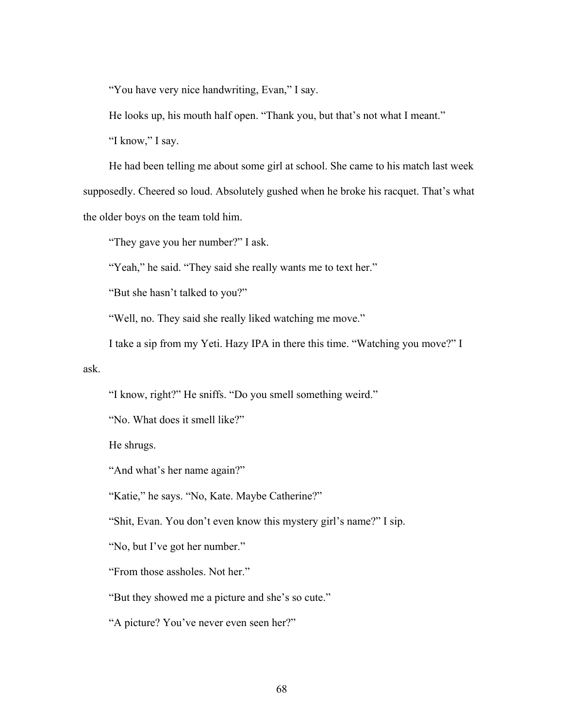"You have very nice handwriting, Evan," I say.

He looks up, his mouth half open. "Thank you, but that's not what I meant."

"I know," I say.

He had been telling me about some girl at school. She came to his match last week supposedly. Cheered so loud. Absolutely gushed when he broke his racquet. That's what the older boys on the team told him.

"They gave you her number?" I ask.

"Yeah," he said. "They said she really wants me to text her."

"But she hasn't talked to you?"

"Well, no. They said she really liked watching me move."

I take a sip from my Yeti. Hazy IPA in there this time. "Watching you move?" I ask.

"I know, right?" He sniffs. "Do you smell something weird."

"No. What does it smell like?"

He shrugs.

"And what's her name again?"

"Katie," he says. "No, Kate. Maybe Catherine?"

"Shit, Evan. You don't even know this mystery girl's name?" I sip.

"No, but I've got her number."

"From those assholes. Not her."

"But they showed me a picture and she's so cute."

"A picture? You've never even seen her?"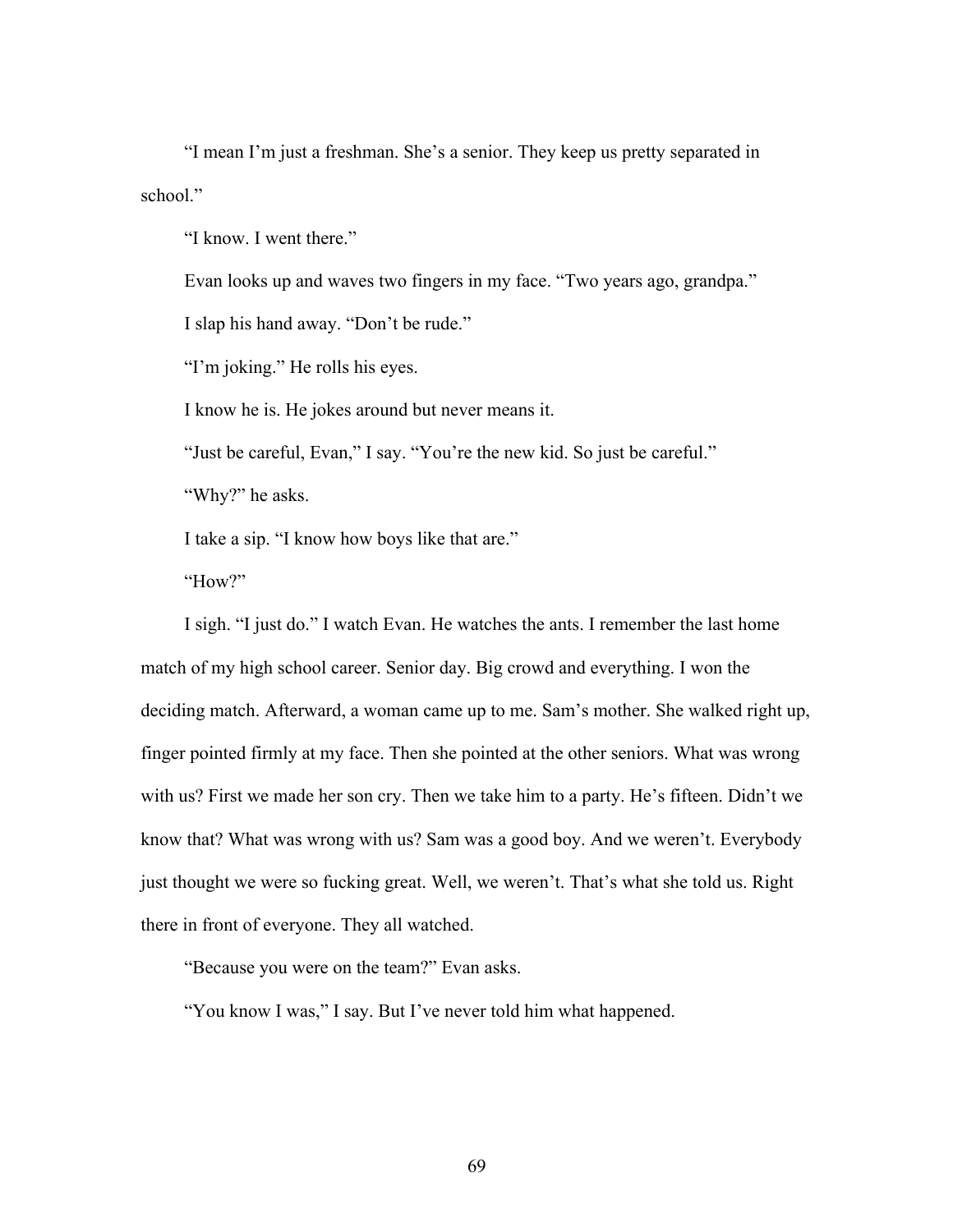"I mean I'm just a freshman. She's a senior. They keep us pretty separated in school."

"I know. I went there."

Evan looks up and waves two fingers in my face. "Two years ago, grandpa."

I slap his hand away. "Don't be rude."

"I'm joking." He rolls his eyes.

I know he is. He jokes around but never means it.

"Just be careful, Evan," I say. "You're the new kid. So just be careful."

"Why?" he asks.

I take a sip. "I know how boys like that are."

"How?"

I sigh. "I just do." I watch Evan. He watches the ants. I remember the last home match of my high school career. Senior day. Big crowd and everything. I won the deciding match. Afterward, a woman came up to me. Sam's mother. She walked right up, finger pointed firmly at my face. Then she pointed at the other seniors. What was wrong with us? First we made her son cry. Then we take him to a party. He's fifteen. Didn't we know that? What was wrong with us? Sam was a good boy. And we weren't. Everybody just thought we were so fucking great. Well, we weren't. That's what she told us. Right there in front of everyone. They all watched.

"Because you were on the team?" Evan asks.

"You know I was," I say. But I've never told him what happened.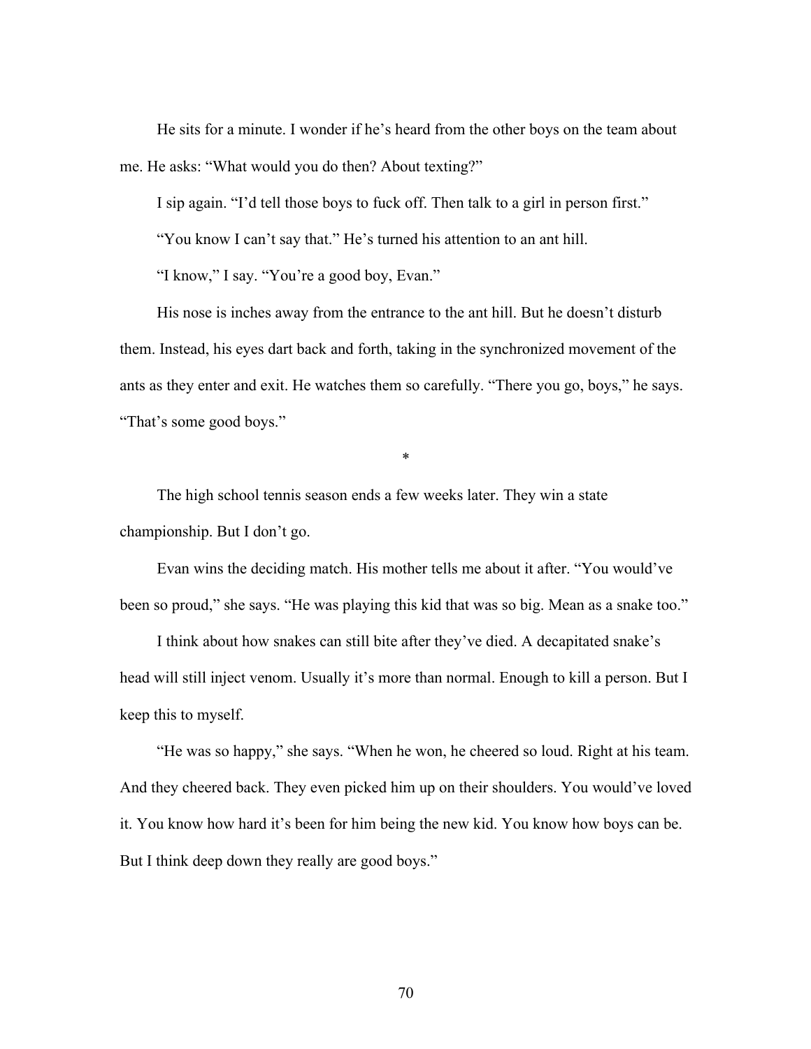He sits for a minute. I wonder if he's heard from the other boys on the team about me. He asks: "What would you do then? About texting?"

I sip again. "I'd tell those boys to fuck off. Then talk to a girl in person first."

"You know I can't say that." He's turned his attention to an ant hill.

"I know," I say. "You're a good boy, Evan."

His nose is inches away from the entrance to the ant hill. But he doesn't disturb them. Instead, his eyes dart back and forth, taking in the synchronized movement of the ants as they enter and exit. He watches them so carefully. "There you go, boys," he says. "That's some good boys."

*

The high school tennis season ends a few weeks later. They win a state championship. But I don't go.

Evan wins the deciding match. His mother tells me about it after. "You would've been so proud," she says. "He was playing this kid that was so big. Mean as a snake too."

I think about how snakes can still bite after they've died. A decapitated snake's head will still inject venom. Usually it's more than normal. Enough to kill a person. But I keep this to myself.

"He was so happy," she says. "When he won, he cheered so loud. Right at his team. And they cheered back. They even picked him up on their shoulders. You would've loved it. You know how hard it's been for him being the new kid. You know how boys can be. But I think deep down they really are good boys."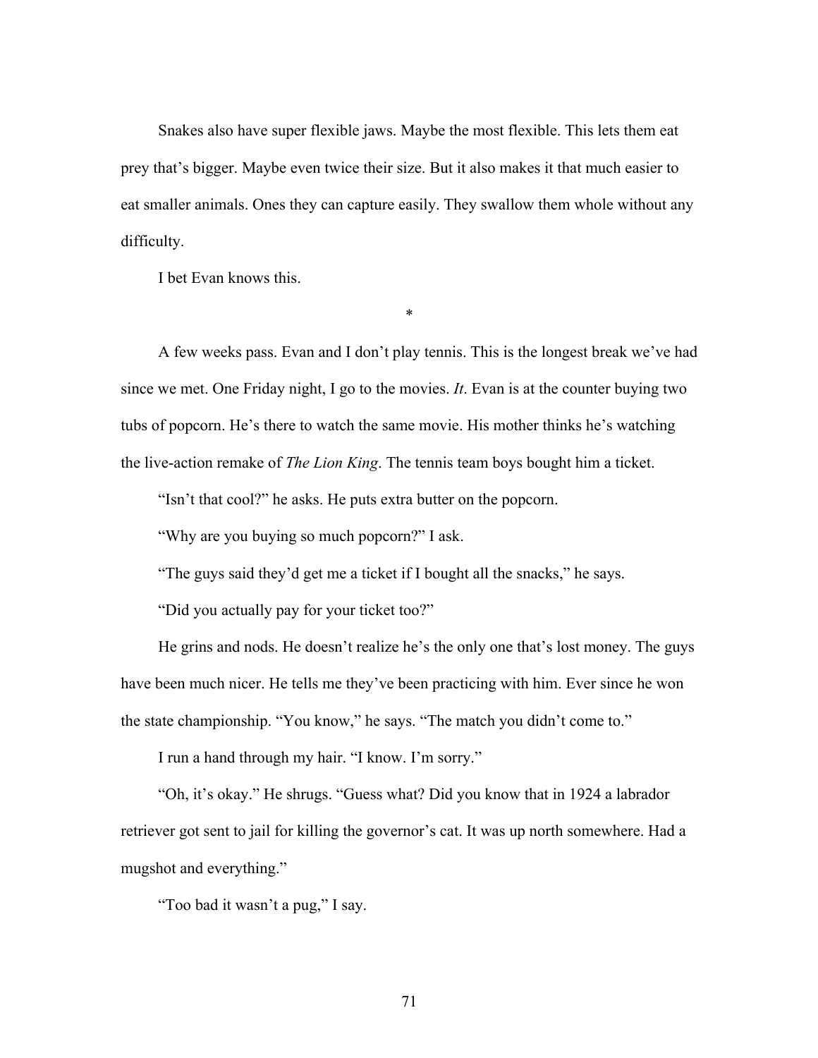Snakes also have super flexible jaws. Maybe the most flexible. This lets them eat prey that's bigger. Maybe even twice their size. But it also makes it that much easier to eat smaller animals. Ones they can capture easily. They swallow them whole without any difficulty.

I bet Evan knows this.

*

A few weeks pass. Evan and I don't play tennis. This is the longest break we've had since we met. One Friday night, I go to the movies. *It*. Evan is at the counter buying two tubs of popcorn. He's there to watch the same movie. His mother thinks he's watching the live-action remake of *The Lion King*. The tennis team boys bought him a ticket.

"Isn't that cool?" he asks. He puts extra butter on the popcorn.

"Why are you buying so much popcorn?" I ask.

"The guys said they'd get me a ticket if I bought all the snacks," he says.

"Did you actually pay for your ticket too?"

He grins and nods. He doesn't realize he's the only one that's lost money. The guys have been much nicer. He tells me they've been practicing with him. Ever since he won the state championship. "You know," he says. "The match you didn't come to."

I run a hand through my hair. "I know. I'm sorry."

"Oh, it's okay." He shrugs. "Guess what? Did you know that in 1924 a labrador retriever got sent to jail for killing the governor's cat. It was up north somewhere. Had a mugshot and everything."

"Too bad it wasn't a pug," I say.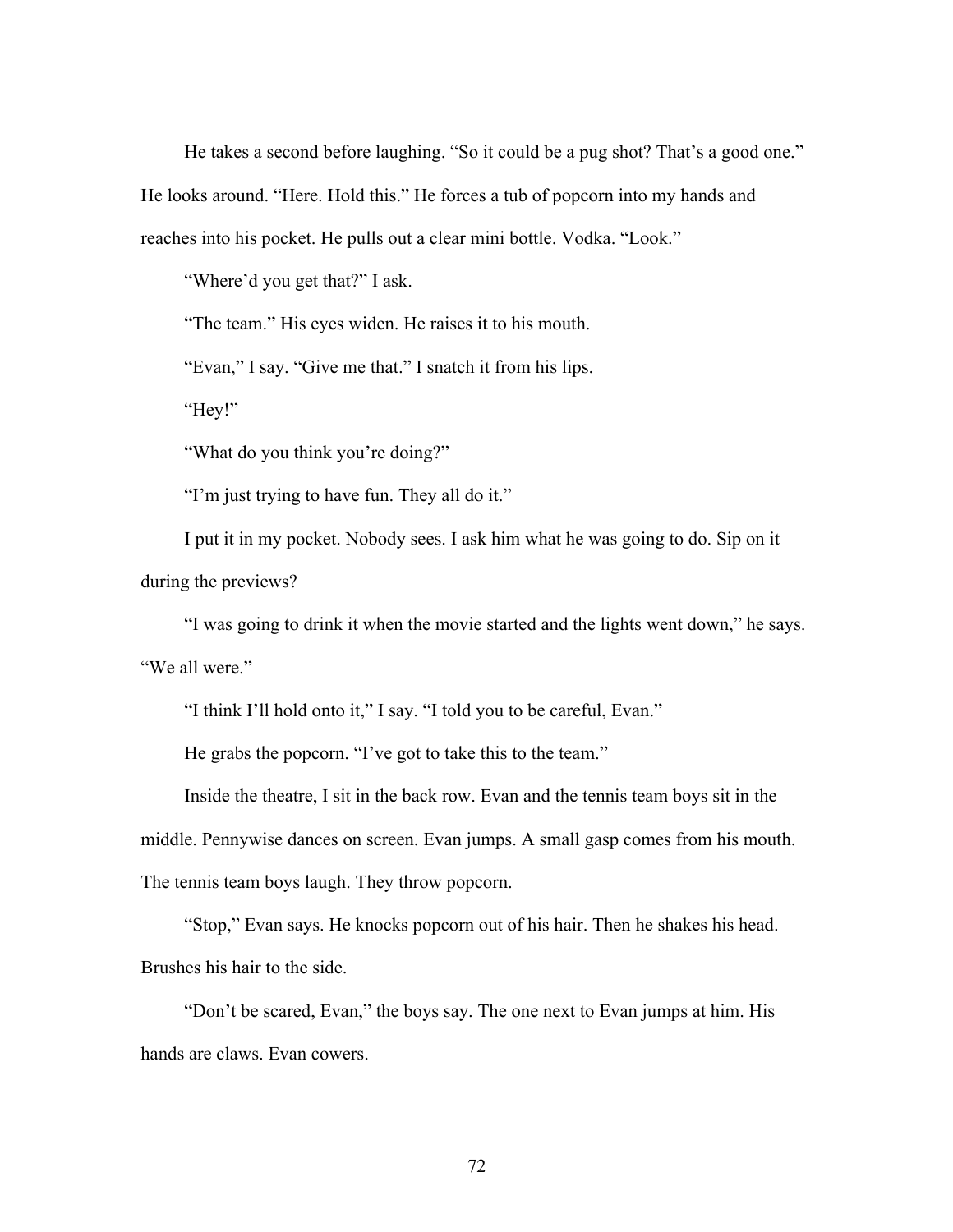He takes a second before laughing. "So it could be a pug shot? That's a good one." He looks around. "Here. Hold this." He forces a tub of popcorn into my hands and reaches into his pocket. He pulls out a clear mini bottle. Vodka. "Look."

"Where'd you get that?" I ask.

"The team." His eyes widen. He raises it to his mouth.

"Evan," I say. "Give me that." I snatch it from his lips.

"Hey!"

"What do you think you're doing?"

"I'm just trying to have fun. They all do it."

I put it in my pocket. Nobody sees. I ask him what he was going to do. Sip on it during the previews?

"I was going to drink it when the movie started and the lights went down," he says. "We all were."

"I think I'll hold onto it," I say. "I told you to be careful, Evan."

He grabs the popcorn. "I've got to take this to the team."

Inside the theatre, I sit in the back row. Evan and the tennis team boys sit in the middle. Pennywise dances on screen. Evan jumps. A small gasp comes from his mouth. The tennis team boys laugh. They throw popcorn.

"Stop," Evan says. He knocks popcorn out of his hair. Then he shakes his head. Brushes his hair to the side.

"Don't be scared, Evan," the boys say. The one next to Evan jumps at him. His hands are claws. Evan cowers.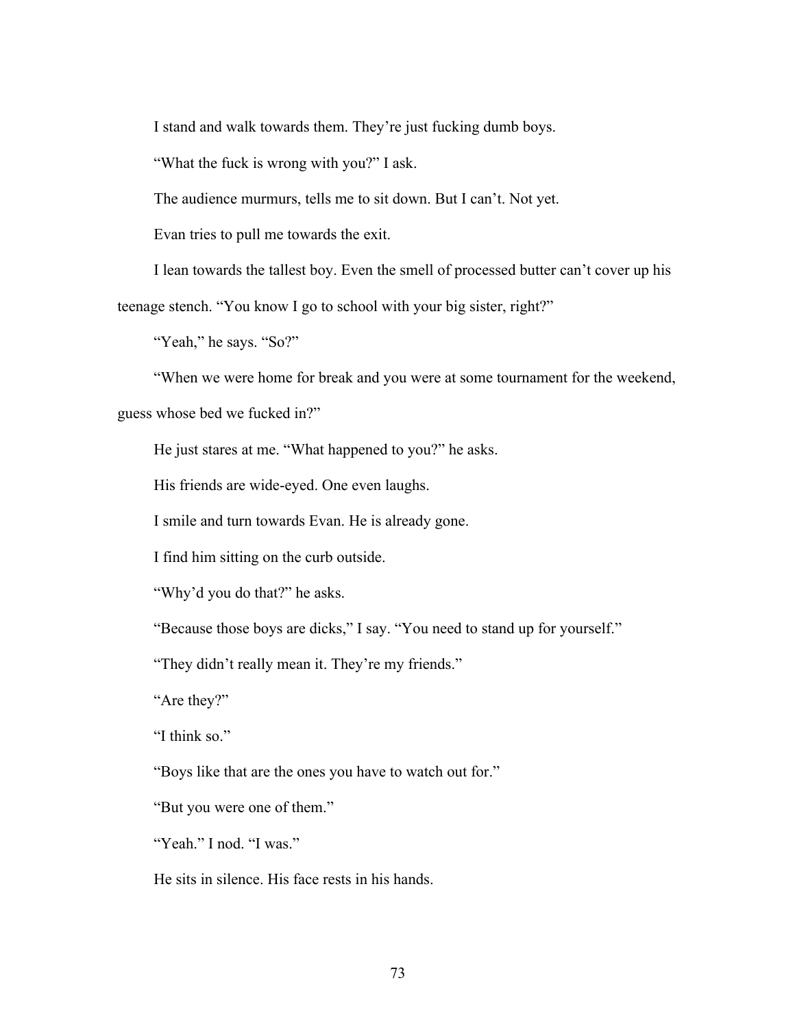I stand and walk towards them. They're just fucking dumb boys.

"What the fuck is wrong with you?" I ask.

The audience murmurs, tells me to sit down. But I can't. Not yet.

Evan tries to pull me towards the exit.

I lean towards the tallest boy. Even the smell of processed butter can't cover up his teenage stench. "You know I go to school with your big sister, right?"

"Yeah," he says. "So?"

"When we were home for break and you were at some tournament for the weekend, guess whose bed we fucked in?"

He just stares at me. "What happened to you?" he asks.

His friends are wide-eyed. One even laughs.

I smile and turn towards Evan. He is already gone.

I find him sitting on the curb outside.

"Why'd you do that?" he asks.

"Because those boys are dicks," I say. "You need to stand up for yourself."

"They didn't really mean it. They're my friends."

"Are they?"

"I think so."

"Boys like that are the ones you have to watch out for."

"But you were one of them."

"Yeah." I nod. "I was."

He sits in silence. His face rests in his hands.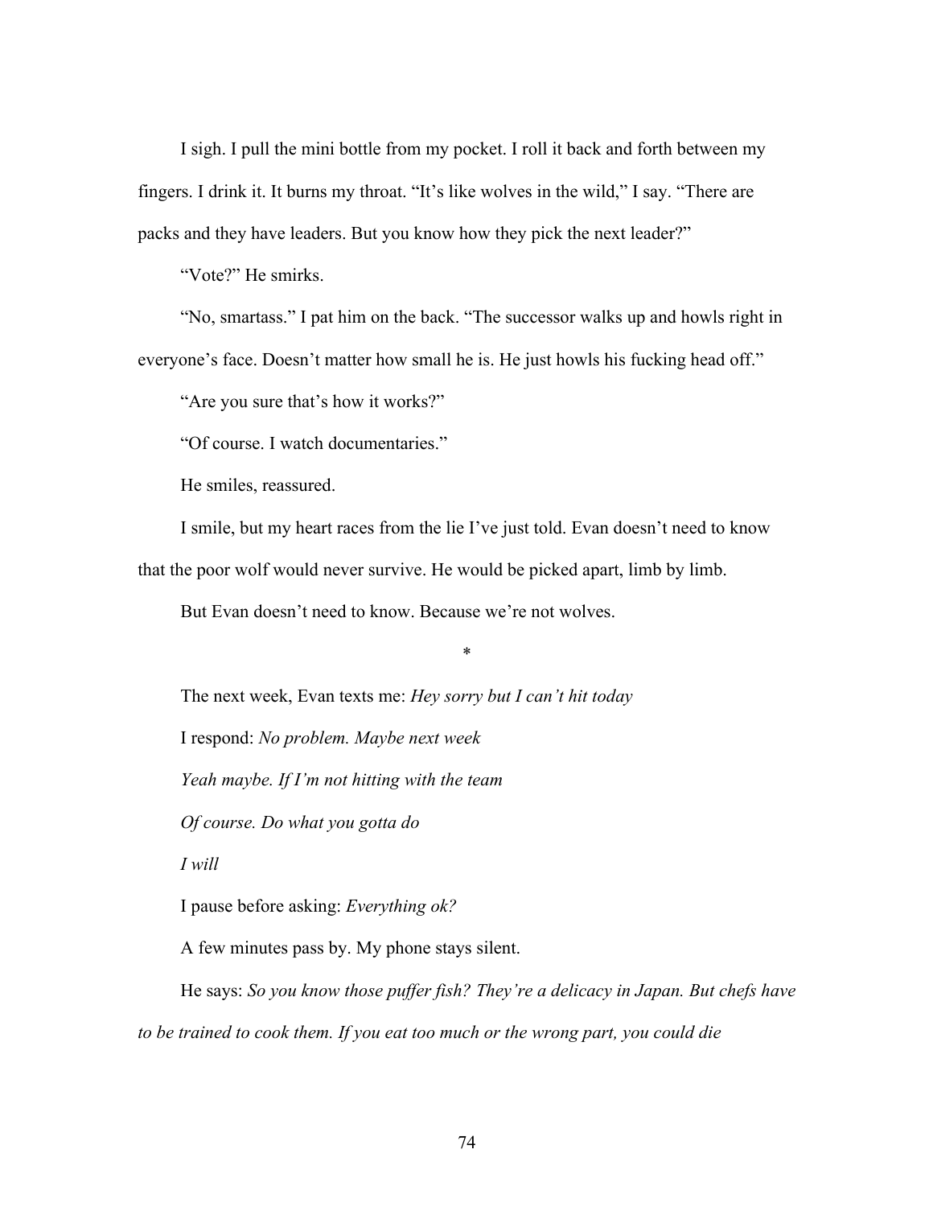I sigh. I pull the mini bottle from my pocket. I roll it back and forth between my fingers. I drink it. It burns my throat. "It's like wolves in the wild," I say. "There are packs and they have leaders. But you know how they pick the next leader?"

"Vote?" He smirks.

"No, smartass." I pat him on the back. "The successor walks up and howls right in everyone's face. Doesn't matter how small he is. He just howls his fucking head off."

"Are you sure that's how it works?"

"Of course. I watch documentaries."

He smiles, reassured.

I smile, but my heart races from the lie I've just told. Evan doesn't need to know that the poor wolf would never survive. He would be picked apart, limb by limb.

But Evan doesn't need to know. Because we're not wolves.

*

The next week, Evan texts me: *Hey sorry but I can't hit today*

I respond: *No problem. Maybe next week*

*Yeah maybe. If I'm not hitting with the team*

*Of course. Do what you gotta do*

*I will*

I pause before asking: *Everything ok?*

A few minutes pass by. My phone stays silent.

He says: *So you know those puffer fish? They're a delicacy in Japan. But chefs have to be trained to cook them. If you eat too much or the wrong part, you could die*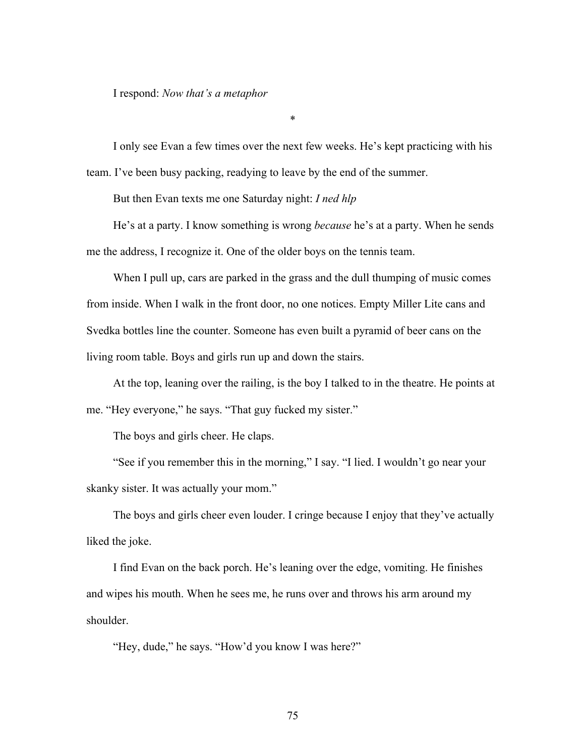I respond: *Now that's a metaphor*

*

I only see Evan a few times over the next few weeks. He's kept practicing with his team. I've been busy packing, readying to leave by the end of the summer.

But then Evan texts me one Saturday night: *I ned hlp*

He's at a party. I know something is wrong *because* he's at a party. When he sends me the address, I recognize it. One of the older boys on the tennis team.

When I pull up, cars are parked in the grass and the dull thumping of music comes from inside. When I walk in the front door, no one notices. Empty Miller Lite cans and Svedka bottles line the counter. Someone has even built a pyramid of beer cans on the living room table. Boys and girls run up and down the stairs.

At the top, leaning over the railing, is the boy I talked to in the theatre. He points at me. "Hey everyone," he says. "That guy fucked my sister."

The boys and girls cheer. He claps.

"See if you remember this in the morning," I say. "I lied. I wouldn't go near your skanky sister. It was actually your mom."

The boys and girls cheer even louder. I cringe because I enjoy that they've actually liked the joke.

I find Evan on the back porch. He's leaning over the edge, vomiting. He finishes and wipes his mouth. When he sees me, he runs over and throws his arm around my shoulder.

"Hey, dude," he says. "How'd you know I was here?"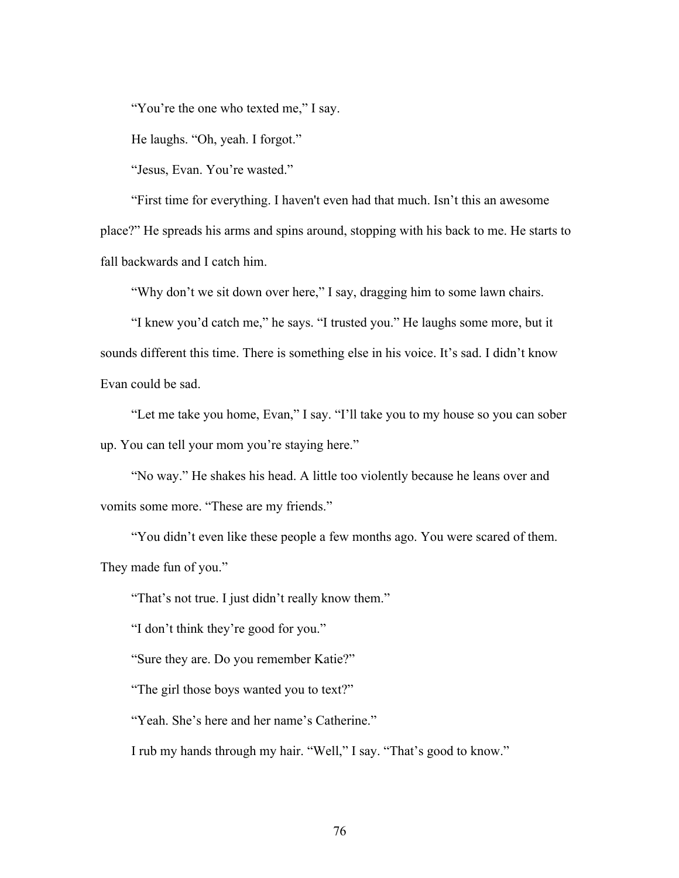"You're the one who texted me," I say.

He laughs. "Oh, yeah. I forgot."

"Jesus, Evan. You're wasted."

"First time for everything. I haven't even had that much. Isn't this an awesome place?" He spreads his arms and spins around, stopping with his back to me. He starts to fall backwards and I catch him.

"Why don't we sit down over here," I say, dragging him to some lawn chairs.

"I knew you'd catch me," he says. "I trusted you." He laughs some more, but it sounds different this time. There is something else in his voice. It's sad. I didn't know Evan could be sad.

"Let me take you home, Evan," I say. "I'll take you to my house so you can sober up. You can tell your mom you're staying here."

"No way." He shakes his head. A little too violently because he leans over and vomits some more. "These are my friends."

"You didn't even like these people a few months ago. You were scared of them. They made fun of you."

"That's not true. I just didn't really know them."

"I don't think they're good for you."

"Sure they are. Do you remember Katie?"

"The girl those boys wanted you to text?"

"Yeah. She's here and her name's Catherine."

I rub my hands through my hair. "Well," I say. "That's good to know."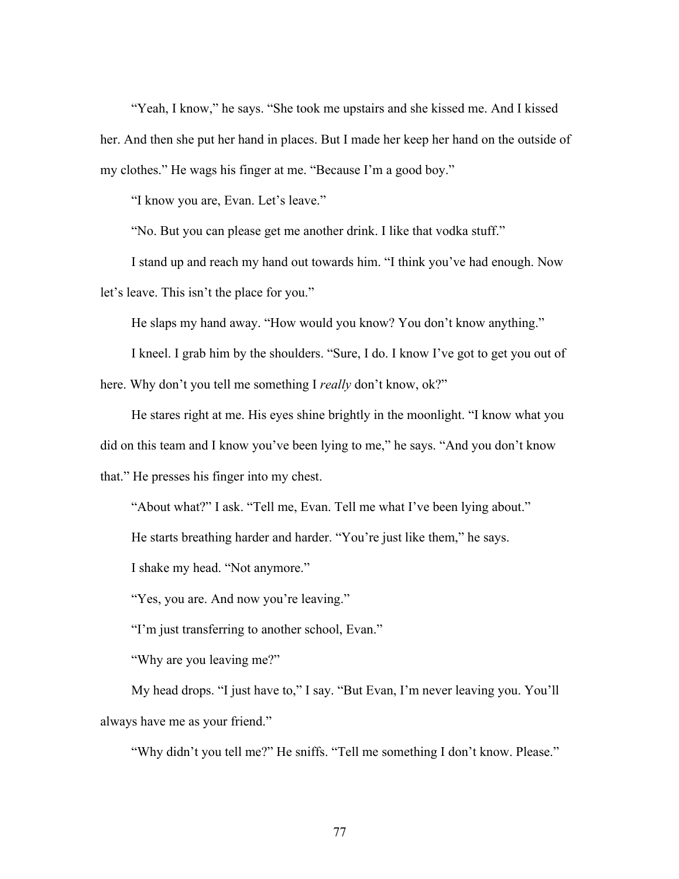"Yeah, I know," he says. "She took me upstairs and she kissed me. And I kissed her. And then she put her hand in places. But I made her keep her hand on the outside of my clothes." He wags his finger at me. "Because I'm a good boy."

"I know you are, Evan. Let's leave."

"No. But you can please get me another drink. I like that vodka stuff."

I stand up and reach my hand out towards him. "I think you've had enough. Now let's leave. This isn't the place for you."

He slaps my hand away. "How would you know? You don't know anything."

I kneel. I grab him by the shoulders. "Sure, I do. I know I've got to get you out of here. Why don't you tell me something I *really* don't know, ok?"

He stares right at me. His eyes shine brightly in the moonlight. "I know what you did on this team and I know you've been lying to me," he says. "And you don't know that." He presses his finger into my chest.

"About what?" I ask. "Tell me, Evan. Tell me what I've been lying about."

He starts breathing harder and harder. "You're just like them," he says.

I shake my head. "Not anymore."

"Yes, you are. And now you're leaving."

"I'm just transferring to another school, Evan."

"Why are you leaving me?"

My head drops. "I just have to," I say. "But Evan, I'm never leaving you. You'll always have me as your friend."

"Why didn't you tell me?" He sniffs. "Tell me something I don't know. Please."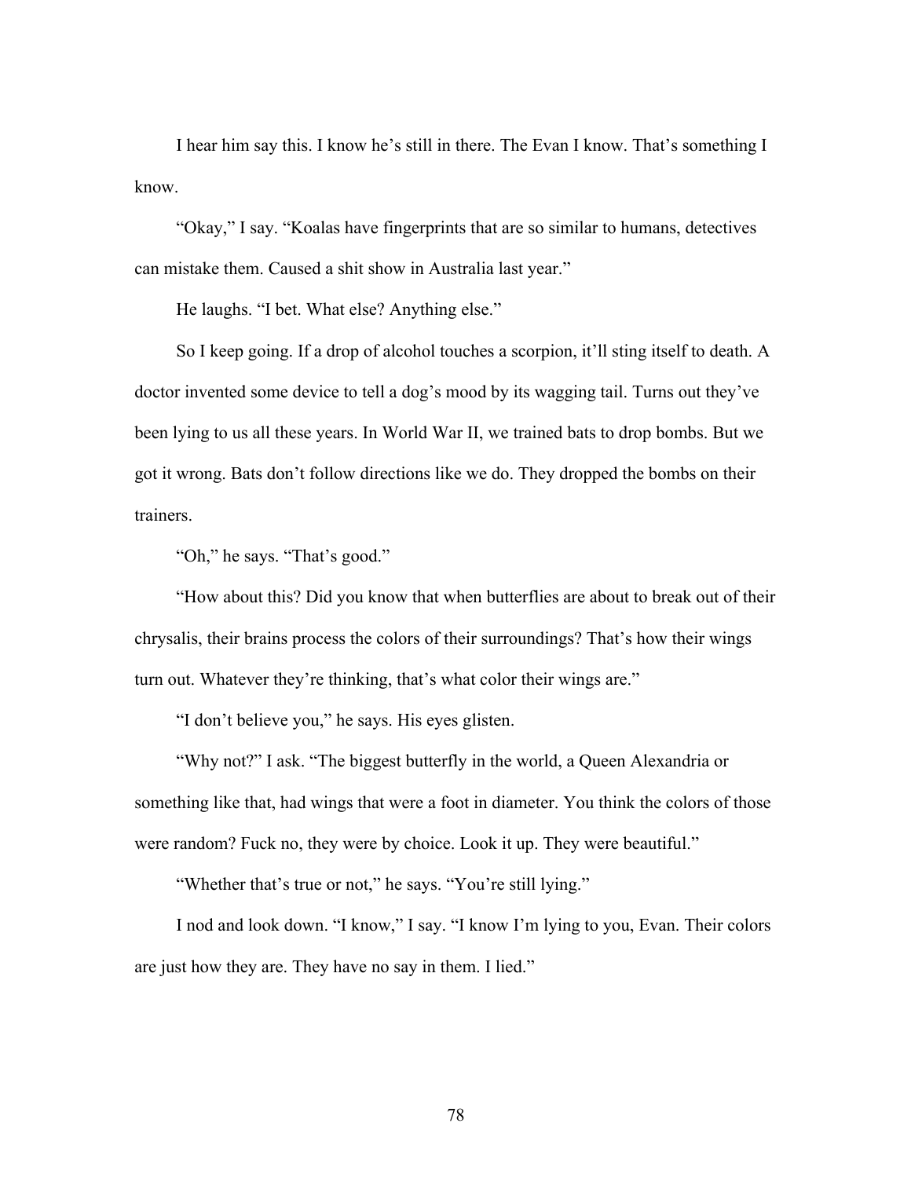I hear him say this. I know he's still in there. The Evan I know. That's something I know.

"Okay," I say. "Koalas have fingerprints that are so similar to humans, detectives can mistake them. Caused a shit show in Australia last year."

He laughs. "I bet. What else? Anything else."

So I keep going. If a drop of alcohol touches a scorpion, it'll sting itself to death. A doctor invented some device to tell a dog's mood by its wagging tail. Turns out they've been lying to us all these years. In World War II, we trained bats to drop bombs. But we got it wrong. Bats don't follow directions like we do. They dropped the bombs on their trainers.

"Oh," he says. "That's good."

"How about this? Did you know that when butterflies are about to break out of their chrysalis, their brains process the colors of their surroundings? That's how their wings turn out. Whatever they're thinking, that's what color their wings are."

"I don't believe you," he says. His eyes glisten.

"Why not?" I ask. "The biggest butterfly in the world, a Queen Alexandria or something like that, had wings that were a foot in diameter. You think the colors of those were random? Fuck no, they were by choice. Look it up. They were beautiful."

"Whether that's true or not," he says. "You're still lying."

I nod and look down. "I know," I say. "I know I'm lying to you, Evan. Their colors are just how they are. They have no say in them. I lied."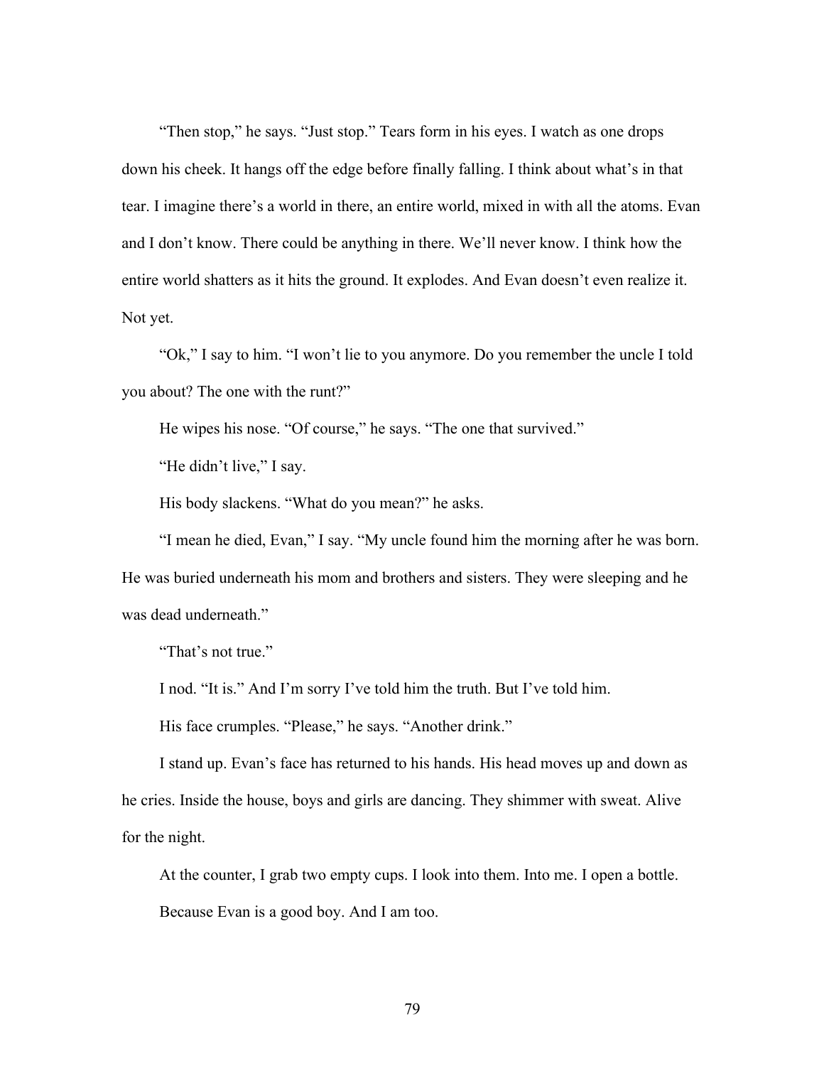"Then stop," he says. "Just stop." Tears form in his eyes. I watch as one drops down his cheek. It hangs off the edge before finally falling. I think about what's in that tear. I imagine there's a world in there, an entire world, mixed in with all the atoms. Evan and I don't know. There could be anything in there. We'll never know. I think how the entire world shatters as it hits the ground. It explodes. And Evan doesn't even realize it. Not yet.

"Ok," I say to him. "I won't lie to you anymore. Do you remember the uncle I told you about? The one with the runt?"

He wipes his nose. "Of course," he says. "The one that survived."

"He didn't live," I say.

His body slackens. "What do you mean?" he asks.

"I mean he died, Evan," I say. "My uncle found him the morning after he was born. He was buried underneath his mom and brothers and sisters. They were sleeping and he was dead underneath."

"That's not true."

I nod. "It is." And I'm sorry I've told him the truth. But I've told him.

His face crumples. "Please," he says. "Another drink."

I stand up. Evan's face has returned to his hands. His head moves up and down as he cries. Inside the house, boys and girls are dancing. They shimmer with sweat. Alive for the night.

At the counter, I grab two empty cups. I look into them. Into me. I open a bottle.

Because Evan is a good boy. And I am too.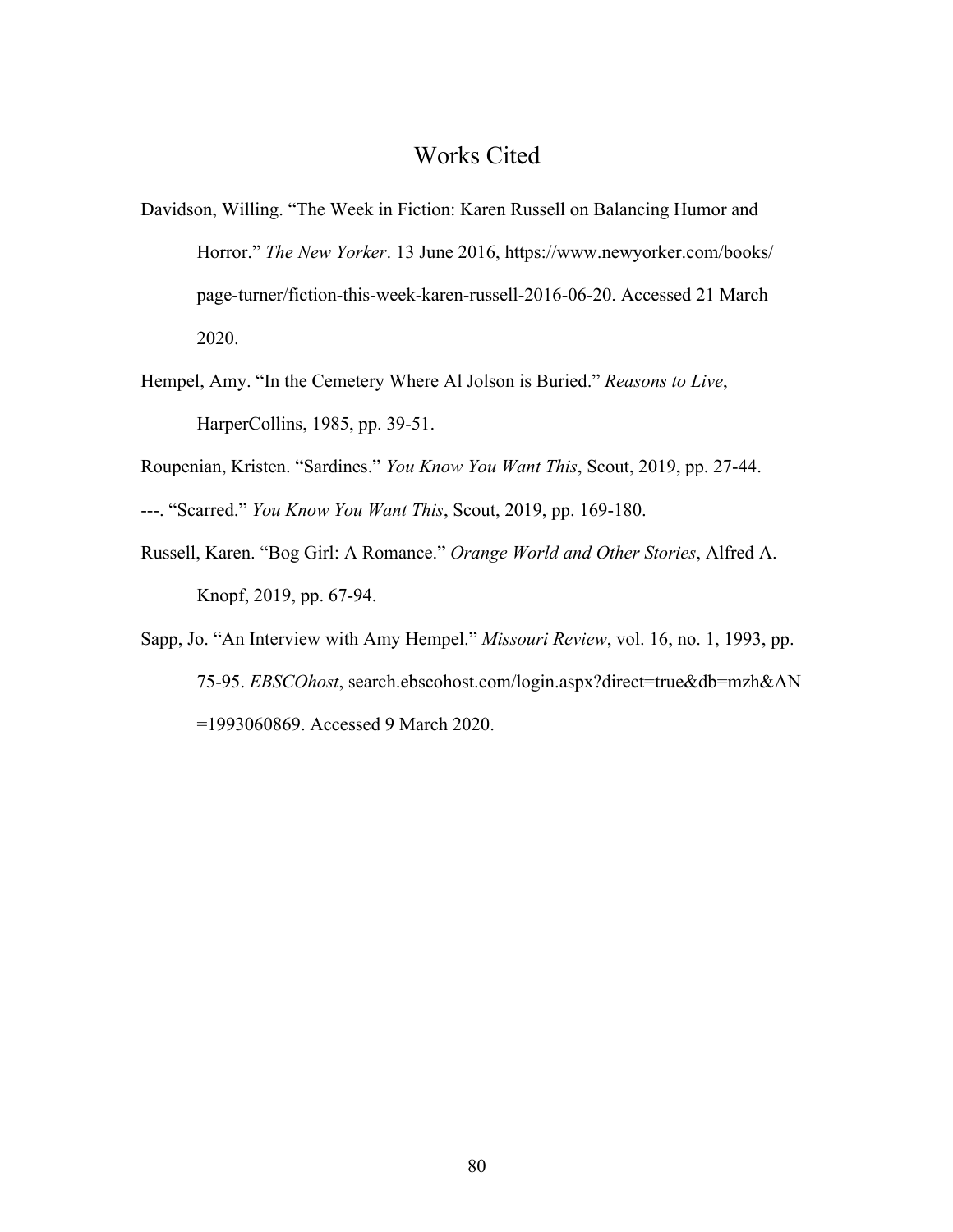# Works Cited

Davidson, Willing. “The Week in Fiction: Karen Russell on Balancing Humor and Horror.” *The New Yorker*. 13 June 2016, https://www.newyorker.com/books/page-turner/fiction-this-week-karen-russell-2016-06-20. Accessed 21 March 2020.

Hempel, Amy. “In the Cemetery Where Al Jolson is Buried.” *Reasons to Live*, HarperCollins, 1985, pp. 39-51.

Roupenian, Kristen. “Sardines.” *You Know You Want This*, Scout, 2019, pp. 27-44.

---. “Scarred.” *You Know You Want This*, Scout, 2019, pp. 169-180.

Russell, Karen. “Bog Girl: A Romance.” *Orange World and Other Stories*, Alfred A. Knopf, 2019, pp. 67-94.

Sapp, Jo. “An Interview with Amy Hempel.” *Missouri Review*, vol. 16, no. 1, 1993, pp. 75-95. *EBSCOhost*, search.ebscohost.com/login.aspx?direct=true&db=mzh&AN=1993060869. Accessed 9 March 2020.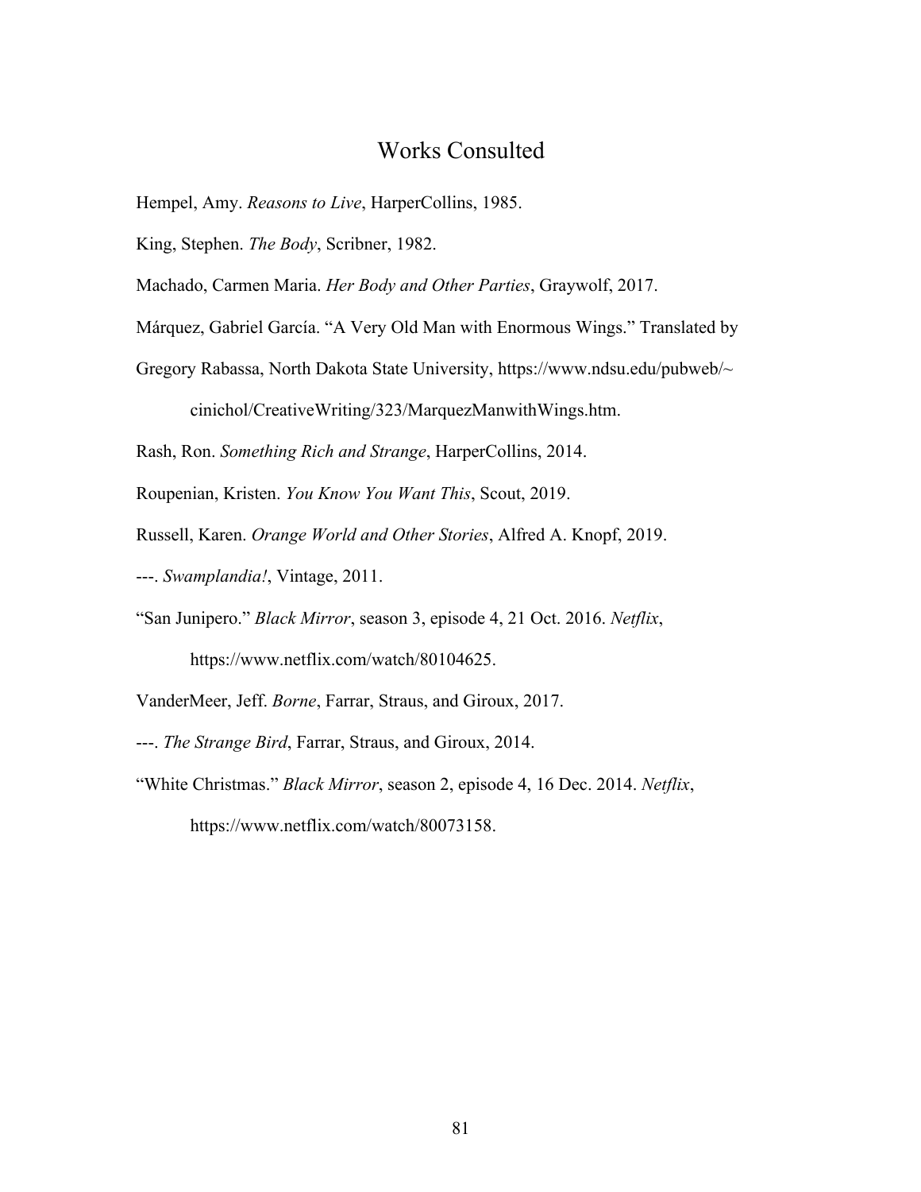# Works Consulted

Hempel, Amy. *Reasons to Live*, HarperCollins, 1985.

King, Stephen. *The Body*, Scribner, 1982.

Machado, Carmen Maria. *Her Body and Other Parties*, Graywolf, 2017.

Márquez, Gabriel García. "A Very Old Man with Enormous Wings." Translated by Gregory Rabassa, North Dakota State University, https://www.ndsu.edu/pubweb/~cinichol/CreativeWriting/323/MarquezManwithWings.htm.

Rash, Ron. *Something Rich and Strange*, HarperCollins, 2014.

Roupenian, Kristen. *You Know You Want This*, Scout, 2019.

Russell, Karen. *Orange World and Other Stories*, Alfred A. Knopf, 2019.

---. *Swamplandia!*, Vintage, 2011.

"San Junipero." *Black Mirror*, season 3, episode 4, 21 Oct. 2016. *Netflix*, https://www.netflix.com/watch/80104625.

VanderMeer, Jeff. *Borne*, Farrar, Straus, and Giroux, 2017.

---. *The Strange Bird*, Farrar, Straus, and Giroux, 2014.

"White Christmas." *Black Mirror*, season 2, episode 4, 16 Dec. 2014. *Netflix*, https://www.netflix.com/watch/80073158.